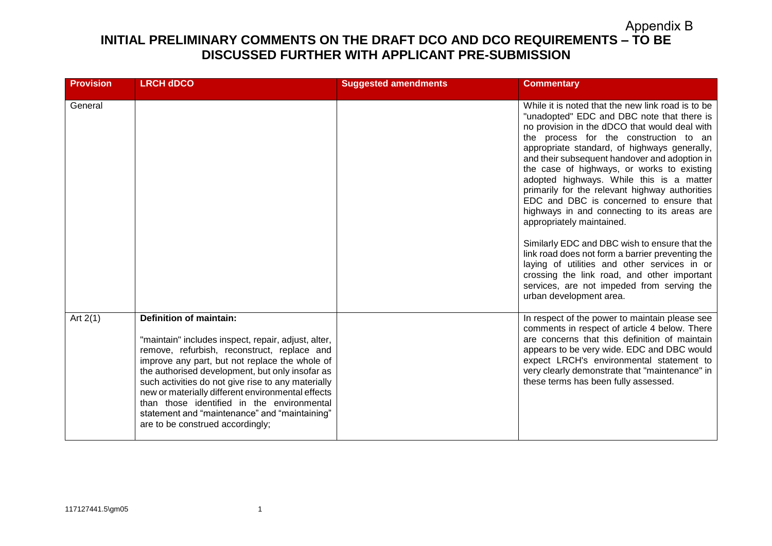Appendix B

# INITIAL PRELIMINARY COMMENTS ON THE DRAFT DCO AND DCO REQUIREMENTS – TO BE DISCUSSED FURTHER WITH APPLICANT PRE-SUBMISSION

| Provision | LRCH dDCO | Suggested amendments | Commentary |
|---|---|---|---|
| General | | | While it is noted that the new link road is to be "unadopted" EDC and DBC note that there is no provision in the dDCO that would deal with the process for the construction to an appropriate standard, of highways generally, and their subsequent handover and adoption in the case of highways, or works to existing adopted highways. While this is a matter primarily for the relevant highway authorities EDC and DBC is concerned to ensure that highways in and connecting to its areas are appropriately maintained.<br><br>Similarly EDC and DBC wish to ensure that the link road does not form a barrier preventing the laying of utilities and other services in or crossing the link road, and other important services, are not impeded from serving the urban development area. |
| Art 2(1) | **Definition of maintain:**<br><br>"maintain" includes inspect, repair, adjust, alter, remove, refurbish, reconstruct, replace and improve any part, but not replace the whole of the authorised development, but only insofar as such activities do not give rise to any materially new or materially different environmental effects than those identified in the environmental statement and "maintenance" and "maintaining" are to be construed accordingly; | | In respect of the power to maintain please see comments in respect of article 4 below. There are concerns that this definition of maintain appears to be very wide. EDC and DBC would expect LRCH's environmental statement to very clearly demonstrate that "maintenance" in these terms has been fully assessed. |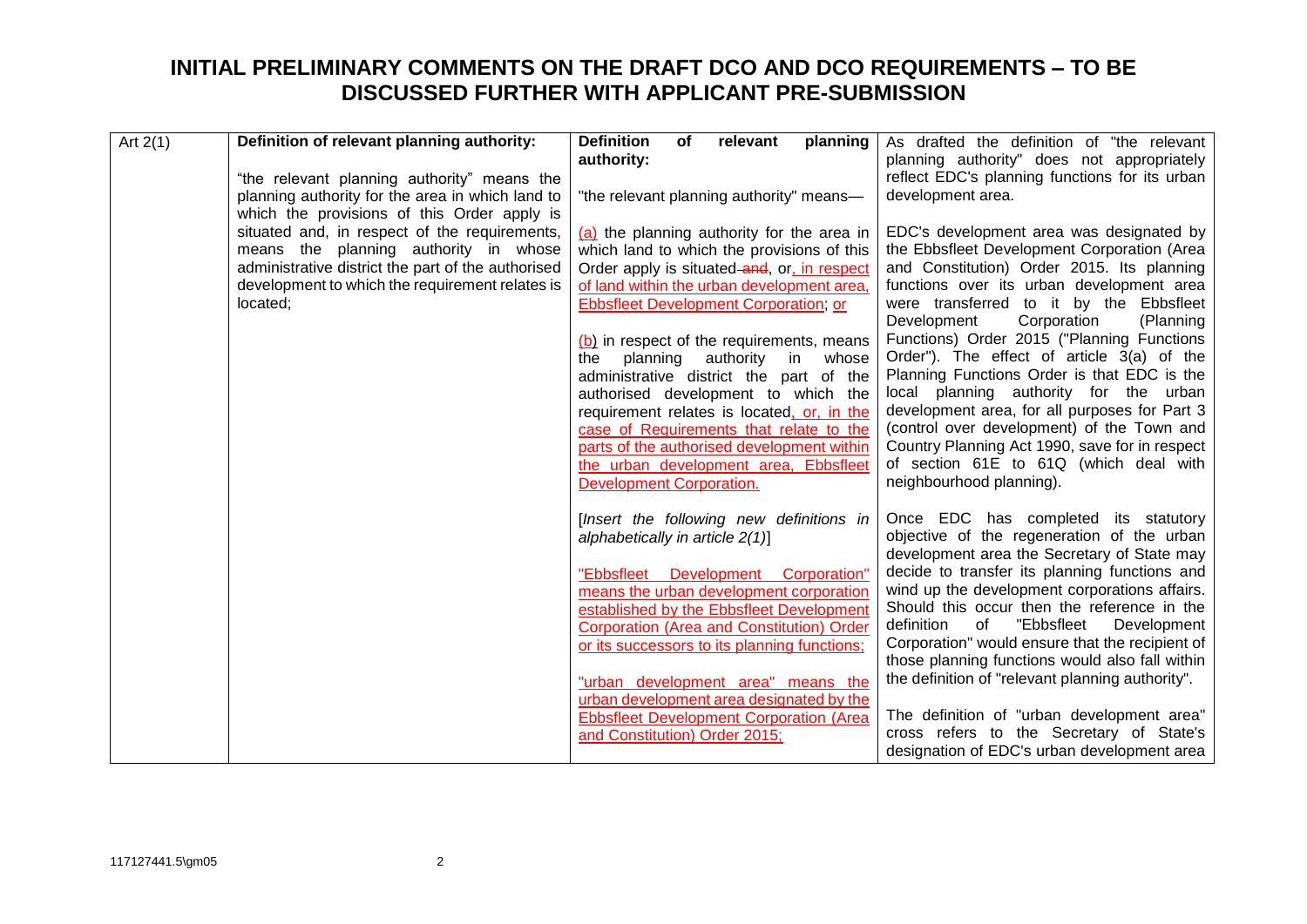# INITIAL PRELIMINARY COMMENTS ON THE DRAFT DCO AND DCO REQUIREMENTS – TO BE DISCUSSED FURTHER WITH APPLICANT PRE-SUBMISSION

| | | | |
|---|---|---|---|
| Art 2(1) | **Definition of relevant planning authority:**<br><br>"the relevant planning authority" means the planning authority for the area in which land to which the provisions of this Order apply is situated and, in respect of the requirements, means the planning authority in whose administrative district the part of the authorised development to which the requirement relates is located; | **Definition of relevant planning authority:**<br><br>"the relevant planning authority" means—<br><br>(a) the planning authority for the area in which land to which the provisions of this Order apply is situated ~~and~~, or, in respect of land within the urban development area, Ebbsfleet Development Corporation; or<br><br>(b) in respect of the requirements, means the planning authority in whose administrative district the part of the authorised development to which the requirement relates is located, or, in the case of Requirements that relate to the parts of the authorised development within the urban development area, Ebbsfleet Development Corporation.<br><br>[*Insert the following new definitions in alphabetically in article 2(1)*]<br><br>"Ebbsfleet Development Corporation" means the urban development corporation established by the Ebbsfleet Development Corporation (Area and Constitution) Order or its successors to its planning functions;<br><br>"urban development area" means the urban development area designated by the Ebbsfleet Development Corporation (Area and Constitution) Order 2015; | As drafted the definition of "the relevant planning authority" does not appropriately reflect EDC's planning functions for its urban development area.<br><br>EDC's development area was designated by the Ebbsfleet Development Corporation (Area and Constitution) Order 2015. Its planning functions over its urban development area were transferred to it by the Ebbsfleet Development Corporation (Planning Functions) Order 2015 ("Planning Functions Order"). The effect of article 3(a) of the Planning Functions Order is that EDC is the local planning authority for the urban development area, for all purposes for Part 3 (control over development) of the Town and Country Planning Act 1990, save for in respect of section 61E to 61Q (which deal with neighbourhood planning).<br><br>Once EDC has completed its statutory objective of the regeneration of the urban development area the Secretary of State may decide to transfer its planning functions and wind up the development corporations affairs. Should this occur then the reference in the definition of "Ebbsfleet Development Corporation" would ensure that the recipient of those planning functions would also fall within the definition of "relevant planning authority".<br><br>The definition of "urban development area" cross refers to the Secretary of State's designation of EDC's urban development area |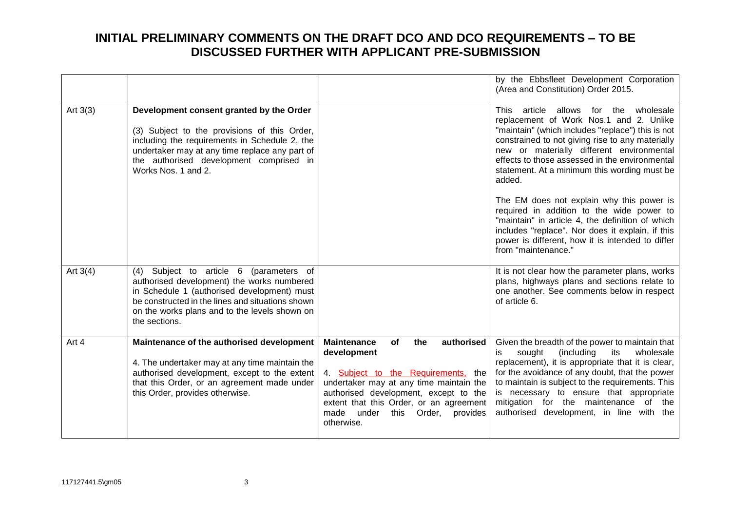# INITIAL PRELIMINARY COMMENTS ON THE DRAFT DCO AND DCO REQUIREMENTS – TO BE DISCUSSED FURTHER WITH APPLICANT PRE-SUBMISSION

| | | | |
|---|---|---|---|
| | | | by the Ebbsfleet Development Corporation (Area and Constitution) Order 2015. |
| Art 3(3) | **Development consent granted by the Order**<br><br>(3) Subject to the provisions of this Order, including the requirements in Schedule 2, the undertaker may at any time replace any part of the authorised development comprised in Works Nos. 1 and 2. | | This article allows for the wholesale replacement of Work Nos.1 and 2. Unlike "maintain" (which includes "replace") this is not constrained to not giving rise to any materially new or materially different environmental effects to those assessed in the environmental statement. At a minimum this wording must be added.<br><br>The EM does not explain why this power is required in addition to the wide power to "maintain" in article 4, the definition of which includes "replace". Nor does it explain, if this power is different, how it is intended to differ from "maintenance." |
| Art 3(4) | (4) Subject to article 6 (parameters of authorised development) the works numbered in Schedule 1 (authorised development) must be constructed in the lines and situations shown on the works plans and to the levels shown on the sections. | | It is not clear how the parameter plans, works plans, highways plans and sections relate to one another. See comments below in respect of article 6. |
| Art 4 | **Maintenance of the authorised development**<br><br>4. The undertaker may at any time maintain the authorised development, except to the extent that this Order, or an agreement made under this Order, provides otherwise. | **Maintenance of the authorised development**<br><br>4. Subject to the Requirements, the undertaker may at any time maintain the authorised development, except to the extent that this Order, or an agreement made under this Order, provides otherwise. | Given the breadth of the power to maintain that is sought (including its wholesale replacement), it is appropriate that it is clear, for the avoidance of any doubt, that the power to maintain is subject to the requirements. This is necessary to ensure that appropriate mitigation for the maintenance of the authorised development, in line with the |

117127441.5\gm05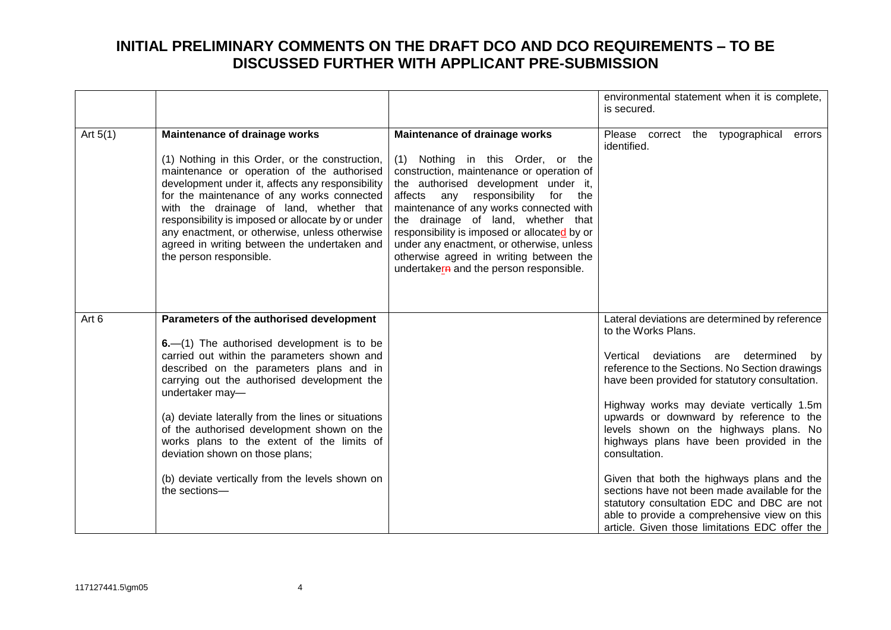# INITIAL PRELIMINARY COMMENTS ON THE DRAFT DCO AND DCO REQUIREMENTS – TO BE DISCUSSED FURTHER WITH APPLICANT PRE-SUBMISSION

| | | | |
|---|---|---|---|
| | | | environmental statement when it is complete, is secured. |
| Art 5(1) | **Maintenance of drainage works**<br><br>(1) Nothing in this Order, or the construction, maintenance or operation of the authorised development under it, affects any responsibility for the maintenance of any works connected with the drainage of land, whether that responsibility is imposed or allocate by or under any enactment, or otherwise, unless otherwise agreed in writing between the undertaken and the person responsible. | **Maintenance of drainage works**<br><br>(1) Nothing in this Order, or the construction, maintenance or operation of the authorised development under it, affects any responsibility for the maintenance of any works connected with the drainage of land, whether that responsibility is imposed or allocated by or under any enactment, or otherwise, unless otherwise agreed in writing between the undertakern and the person responsible. | Please correct the typographical errors identified. |
| Art 6 | **Parameters of the authorised development**<br><br>**6.**—(1) The authorised development is to be carried out within the parameters shown and described on the parameters plans and in carrying out the authorised development the undertaker may—<br><br>(a) deviate laterally from the lines or situations of the authorised development shown on the works plans to the extent of the limits of deviation shown on those plans;<br><br>(b) deviate vertically from the levels shown on the sections— | | Lateral deviations are determined by reference to the Works Plans.<br><br>Vertical deviations are determined by reference to the Sections. No Section drawings have been provided for statutory consultation.<br><br>Highway works may deviate vertically 1.5m upwards or downward by reference to the levels shown on the highways plans. No highways plans have been provided in the consultation.<br><br>Given that both the highways plans and the sections have not been made available for the statutory consultation EDC and DBC are not able to provide a comprehensive view on this article. Given those limitations EDC offer the |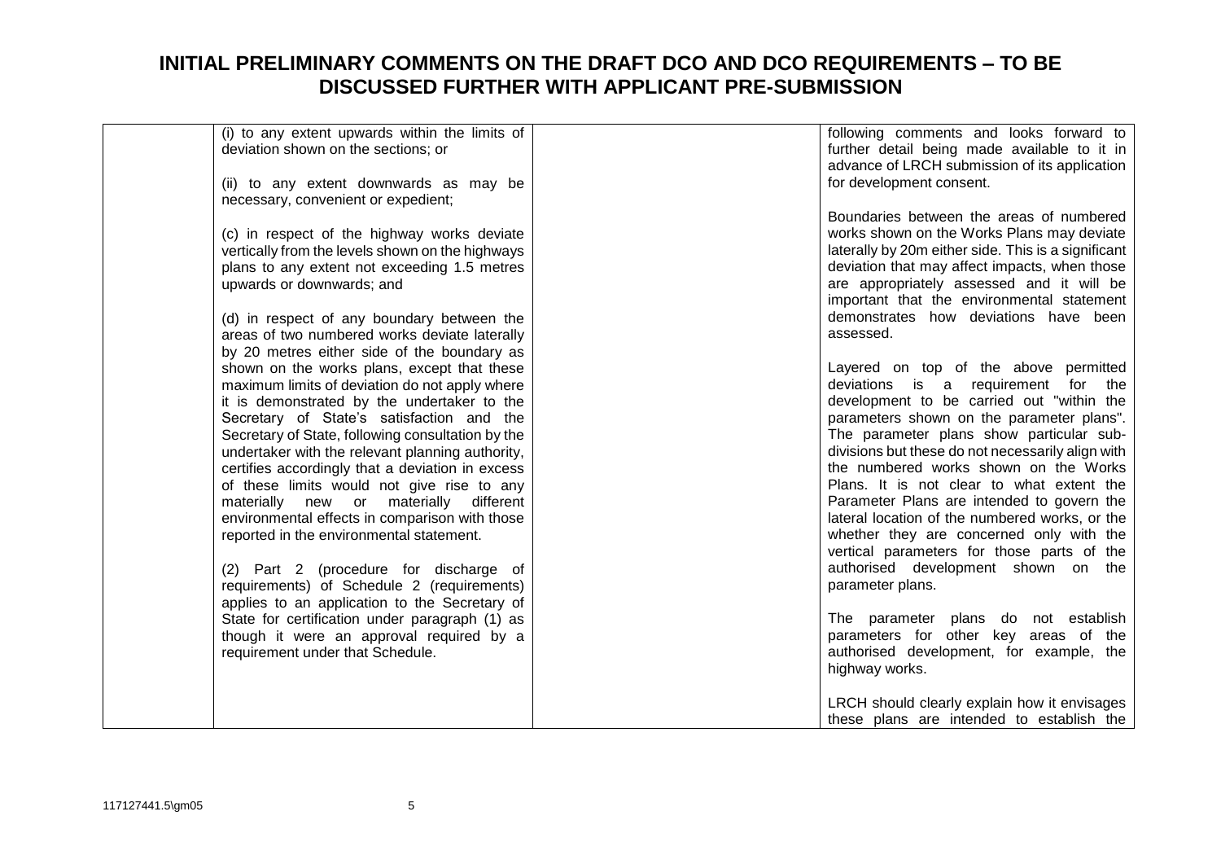# INITIAL PRELIMINARY COMMENTS ON THE DRAFT DCO AND DCO REQUIREMENTS – TO BE DISCUSSED FURTHER WITH APPLICANT PRE-SUBMISSION

| | | | |
|---|---|---|---|
| | (i) to any extent upwards within the limits of deviation shown on the sections; or<br><br>(ii) to any extent downwards as may be necessary, convenient or expedient;<br><br>(c) in respect of the highway works deviate vertically from the levels shown on the highways plans to any extent not exceeding 1.5 metres upwards or downwards; and<br><br>(d) in respect of any boundary between the areas of two numbered works deviate laterally by 20 metres either side of the boundary as shown on the works plans, except that these maximum limits of deviation do not apply where it is demonstrated by the undertaker to the Secretary of State's satisfaction and the Secretary of State, following consultation by the undertaker with the relevant planning authority, certifies accordingly that a deviation in excess of these limits would not give rise to any materially new or materially different environmental effects in comparison with those reported in the environmental statement.<br><br>(2) Part 2 (procedure for discharge of requirements) of Schedule 2 (requirements) applies to an application to the Secretary of State for certification under paragraph (1) as though it were an approval required by a requirement under that Schedule. | | following comments and looks forward to further detail being made available to it in advance of LRCH submission of its application for development consent.<br><br>Boundaries between the areas of numbered works shown on the Works Plans may deviate laterally by 20m either side. This is a significant deviation that may affect impacts, when those are appropriately assessed and it will be important that the environmental statement demonstrates how deviations have been assessed.<br><br>Layered on top of the above permitted deviations is a requirement for the development to be carried out "within the parameters shown on the parameter plans". The parameter plans show particular sub-divisions but these do not necessarily align with the numbered works shown on the Works Plans. It is not clear to what extent the Parameter Plans are intended to govern the lateral location of the numbered works, or the whether they are concerned only with the vertical parameters for those parts of the authorised development shown on the parameter plans.<br><br>The parameter plans do not establish parameters for other key areas of the authorised development, for example, the highway works.<br><br>LRCH should clearly explain how it envisages these plans are intended to establish the |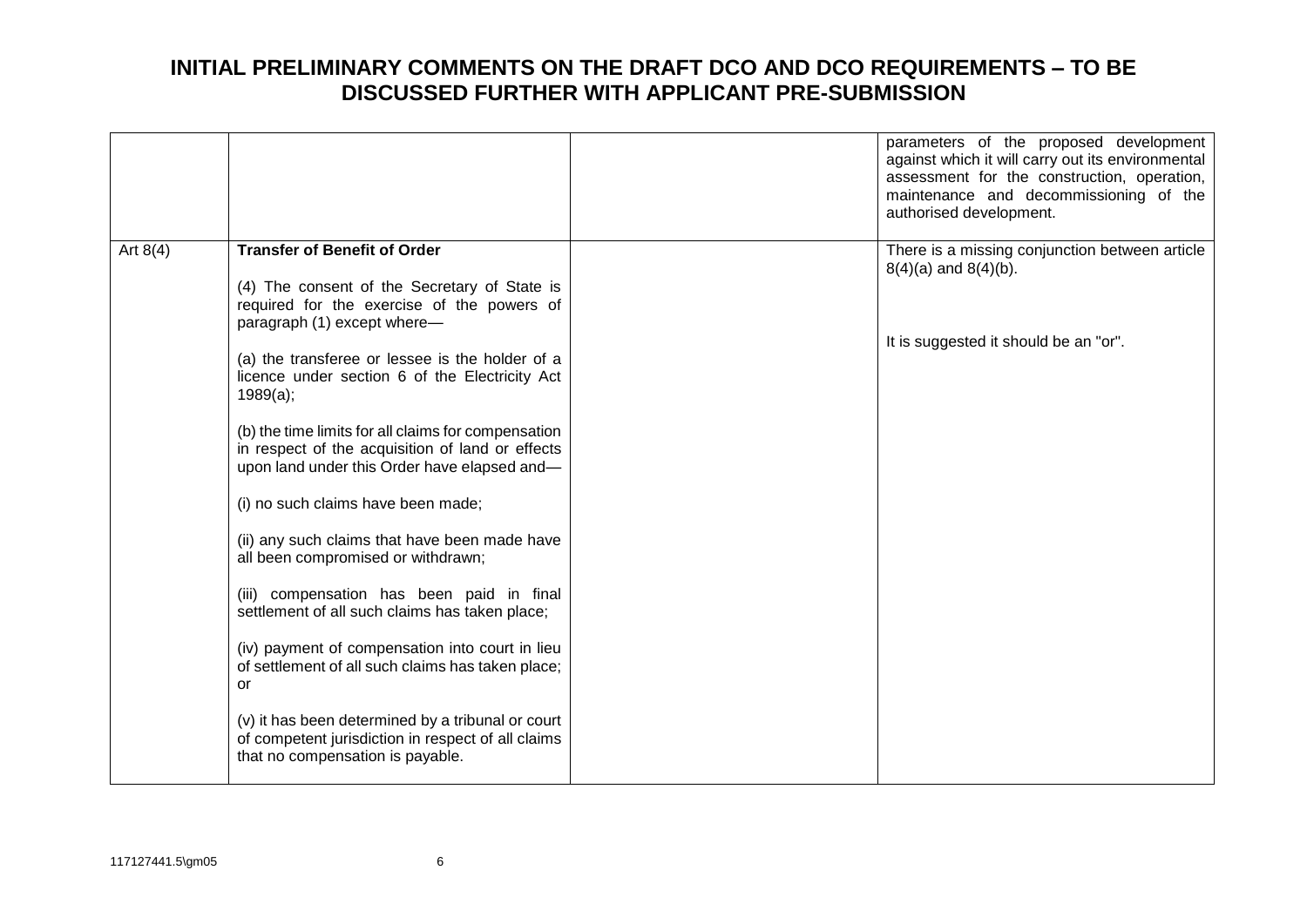# INITIAL PRELIMINARY COMMENTS ON THE DRAFT DCO AND DCO REQUIREMENTS – TO BE DISCUSSED FURTHER WITH APPLICANT PRE-SUBMISSION

| | | | |
|---|---|---|---|
| | | | parameters of the proposed development against which it will carry out its environmental assessment for the construction, operation, maintenance and decommissioning of the authorised development. |
| Art 8(4) | **Transfer of Benefit of Order**<br><br>(4) The consent of the Secretary of State is required for the exercise of the powers of paragraph (1) except where—<br><br>(a) the transferee or lessee is the holder of a licence under section 6 of the Electricity Act 1989(a);<br><br>(b) the time limits for all claims for compensation in respect of the acquisition of land or effects upon land under this Order have elapsed and—<br><br>(i) no such claims have been made;<br><br>(ii) any such claims that have been made have all been compromised or withdrawn;<br><br>(iii) compensation has been paid in final settlement of all such claims has taken place;<br><br>(iv) payment of compensation into court in lieu of settlement of all such claims has taken place; or<br><br>(v) it has been determined by a tribunal or court of competent jurisdiction in respect of all claims that no compensation is payable. | | There is a missing conjunction between article 8(4)(a) and 8(4)(b).<br><br>It is suggested it should be an "or". |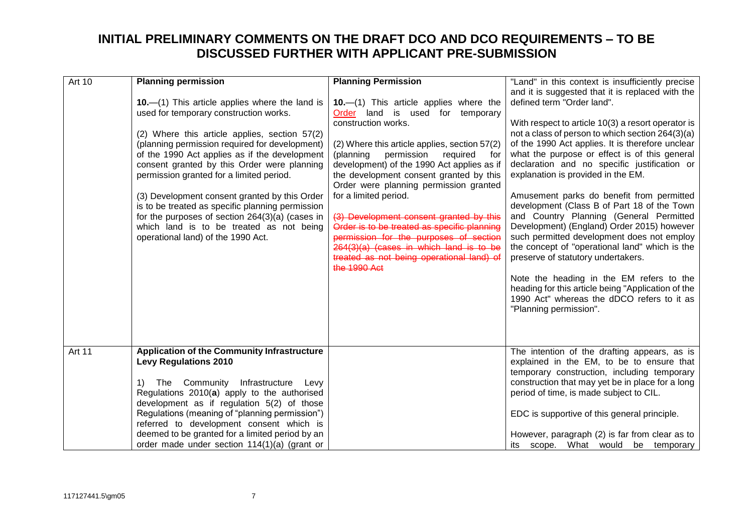# INITIAL PRELIMINARY COMMENTS ON THE DRAFT DCO AND DCO REQUIREMENTS – TO BE DISCUSSED FURTHER WITH APPLICANT PRE-SUBMISSION

| | | | |
|---|---|---|---|
| Art 10 | **Planning permission**<br><br>**10.**—(1) This article applies where the land is used for temporary construction works.<br><br>(2) Where this article applies, section 57(2) (planning permission required for development) of the 1990 Act applies as if the development consent granted by this Order were planning permission granted for a limited period.<br><br>(3) Development consent granted by this Order is to be treated as specific planning permission for the purposes of section 264(3)(a) (cases in which land is to be treated as not being operational land) of the 1990 Act. | **Planning Permission**<br><br>**10.**—(1) This article applies where the Order land is used for temporary construction works.<br><br>(2) Where this article applies, section 57(2) (planning permission required for development) of the 1990 Act applies as if the development consent granted by this Order were planning permission granted for a limited period.<br><br>~~(3) Development consent granted by this Order is to be treated as specific planning permission for the purposes of section 264(3)(a) (cases in which land is to be treated as not being operational land) of the 1990 Act~~ | "Land" in this context is insufficiently precise and it is suggested that it is replaced with the defined term "Order land".<br><br>With respect to article 10(3) a resort operator is not a class of person to which section 264(3)(a) of the 1990 Act applies. It is therefore unclear what the purpose or effect is of this general declaration and no specific justification or explanation is provided in the EM.<br><br>Amusement parks do benefit from permitted development (Class B of Part 18 of the Town and Country Planning (General Permitted Development) (England) Order 2015) however such permitted development does not employ the concept of "operational land" which is the preserve of statutory undertakers.<br><br>Note the heading in the EM refers to the heading for this article being "Application of the 1990 Act" whereas the dDCO refers to it as "Planning permission". |
| Art 11 | **Application of the Community Infrastructure Levy Regulations 2010**<br><br>1) The Community Infrastructure Levy Regulations 2010(**a**) apply to the authorised development as if regulation 5(2) of those Regulations (meaning of "planning permission") referred to development consent which is deemed to be granted for a limited period by an order made under section 114(1)(a) (grant or | | The intention of the drafting appears, as is explained in the EM, to be to ensure that temporary construction, including temporary construction that may yet be in place for a long period of time, is made subject to CIL.<br><br>EDC is supportive of this general principle.<br><br>However, paragraph (2) is far from clear as to its scope. What would be temporary |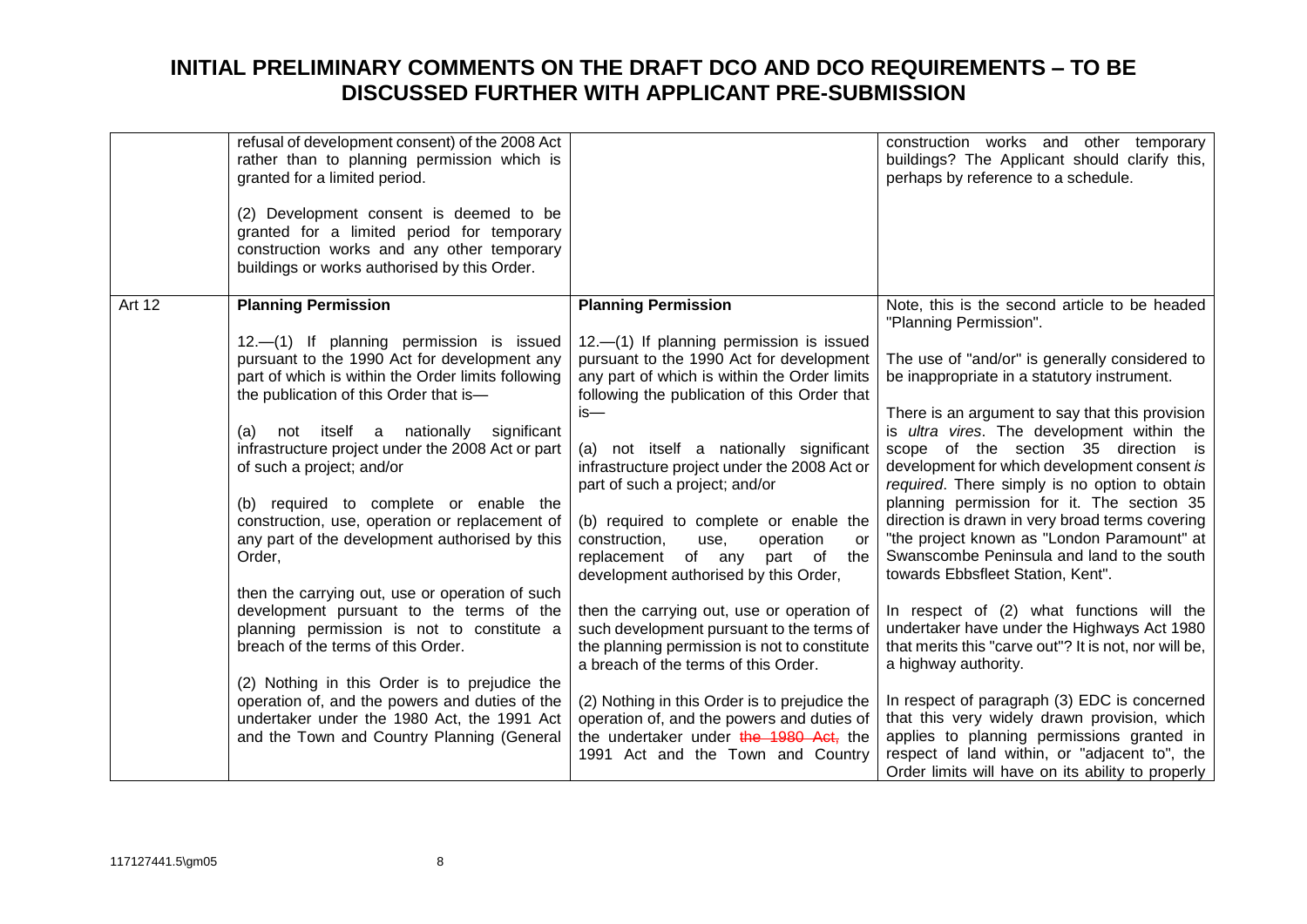# INITIAL PRELIMINARY COMMENTS ON THE DRAFT DCO AND DCO REQUIREMENTS – TO BE DISCUSSED FURTHER WITH APPLICANT PRE-SUBMISSION

| | | | |
|---|---|---|---|
| | refusal of development consent) of the 2008 Act rather than to planning permission which is granted for a limited period.<br><br>(2) Development consent is deemed to be granted for a limited period for temporary construction works and any other temporary buildings or works authorised by this Order. | | construction works and other temporary buildings? The Applicant should clarify this, perhaps by reference to a schedule. |
| Art 12 | **Planning Permission**<br><br>12.—(1) If planning permission is issued pursuant to the 1990 Act for development any part of which is within the Order limits following the publication of this Order that is—<br><br>(a) not itself a nationally significant infrastructure project under the 2008 Act or part of such a project; and/or<br><br>(b) required to complete or enable the construction, use, operation or replacement of any part of the development authorised by this Order,<br><br>then the carrying out, use or operation of such development pursuant to the terms of the planning permission is not to constitute a breach of the terms of this Order.<br><br>(2) Nothing in this Order is to prejudice the operation of, and the powers and duties of the undertaker under the 1980 Act, the 1991 Act and the Town and Country Planning (General | **Planning Permission**<br><br>12.—(1) If planning permission is issued pursuant to the 1990 Act for development any part of which is within the Order limits following the publication of this Order that is—<br><br>(a) not itself a nationally significant infrastructure project under the 2008 Act or part of such a project; and/or<br><br>(b) required to complete or enable the construction, use, operation or replacement of any part of the development authorised by this Order,<br><br>then the carrying out, use or operation of such development pursuant to the terms of the planning permission is not to constitute a breach of the terms of this Order.<br><br>(2) Nothing in this Order is to prejudice the operation of, and the powers and duties of the undertaker under ~~the 1980 Act,~~ the 1991 Act and the Town and Country | Note, this is the second article to be headed "Planning Permission".<br><br>The use of "and/or" is generally considered to be inappropriate in a statutory instrument.<br><br>There is an argument to say that this provision is *ultra vires*. The development within the scope of the section 35 direction is development for which development consent *is required*. There simply is no option to obtain planning permission for it. The section 35 direction is drawn in very broad terms covering "the project known as "London Paramount" at Swanscombe Peninsula and land to the south towards Ebbsfleet Station, Kent".<br><br>In respect of (2) what functions will the undertaker have under the Highways Act 1980 that merits this "carve out"? It is not, nor will be, a highway authority.<br><br>In respect of paragraph (3) EDC is concerned that this very widely drawn provision, which applies to planning permissions granted in respect of land within, or "adjacent to", the Order limits will have on its ability to properly |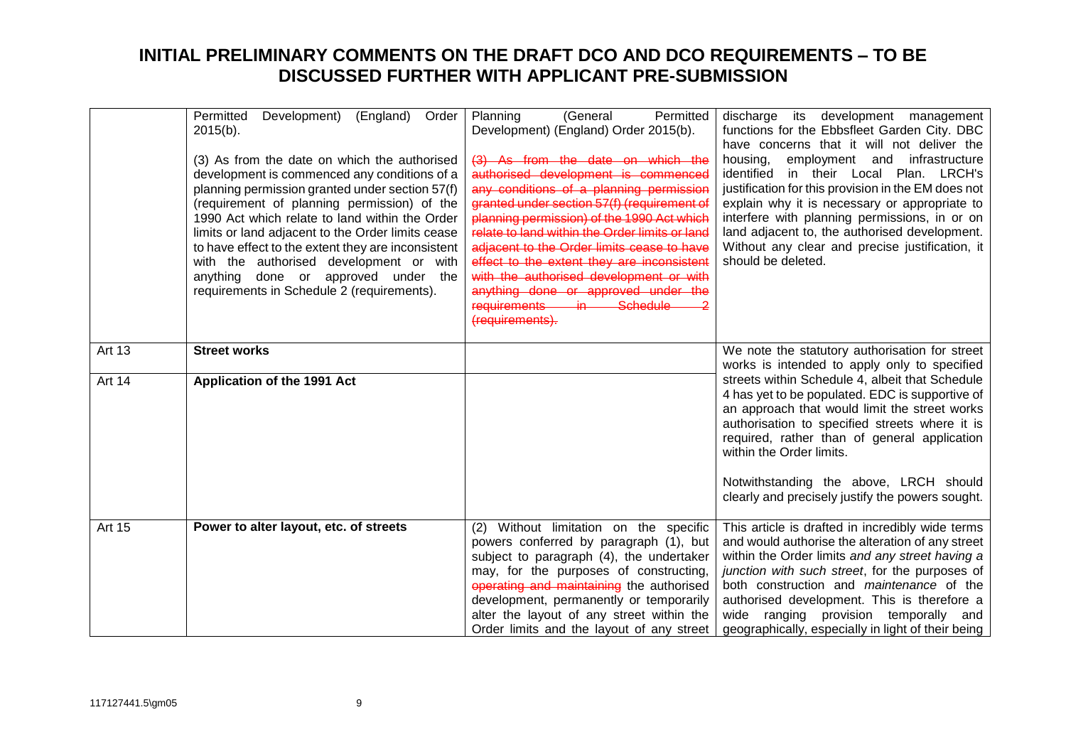# INITIAL PRELIMINARY COMMENTS ON THE DRAFT DCO AND DCO REQUIREMENTS – TO BE DISCUSSED FURTHER WITH APPLICANT PRE-SUBMISSION

| | | | |
|---|---|---|---|
| | Permitted Development) (England) Order 2015(b).<br><br>(3) As from the date on which the authorised development is commenced any conditions of a planning permission granted under section 57(f) (requirement of planning permission) of the 1990 Act which relate to land within the Order limits or land adjacent to the Order limits cease to have effect to the extent they are inconsistent with the authorised development or with anything done or approved under the requirements in Schedule 2 (requirements). | Planning (General Permitted Development) (England) Order 2015(b).<br><br>~~(3) As from the date on which the authorised development is commenced any conditions of a planning permission granted under section 57(f) (requirement of planning permission) of the 1990 Act which relate to land within the Order limits or land adjacent to the Order limits cease to have effect to the extent they are inconsistent with the authorised development or with anything done or approved under the requirements in Schedule 2 (requirements).~~ | discharge its development management functions for the Ebbsfleet Garden City. DBC have concerns that it will not deliver the housing, employment and infrastructure identified in their Local Plan. LRCH's justification for this provision in the EM does not explain why it is necessary or appropriate to interfere with planning permissions, in or on land adjacent to, the authorised development. Without any clear and precise justification, it should be deleted. |
| Art 13 | **Street works** | | We note the statutory authorisation for street works is intended to apply only to specified streets within Schedule 4, albeit that Schedule 4 has yet to be populated. EDC is supportive of an approach that would limit the street works authorisation to specified streets where it is required, rather than of general application within the Order limits.<br><br>Notwithstanding the above, LRCH should clearly and precisely justify the powers sought. |
| Art 14 | **Application of the 1991 Act** | | |
| Art 15 | **Power to alter layout, etc. of streets** | (2) Without limitation on the specific powers conferred by paragraph (1), but subject to paragraph (4), the undertaker may, for the purposes of constructing, ~~operating and maintaining~~ the authorised development, permanently or temporarily alter the layout of any street within the Order limits and the layout of any street | This article is drafted in incredibly wide terms and would authorise the alteration of any street within the Order limits *and any street having a junction with such street*, for the purposes of both construction and *maintenance* of the authorised development. This is therefore a wide ranging provision temporally and geographically, especially in light of their being |

117127441.5\gm05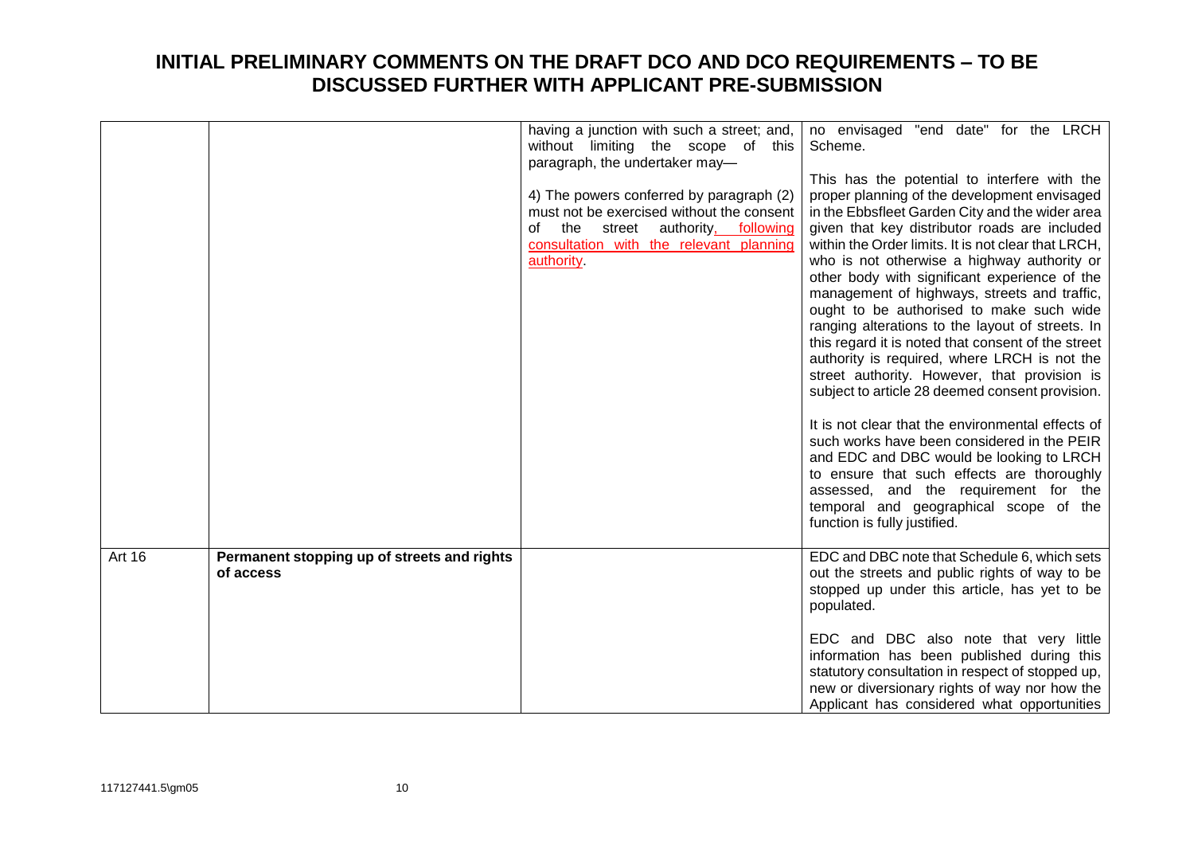# INITIAL PRELIMINARY COMMENTS ON THE DRAFT DCO AND DCO REQUIREMENTS – TO BE DISCUSSED FURTHER WITH APPLICANT PRE-SUBMISSION

| | | | |
|---|---|---|---|
| | | having a junction with such a street; and, without limiting the scope of this paragraph, the undertaker may—<br><br>4) The powers conferred by paragraph (2) must not be exercised without the consent of the street authority<u>, following consultation with the relevant planning authority</u>. | no envisaged "end date" for the LRCH Scheme.<br><br>This has the potential to interfere with the proper planning of the development envisaged in the Ebbsfleet Garden City and the wider area given that key distributor roads are included within the Order limits. It is not clear that LRCH, who is not otherwise a highway authority or other body with significant experience of the management of highways, streets and traffic, ought to be authorised to make such wide ranging alterations to the layout of streets. In this regard it is noted that consent of the street authority is required, where LRCH is not the street authority. However, that provision is subject to article 28 deemed consent provision.<br><br>It is not clear that the environmental effects of such works have been considered in the PEIR and EDC and DBC would be looking to LRCH to ensure that such effects are thoroughly assessed, and the requirement for the temporal and geographical scope of the function is fully justified. |
| Art 16 | **Permanent stopping up of streets and rights of access** | | EDC and DBC note that Schedule 6, which sets out the streets and public rights of way to be stopped up under this article, has yet to be populated.<br><br>EDC and DBC also note that very little information has been published during this statutory consultation in respect of stopped up, new or diversionary rights of way nor how the Applicant has considered what opportunities |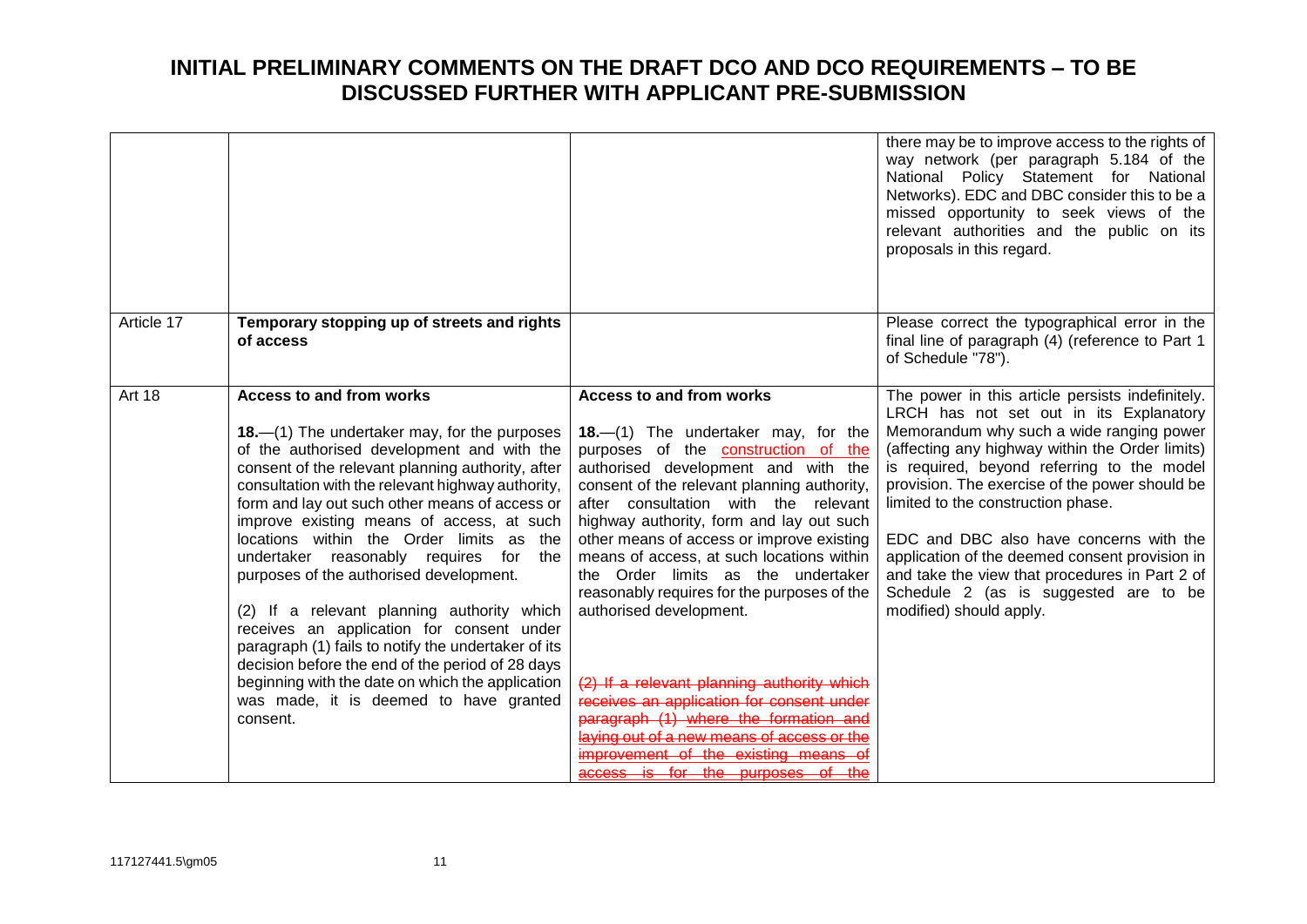# INITIAL PRELIMINARY COMMENTS ON THE DRAFT DCO AND DCO REQUIREMENTS – TO BE DISCUSSED FURTHER WITH APPLICANT PRE-SUBMISSION

| | | | |
|---|---|---|---|
| | | | there may be to improve access to the rights of way network (per paragraph 5.184 of the National Policy Statement for National Networks). EDC and DBC consider this to be a missed opportunity to seek views of the relevant authorities and the public on its proposals in this regard. |
| Article 17 | **Temporary stopping up of streets and rights of access** | | Please correct the typographical error in the final line of paragraph (4) (reference to Part 1 of Schedule "78"). |
| Art 18 | **Access to and from works**<br><br>**18.**—(1) The undertaker may, for the purposes of the authorised development and with the consent of the relevant planning authority, after consultation with the relevant highway authority, form and lay out such other means of access or improve existing means of access, at such locations within the Order limits as the undertaker reasonably requires for the purposes of the authorised development.<br><br>(2) If a relevant planning authority which receives an application for consent under paragraph (1) fails to notify the undertaker of its decision before the end of the period of 28 days beginning with the date on which the application was made, it is deemed to have granted consent. | **Access to and from works**<br><br>**18.**—(1) The undertaker may, for the purposes of the <ins>construction of the</ins> authorised development and with the consent of the relevant planning authority, after consultation with the relevant highway authority, form and lay out such other means of access or improve existing means of access, at such locations within the Order limits as the undertaker reasonably requires for the purposes of the authorised development.<br><br>~~(2) If a relevant planning authority which receives an application for consent under paragraph (1)~~ ~~where the formation and laying out of a new means of access or the improvement of the existing means of access is for the purposes of the~~ | The power in this article persists indefinitely. LRCH has not set out in its Explanatory Memorandum why such a wide ranging power (affecting any highway within the Order limits) is required, beyond referring to the model provision. The exercise of the power should be limited to the construction phase.<br><br>EDC and DBC also have concerns with the application of the deemed consent provision in and take the view that procedures in Part 2 of Schedule 2 (as is suggested are to be modified) should apply. |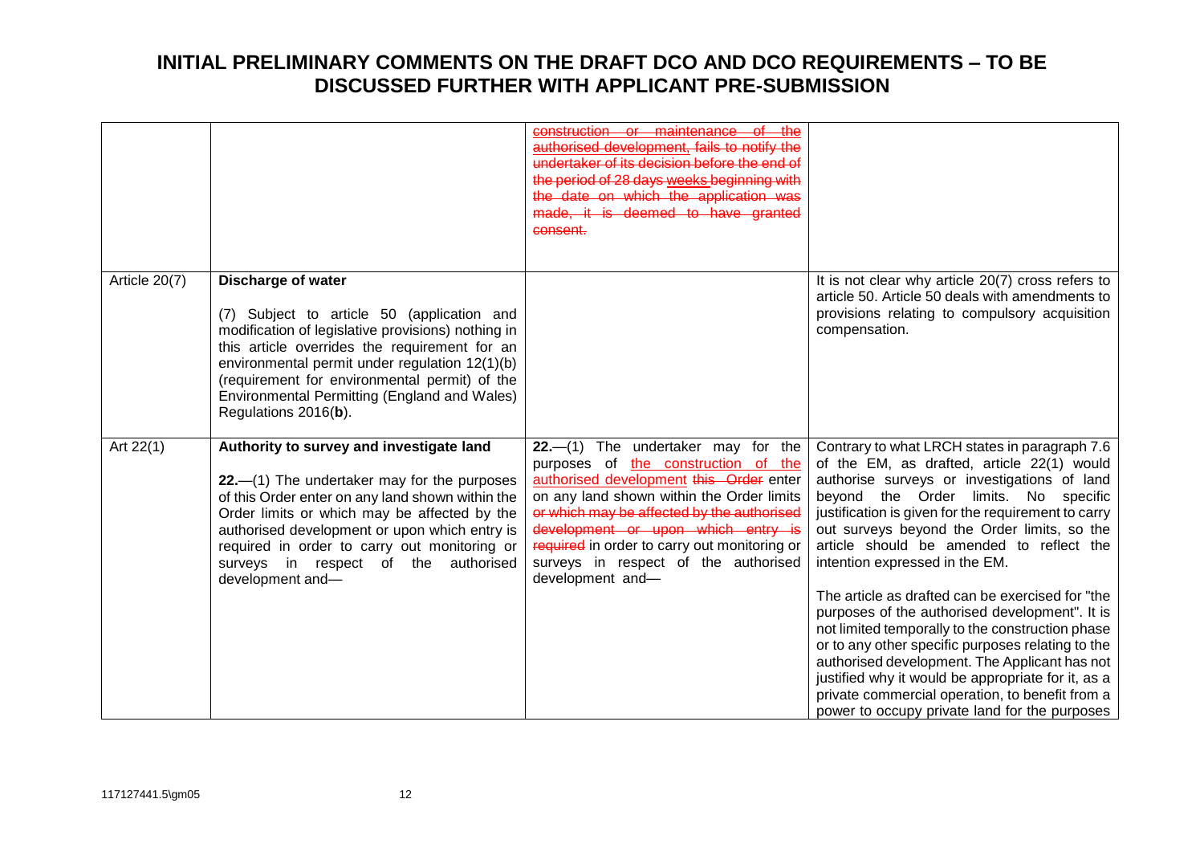# INITIAL PRELIMINARY COMMENTS ON THE DRAFT DCO AND DCO REQUIREMENTS – TO BE DISCUSSED FURTHER WITH APPLICANT PRE-SUBMISSION

| | | | |
|---|---|---|---|
| | | ~~construction or maintenance of the authorised development, fails to notify the undertaker of its decision before the end of the period of 28 days~~ weeks ~~beginning with the date on which the application was made, it is deemed to have granted consent.~~ | |
| Article 20(7) | **Discharge of water**<br><br>(7) Subject to article 50 (application and modification of legislative provisions) nothing in this article overrides the requirement for an environmental permit under regulation 12(1)(b) (requirement for environmental permit) of the Environmental Permitting (England and Wales) Regulations 2016(**b**). | | It is not clear why article 20(7) cross refers to article 50. Article 50 deals with amendments to provisions relating to compulsory acquisition compensation. |
| Art 22(1) | **Authority to survey and investigate land**<br><br>**22.**—(1) The undertaker may for the purposes of this Order enter on any land shown within the Order limits or which may be affected by the authorised development or upon which entry is required in order to carry out monitoring or surveys in respect of the authorised development and— | **22.**—(1) The undertaker may for the purposes of the construction of the authorised development ~~this Order~~ enter on any land shown within the Order limits ~~or which may be affected by the authorised development or upon which entry is required~~ in order to carry out monitoring or surveys in respect of the authorised development and— | Contrary to what LRCH states in paragraph 7.6 of the EM, as drafted, article 22(1) would authorise surveys or investigations of land beyond the Order limits. No specific justification is given for the requirement to carry out surveys beyond the Order limits, so the article should be amended to reflect the intention expressed in the EM.<br><br>The article as drafted can be exercised for "the purposes of the authorised development". It is not limited temporally to the construction phase or to any other specific purposes relating to the authorised development. The Applicant has not justified why it would be appropriate for it, as a private commercial operation, to benefit from a power to occupy private land for the purposes |

117127441.5\gm05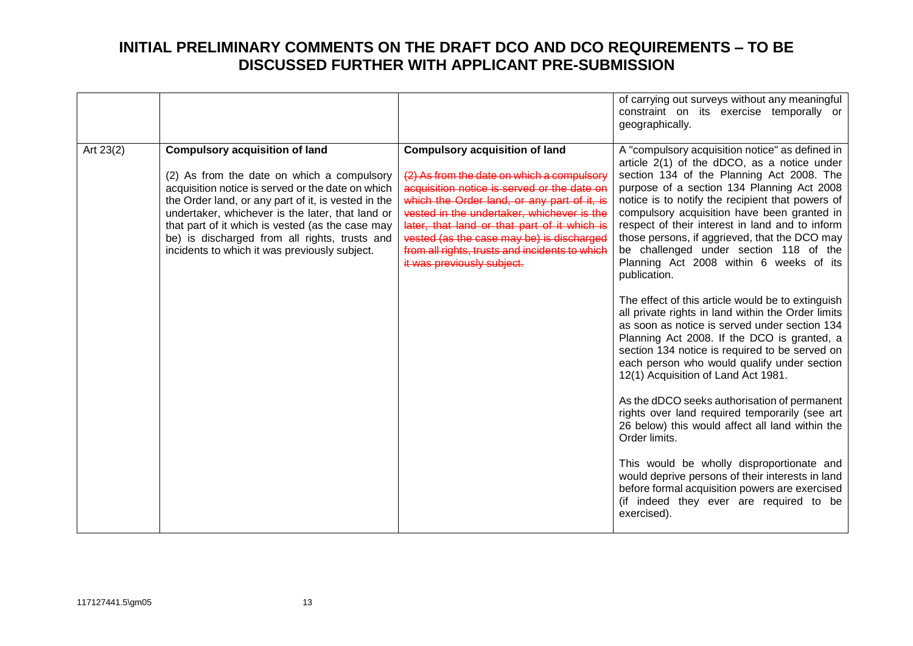# INITIAL PRELIMINARY COMMENTS ON THE DRAFT DCO AND DCO REQUIREMENTS – TO BE DISCUSSED FURTHER WITH APPLICANT PRE-SUBMISSION

| | | | |
|---|---|---|---|
| | | | of carrying out surveys without any meaningful constraint on its exercise temporally or geographically. |
| Art 23(2) | **Compulsory acquisition of land**<br><br>(2) As from the date on which a compulsory acquisition notice is served or the date on which the Order land, or any part of it, is vested in the undertaker, whichever is the later, that land or that part of it which is vested (as the case may be) is discharged from all rights, trusts and incidents to which it was previously subject. | **Compulsory acquisition of land**<br><br>~~(2) As from the date on which a compulsory acquisition notice is served or the date on which the Order land, or any part of it, is vested in the undertaker, whichever is the later, that land or that part of it which is vested (as the case may be) is discharged from all rights, trusts and incidents to which it was previously subject.~~ | A "compulsory acquisition notice" as defined in article 2(1) of the dDCO, as a notice under section 134 of the Planning Act 2008. The purpose of a section 134 Planning Act 2008 notice is to notify the recipient that powers of compulsory acquisition have been granted in respect of their interest in land and to inform those persons, if aggrieved, that the DCO may be challenged under section 118 of the Planning Act 2008 within 6 weeks of its publication.<br><br>The effect of this article would be to extinguish all private rights in land within the Order limits as soon as notice is served under section 134 Planning Act 2008. If the DCO is granted, a section 134 notice is required to be served on each person who would qualify under section 12(1) Acquisition of Land Act 1981.<br><br>As the dDCO seeks authorisation of permanent rights over land required temporarily (see art 26 below) this would affect all land within the Order limits.<br><br>This would be wholly disproportionate and would deprive persons of their interests in land before formal acquisition powers are exercised (if indeed they ever are required to be exercised). |

117127441.5\gm05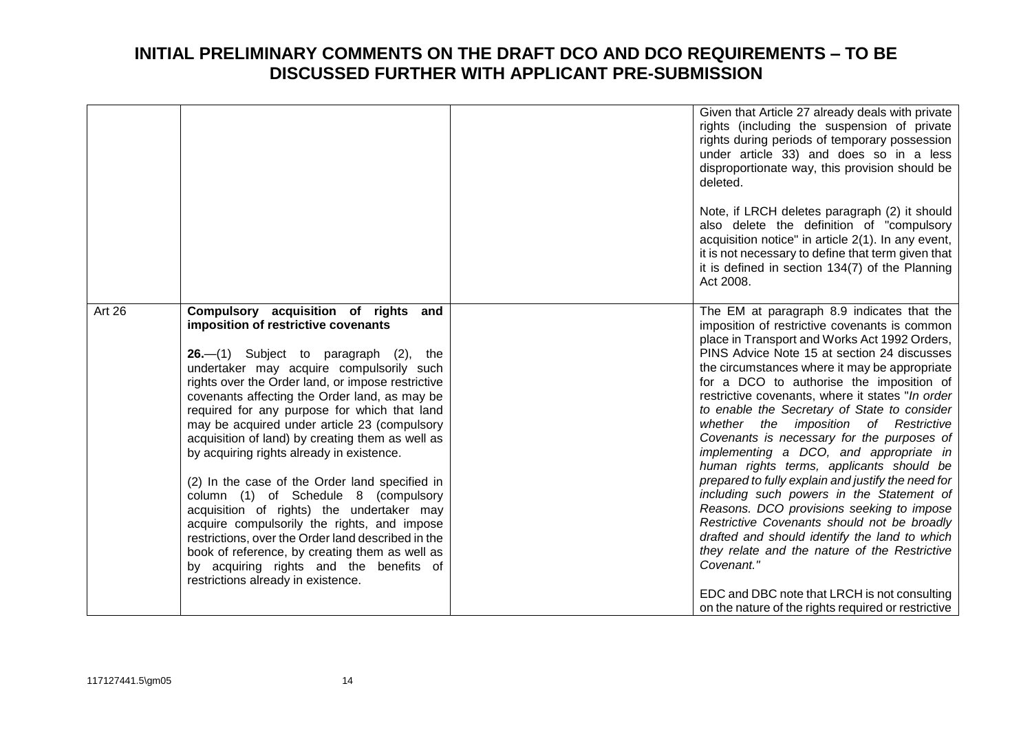# INITIAL PRELIMINARY COMMENTS ON THE DRAFT DCO AND DCO REQUIREMENTS – TO BE DISCUSSED FURTHER WITH APPLICANT PRE-SUBMISSION

| | | | |
|---|---|---|---|
| | | | Given that Article 27 already deals with private rights (including the suspension of private rights during periods of temporary possession under article 33) and does so in a less disproportionate way, this provision should be deleted.<br><br>Note, if LRCH deletes paragraph (2) it should also delete the definition of "compulsory acquisition notice" in article 2(1). In any event, it is not necessary to define that term given that it is defined in section 134(7) of the Planning Act 2008. |
| Art 26 | **Compulsory acquisition of rights and imposition of restrictive covenants**<br><br>**26.**—(1) Subject to paragraph (2), the undertaker may acquire compulsorily such rights over the Order land, or impose restrictive covenants affecting the Order land, as may be required for any purpose for which that land may be acquired under article 23 (compulsory acquisition of land) by creating them as well as by acquiring rights already in existence.<br><br>(2) In the case of the Order land specified in column (1) of Schedule 8 (compulsory acquisition of rights) the undertaker may acquire compulsorily the rights, and impose restrictions, over the Order land described in the book of reference, by creating them as well as by acquiring rights and the benefits of restrictions already in existence. | | The EM at paragraph 8.9 indicates that the imposition of restrictive covenants is common place in Transport and Works Act 1992 Orders, PINS Advice Note 15 at section 24 discusses the circumstances where it may be appropriate for a DCO to authorise the imposition of restrictive covenants, where it states "*In order to enable the Secretary of State to consider whether the imposition of Restrictive Covenants is necessary for the purposes of implementing a DCO, and appropriate in human rights terms, applicants should be prepared to fully explain and justify the need for including such powers in the Statement of Reasons. DCO provisions seeking to impose Restrictive Covenants should not be broadly drafted and should identify the land to which they relate and the nature of the Restrictive Covenant.*"<br><br>EDC and DBC note that LRCH is not consulting on the nature of the rights required or restrictive |

117127441.5\gm05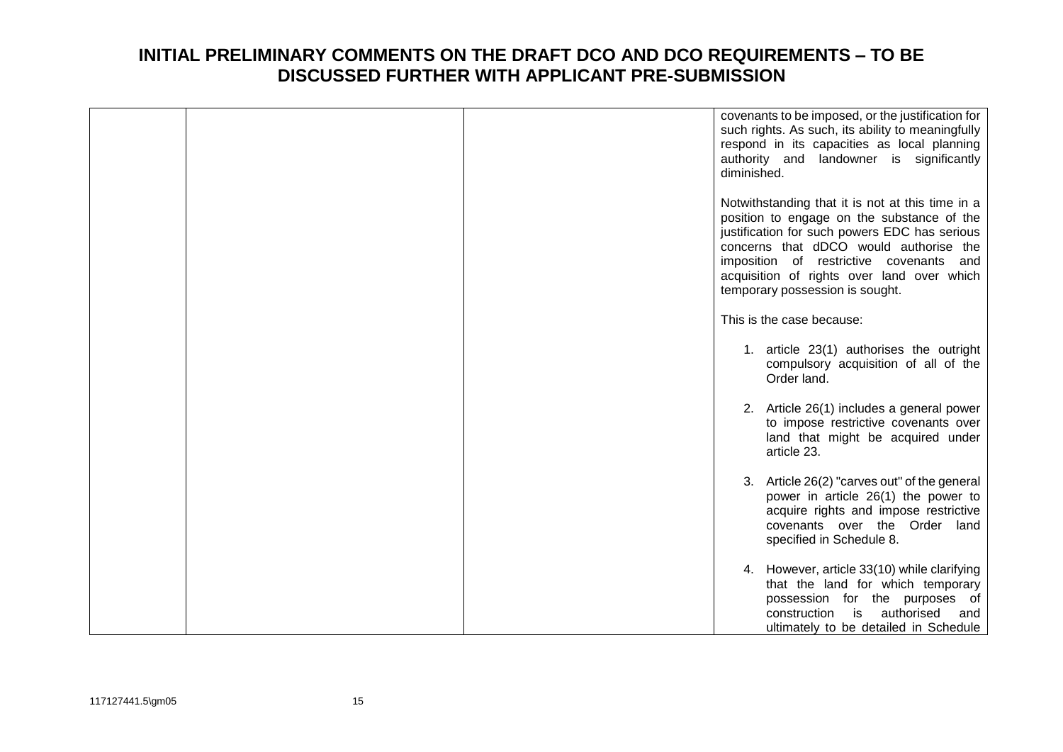# INITIAL PRELIMINARY COMMENTS ON THE DRAFT DCO AND DCO REQUIREMENTS – TO BE DISCUSSED FURTHER WITH APPLICANT PRE-SUBMISSION

| | | | |
|---|---|---|---|
| | | | covenants to be imposed, or the justification for such rights. As such, its ability to meaningfully respond in its capacities as local planning authority and landowner is significantly diminished.<br><br>Notwithstanding that it is not at this time in a position to engage on the substance of the justification for such powers EDC has serious concerns that dDCO would authorise the imposition of restrictive covenants and acquisition of rights over land over which temporary possession is sought.<br><br>This is the case because:<br><br>1. article 23(1) authorises the outright compulsory acquisition of all of the Order land.<br><br>2. Article 26(1) includes a general power to impose restrictive covenants over land that might be acquired under article 23.<br><br>3. Article 26(2) "carves out" of the general power in article 26(1) the power to acquire rights and impose restrictive covenants over the Order land specified in Schedule 8.<br><br>4. However, article 33(10) while clarifying that the land for which temporary possession for the purposes of construction is authorised and ultimately to be detailed in Schedule |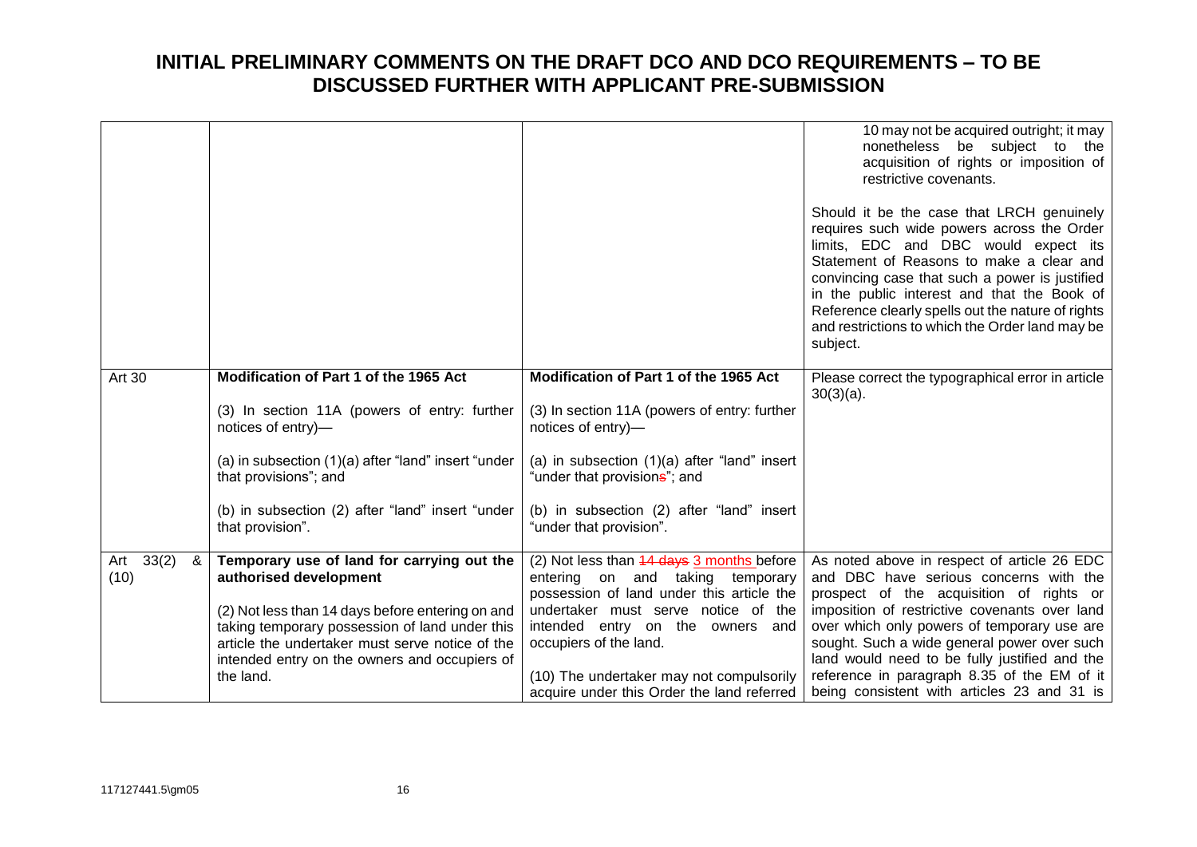# INITIAL PRELIMINARY COMMENTS ON THE DRAFT DCO AND DCO REQUIREMENTS – TO BE DISCUSSED FURTHER WITH APPLICANT PRE-SUBMISSION

| | | | |
|---|---|---|---|
| | | | 10 may not be acquired outright; it may nonetheless be subject to the acquisition of rights or imposition of restrictive covenants.<br><br>Should it be the case that LRCH genuinely requires such wide powers across the Order limits, EDC and DBC would expect its Statement of Reasons to make a clear and convincing case that such a power is justified in the public interest and that the Book of Reference clearly spells out the nature of rights and restrictions to which the Order land may be subject. |
| Art 30 | **Modification of Part 1 of the 1965 Act**<br><br>(3) In section 11A (powers of entry: further notices of entry)—<br><br>(a) in subsection (1)(a) after "land" insert "under that provisions"; and<br><br>(b) in subsection (2) after "land" insert "under that provision". | **Modification of Part 1 of the 1965 Act**<br><br>(3) In section 11A (powers of entry: further notices of entry)—<br><br>(a) in subsection (1)(a) after "land" insert "under that provision~~s~~"; and<br><br>(b) in subsection (2) after "land" insert "under that provision". | Please correct the typographical error in article 30(3)(a). |
| Art 33(2) & (10) | **Temporary use of land for carrying out the authorised development**<br><br>(2) Not less than 14 days before entering on and taking temporary possession of land under this article the undertaker must serve notice of the intended entry on the owners and occupiers of the land. | (2) Not less than ~~14 days~~ 3 months before entering on and taking temporary possession of land under this article the undertaker must serve notice of the intended entry on the owners and occupiers of the land.<br><br>(10) The undertaker may not compulsorily acquire under this Order the land referred | As noted above in respect of article 26 EDC and DBC have serious concerns with the prospect of the acquisition of rights or imposition of restrictive covenants over land over which only powers of temporary use are sought. Such a wide general power over such land would need to be fully justified and the reference in paragraph 8.35 of the EM of it being consistent with articles 23 and 31 is |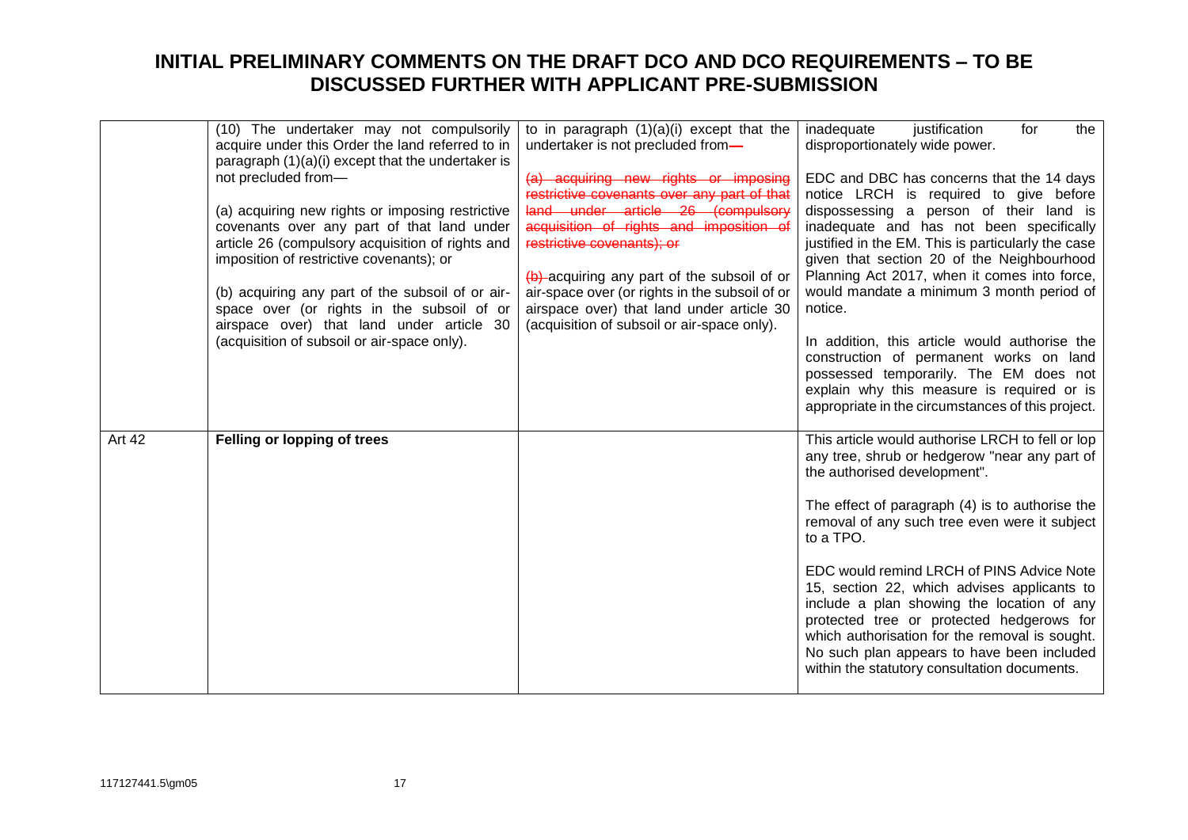# INITIAL PRELIMINARY COMMENTS ON THE DRAFT DCO AND DCO REQUIREMENTS – TO BE DISCUSSED FURTHER WITH APPLICANT PRE-SUBMISSION

| | | | |
|---|---|---|---|
| | (10) The undertaker may not compulsorily acquire under this Order the land referred to in paragraph (1)(a)(i) except that the undertaker is not precluded from—<br><br>(a) acquiring new rights or imposing restrictive covenants over any part of that land under article 26 (compulsory acquisition of rights and imposition of restrictive covenants); or<br><br>(b) acquiring any part of the subsoil of or air-space over (or rights in the subsoil of or airspace over) that land under article 30 (acquisition of subsoil or air-space only). | to in paragraph (1)(a)(i) except that the undertaker is not precluded from~~—~~<br><br>~~(a) acquiring new rights or imposing restrictive covenants over any part of that land under article 26 (compulsory acquisition of rights and imposition of restrictive covenants); or~~<br><br>~~(b)~~ acquiring any part of the subsoil of or air-space over (or rights in the subsoil of or airspace over) that land under article 30 (acquisition of subsoil or air-space only). | inadequate justification for the disproportionately wide power.<br><br>EDC and DBC has concerns that the 14 days notice LRCH is required to give before dispossessing a person of their land is inadequate and has not been specifically justified in the EM. This is particularly the case given that section 20 of the Neighbourhood Planning Act 2017, when it comes into force, would mandate a minimum 3 month period of notice.<br><br>In addition, this article would authorise the construction of permanent works on land possessed temporarily. The EM does not explain why this measure is required or is appropriate in the circumstances of this project. |
| Art 42 | **Felling or lopping of trees** | | This article would authorise LRCH to fell or lop any tree, shrub or hedgerow "near any part of the authorised development".<br><br>The effect of paragraph (4) is to authorise the removal of any such tree even were it subject to a TPO.<br><br>EDC would remind LRCH of PINS Advice Note 15, section 22, which advises applicants to include a plan showing the location of any protected tree or protected hedgerows for which authorisation for the removal is sought. No such plan appears to have been included within the statutory consultation documents. |

117127441.5\gm05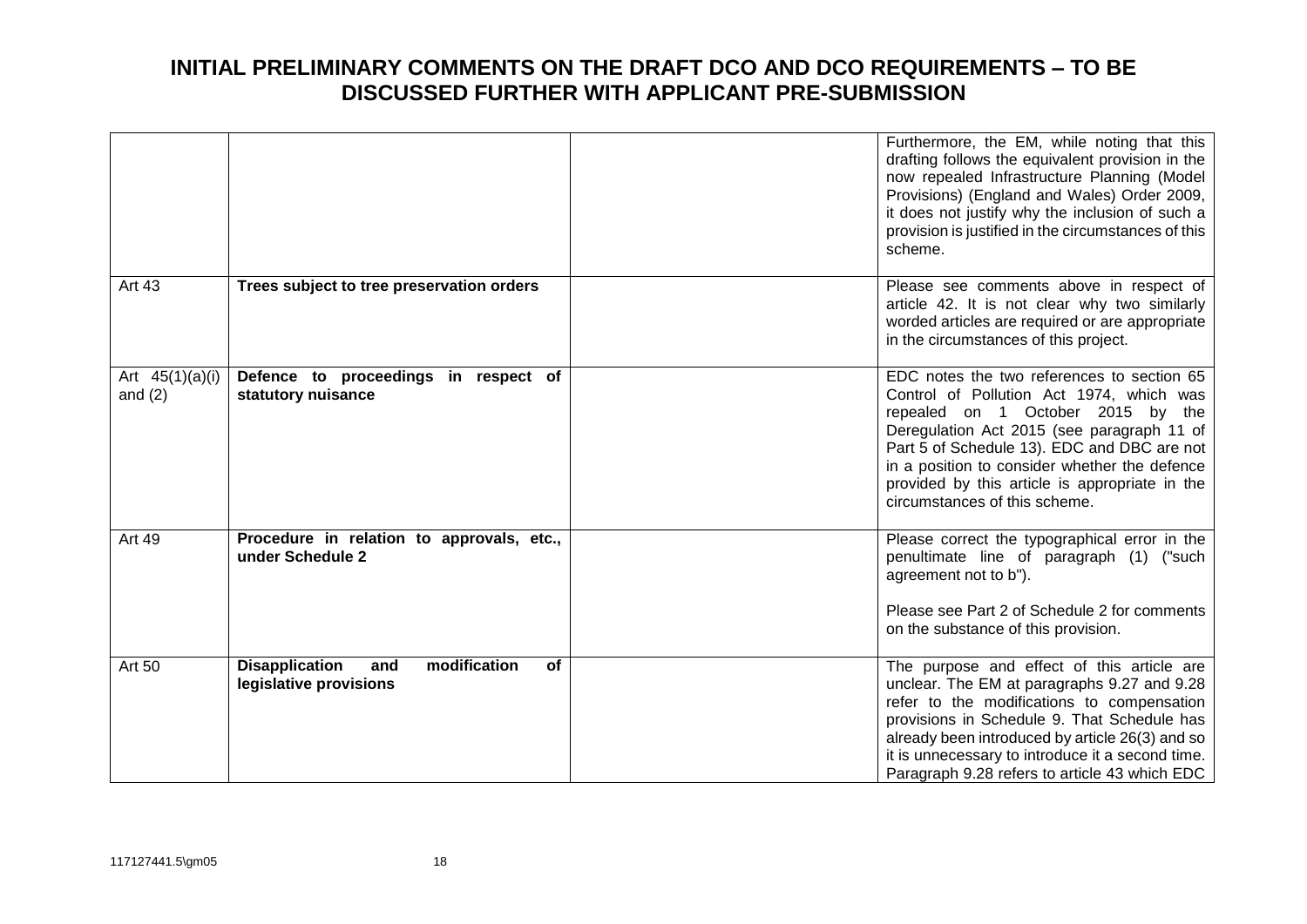# INITIAL PRELIMINARY COMMENTS ON THE DRAFT DCO AND DCO REQUIREMENTS – TO BE DISCUSSED FURTHER WITH APPLICANT PRE-SUBMISSION

| | | | |
|---|---|---|---|
| | | | Furthermore, the EM, while noting that this drafting follows the equivalent provision in the now repealed Infrastructure Planning (Model Provisions) (England and Wales) Order 2009, it does not justify why the inclusion of such a provision is justified in the circumstances of this scheme. |
| Art 43 | **Trees subject to tree preservation orders** | | Please see comments above in respect of article 42. It is not clear why two similarly worded articles are required or are appropriate in the circumstances of this project. |
| Art 45(1)(a)(i) and (2) | **Defence to proceedings in respect of statutory nuisance** | | EDC notes the two references to section 65 Control of Pollution Act 1974, which was repealed on 1 October 2015 by the Deregulation Act 2015 (see paragraph 11 of Part 5 of Schedule 13). EDC and DBC are not in a position to consider whether the defence provided by this article is appropriate in the circumstances of this scheme. |
| Art 49 | **Procedure in relation to approvals, etc., under Schedule 2** | | Please correct the typographical error in the penultimate line of paragraph (1) ("such agreement not to b").<br><br>Please see Part 2 of Schedule 2 for comments on the substance of this provision. |
| Art 50 | **Disapplication and modification of legislative provisions** | | The purpose and effect of this article are unclear. The EM at paragraphs 9.27 and 9.28 refer to the modifications to compensation provisions in Schedule 9. That Schedule has already been introduced by article 26(3) and so it is unnecessary to introduce it a second time. Paragraph 9.28 refers to article 43 which EDC |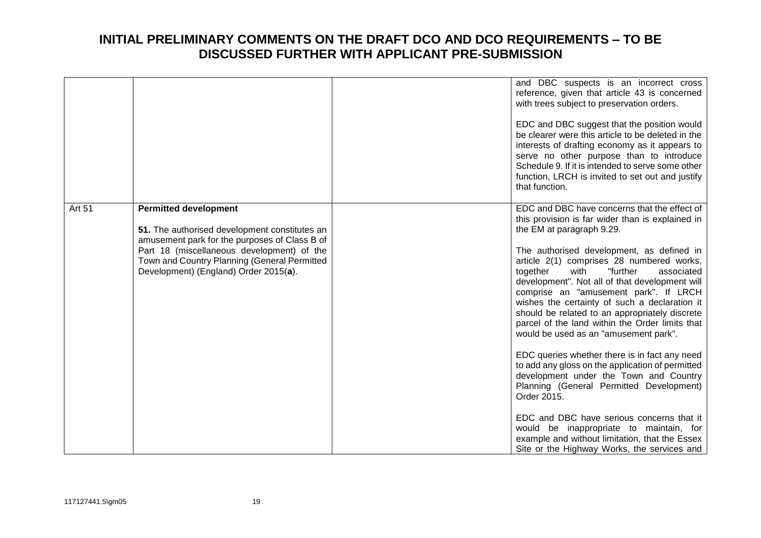# INITIAL PRELIMINARY COMMENTS ON THE DRAFT DCO AND DCO REQUIREMENTS – TO BE DISCUSSED FURTHER WITH APPLICANT PRE-SUBMISSION

| | | | |
|---|---|---|---|
| | | | and DBC suspects is an incorrect cross reference, given that article 43 is concerned with trees subject to preservation orders.<br><br>EDC and DBC suggest that the position would be clearer were this article to be deleted in the interests of drafting economy as it appears to serve no other purpose than to introduce Schedule 9. If it is intended to serve some other function, LRCH is invited to set out and justify that function. |
| Art 51 | **Permitted development**<br><br>**51.** The authorised development constitutes an amusement park for the purposes of Class B of Part 18 (miscellaneous development) of the Town and Country Planning (General Permitted Development) (England) Order 2015(**a**). | | EDC and DBC have concerns that the effect of this provision is far wider than is explained in the EM at paragraph 9.29.<br><br>The authorised development, as defined in article 2(1) comprises 28 numbered works, together with "further associated development". Not all of that development will comprise an "amusement park". If LRCH wishes the certainty of such a declaration it should be related to an appropriately discrete parcel of the land within the Order limits that would be used as an "amusement park".<br><br>EDC queries whether there is in fact any need to add any gloss on the application of permitted development under the Town and Country Planning (General Permitted Development) Order 2015.<br><br>EDC and DBC have serious concerns that it would be inappropriate to maintain, for example and without limitation, that the Essex Site or the Highway Works, the services and |

117127441.5\gm05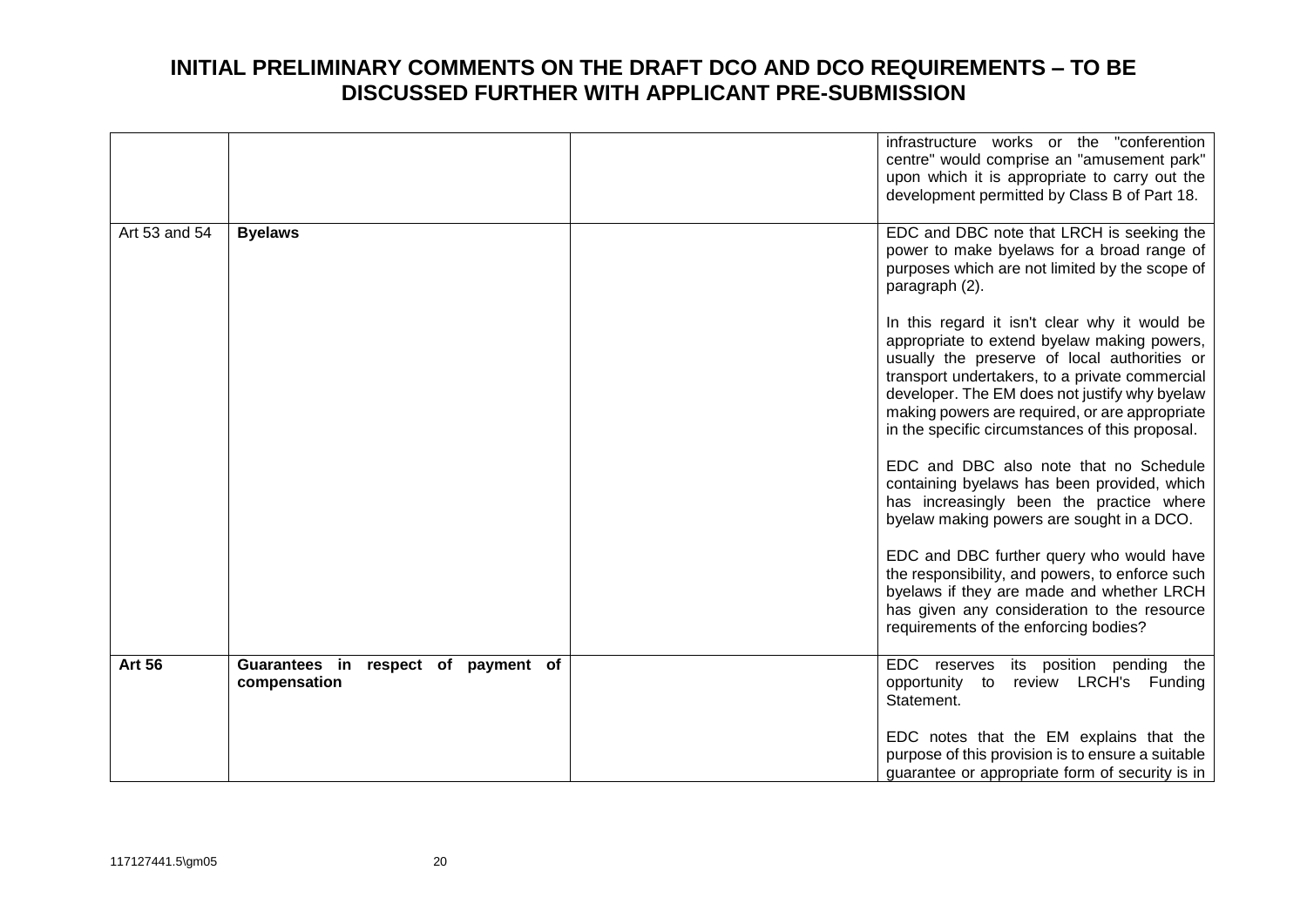# INITIAL PRELIMINARY COMMENTS ON THE DRAFT DCO AND DCO REQUIREMENTS – TO BE DISCUSSED FURTHER WITH APPLICANT PRE-SUBMISSION

| | | | |
|---|---|---|---|
| | | | infrastructure works or the "conferention centre" would comprise an "amusement park" upon which it is appropriate to carry out the development permitted by Class B of Part 18. |
| Art 53 and 54 | **Byelaws** | | EDC and DBC note that LRCH is seeking the power to make byelaws for a broad range of purposes which are not limited by the scope of paragraph (2).<br><br>In this regard it isn't clear why it would be appropriate to extend byelaw making powers, usually the preserve of local authorities or transport undertakers, to a private commercial developer. The EM does not justify why byelaw making powers are required, or are appropriate in the specific circumstances of this proposal.<br><br>EDC and DBC also note that no Schedule containing byelaws has been provided, which has increasingly been the practice where byelaw making powers are sought in a DCO.<br><br>EDC and DBC further query who would have the responsibility, and powers, to enforce such byelaws if they are made and whether LRCH has given any consideration to the resource requirements of the enforcing bodies? |
| **Art 56** | **Guarantees in respect of payment of compensation** | | EDC reserves its position pending the opportunity to review LRCH's Funding Statement.<br><br>EDC notes that the EM explains that the purpose of this provision is to ensure a suitable guarantee or appropriate form of security is in |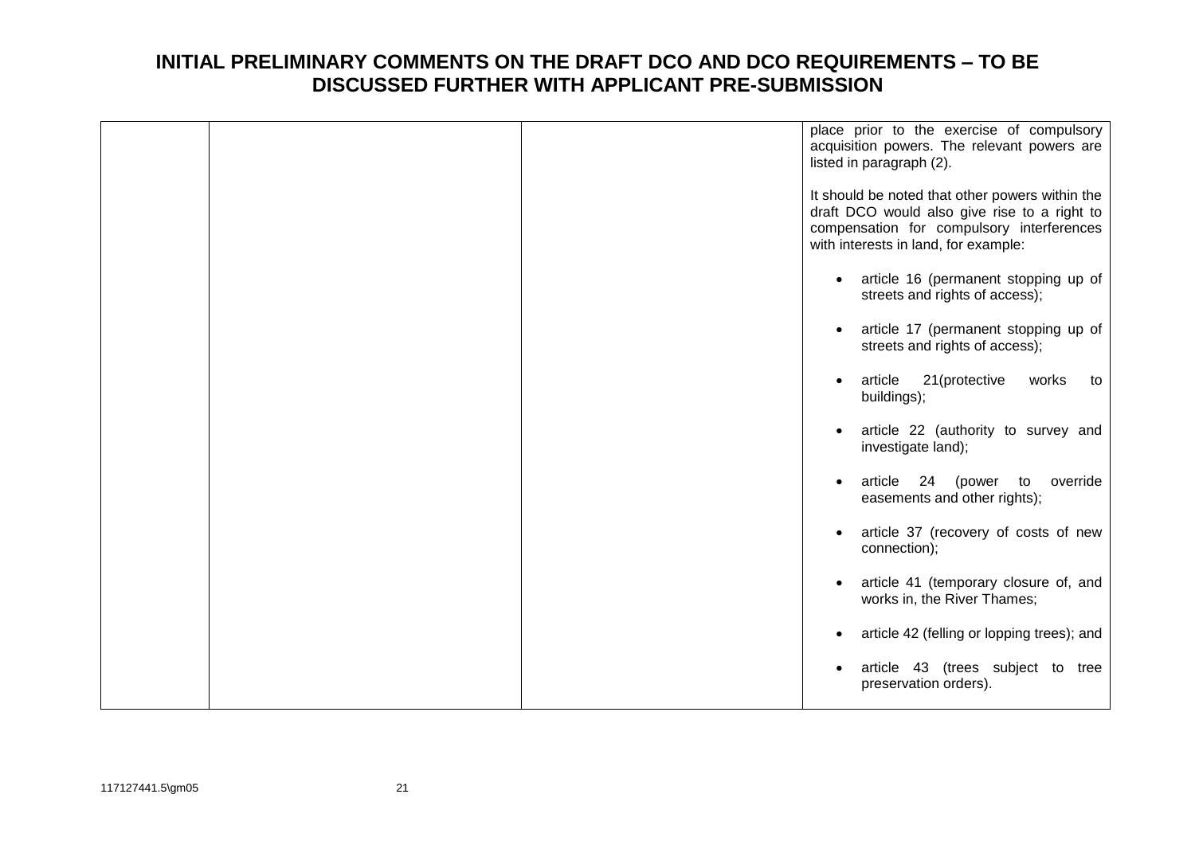# INITIAL PRELIMINARY COMMENTS ON THE DRAFT DCO AND DCO REQUIREMENTS – TO BE DISCUSSED FURTHER WITH APPLICANT PRE-SUBMISSION

| | | | |
|---|---|---|---|
| | | | place prior to the exercise of compulsory acquisition powers. The relevant powers are listed in paragraph (2).<br><br>It should be noted that other powers within the draft DCO would also give rise to a right to compensation for compulsory interferences with interests in land, for example:<br><br>• article 16 (permanent stopping up of streets and rights of access);<br><br>• article 17 (permanent stopping up of streets and rights of access);<br><br>• article 21(protective works to buildings);<br><br>• article 22 (authority to survey and investigate land);<br><br>• article 24 (power to override easements and other rights);<br><br>• article 37 (recovery of costs of new connection);<br><br>• article 41 (temporary closure of, and works in, the River Thames;<br><br>• article 42 (felling or lopping trees); and<br><br>• article 43 (trees subject to tree preservation orders). |

117127441.5\gm05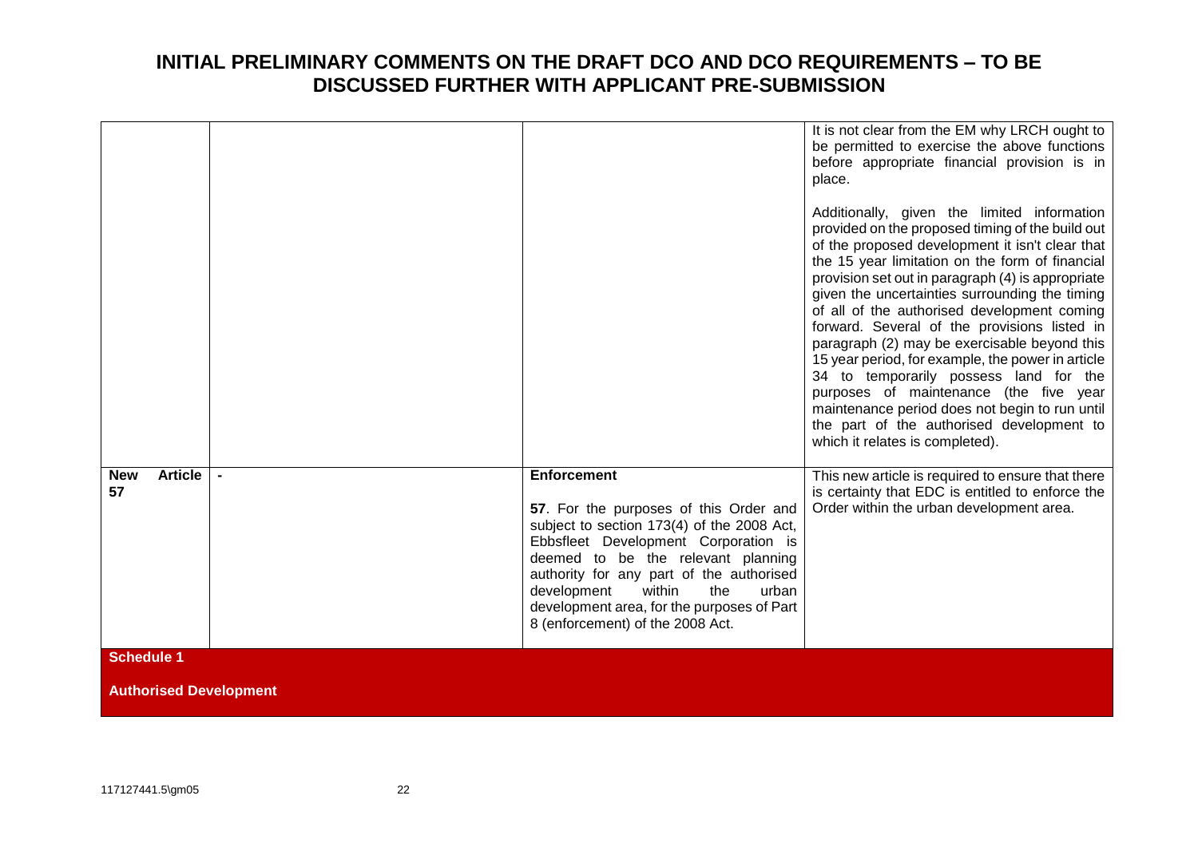# INITIAL PRELIMINARY COMMENTS ON THE DRAFT DCO AND DCO REQUIREMENTS – TO BE DISCUSSED FURTHER WITH APPLICANT PRE-SUBMISSION

| | | | |
|---|---|---|---|
| | | | It is not clear from the EM why LRCH ought to be permitted to exercise the above functions before appropriate financial provision is in place.<br><br>Additionally, given the limited information provided on the proposed timing of the build out of the proposed development it isn't clear that the 15 year limitation on the form of financial provision set out in paragraph (4) is appropriate given the uncertainties surrounding the timing of all of the authorised development coming forward. Several of the provisions listed in paragraph (2) may be exercisable beyond this 15 year period, for example, the power in article 34 to temporarily possess land for the purposes of maintenance (the five year maintenance period does not begin to run until the part of the authorised development to which it relates is completed). |
| **New Article 57** | - | **Enforcement**<br><br>**57**. For the purposes of this Order and subject to section 173(4) of the 2008 Act, Ebbsfleet Development Corporation is deemed to be the relevant planning authority for any part of the authorised development within the urban development area, for the purposes of Part 8 (enforcement) of the 2008 Act. | This new article is required to ensure that there is certainty that EDC is entitled to enforce the Order within the urban development area. |
| **Schedule 1**<br><br>**Authorised Development** | | | |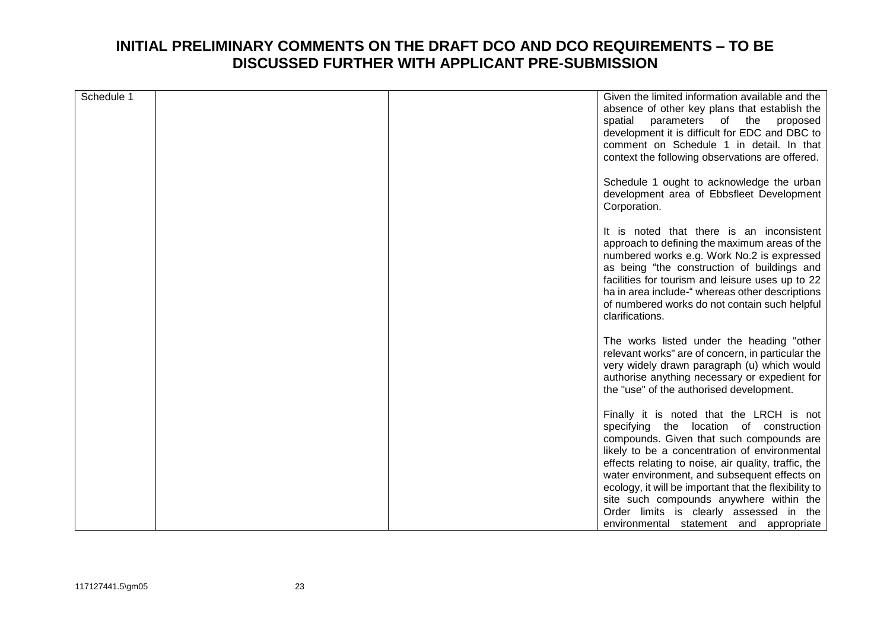# INITIAL PRELIMINARY COMMENTS ON THE DRAFT DCO AND DCO REQUIREMENTS – TO BE DISCUSSED FURTHER WITH APPLICANT PRE-SUBMISSION

| | | | |
|---|---|---|---|
| Schedule 1 | | | Given the limited information available and the absence of other key plans that establish the spatial parameters of the proposed development it is difficult for EDC and DBC to comment on Schedule 1 in detail. In that context the following observations are offered.<br><br>Schedule 1 ought to acknowledge the urban development area of Ebbsfleet Development Corporation.<br><br>It is noted that there is an inconsistent approach to defining the maximum areas of the numbered works e.g. Work No.2 is expressed as being "the construction of buildings and facilities for tourism and leisure uses up to 22 ha in area include-" whereas other descriptions of numbered works do not contain such helpful clarifications.<br><br>The works listed under the heading "other relevant works" are of concern, in particular the very widely drawn paragraph (u) which would authorise anything necessary or expedient for the "use" of the authorised development.<br><br>Finally it is noted that the LRCH is not specifying the location of construction compounds. Given that such compounds are likely to be a concentration of environmental effects relating to noise, air quality, traffic, the water environment, and subsequent effects on ecology, it will be important that the flexibility to site such compounds anywhere within the Order limits is clearly assessed in the environmental statement and appropriate |

117127441.5\gm05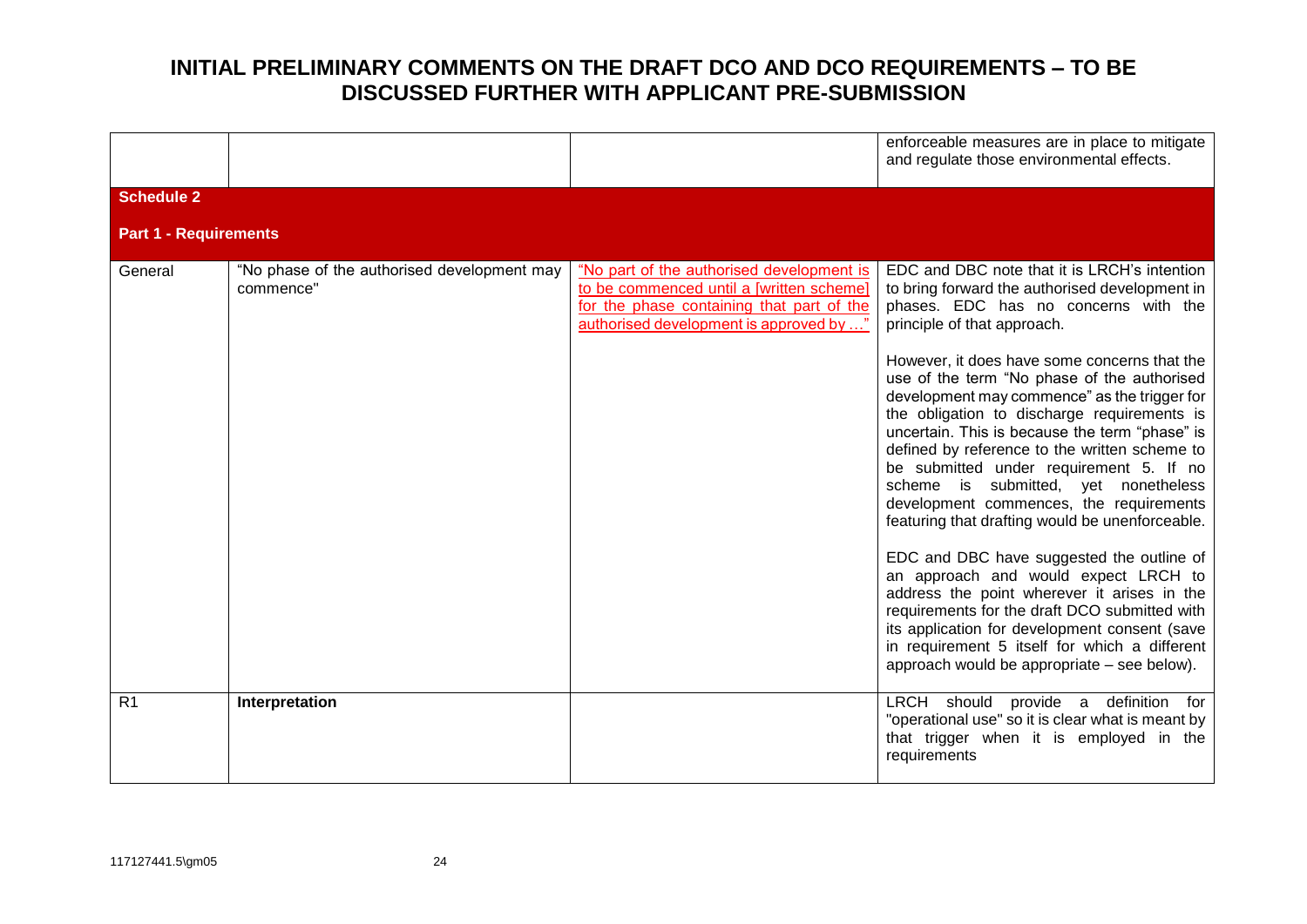# INITIAL PRELIMINARY COMMENTS ON THE DRAFT DCO AND DCO REQUIREMENTS – TO BE DISCUSSED FURTHER WITH APPLICANT PRE-SUBMISSION

| | | | |
|---|---|---|---|
| | | | enforceable measures are in place to mitigate and regulate those environmental effects. |
| **Schedule 2**<br><br>**Part 1 - Requirements** | | | |
| General | "No phase of the authorised development may commence" | "No part of the authorised development is to be commenced until a [written scheme] for the phase containing that part of the authorised development is approved by …" | EDC and DBC note that it is LRCH's intention to bring forward the authorised development in phases. EDC has no concerns with the principle of that approach.<br><br>However, it does have some concerns that the use of the term "No phase of the authorised development may commence" as the trigger for the obligation to discharge requirements is uncertain. This is because the term "phase" is defined by reference to the written scheme to be submitted under requirement 5. If no scheme is submitted, yet nonetheless development commences, the requirements featuring that drafting would be unenforceable.<br><br>EDC and DBC have suggested the outline of an approach and would expect LRCH to address the point wherever it arises in the requirements for the draft DCO submitted with its application for development consent (save in requirement 5 itself for which a different approach would be appropriate – see below). |
| R1 | **Interpretation** | | LRCH should provide a definition for "operational use" so it is clear what is meant by that trigger when it is employed in the requirements |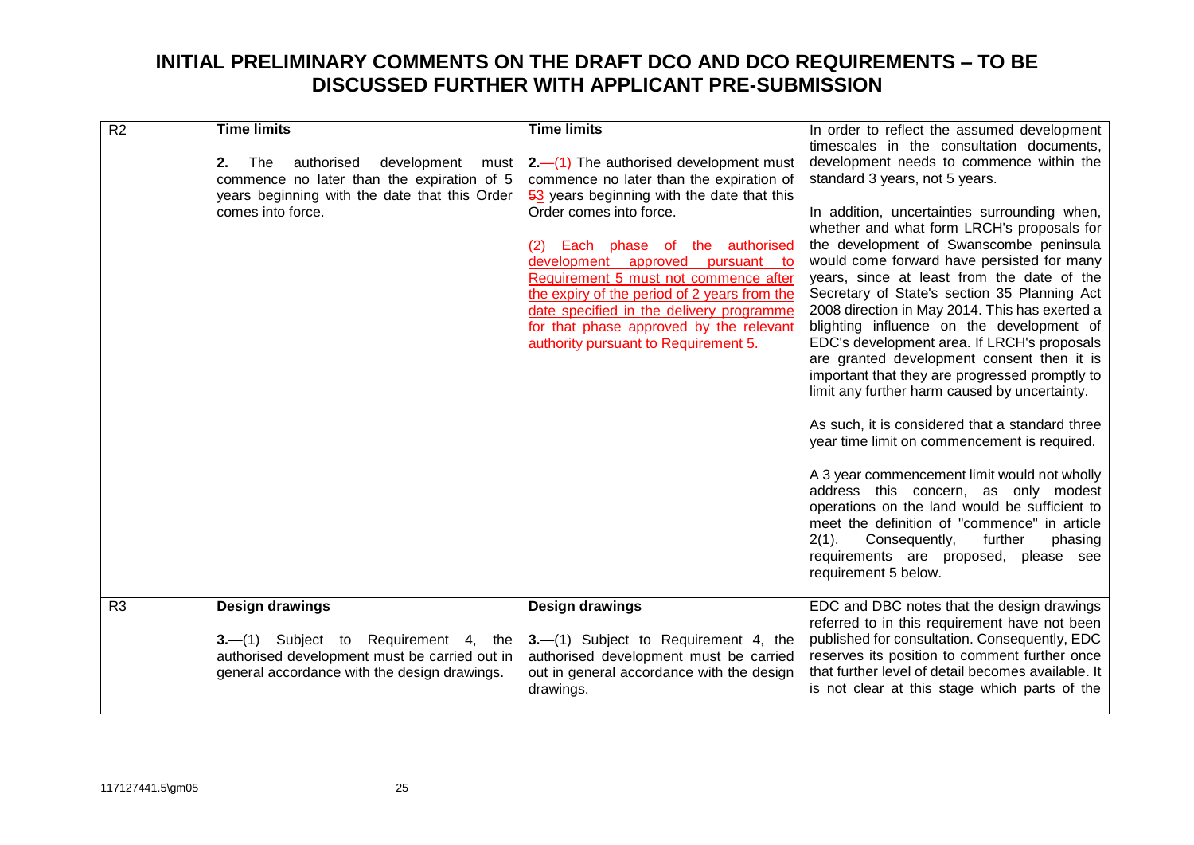# INITIAL PRELIMINARY COMMENTS ON THE DRAFT DCO AND DCO REQUIREMENTS – TO BE DISCUSSED FURTHER WITH APPLICANT PRE-SUBMISSION

| | | | |
|---|---|---|---|
| R2 | **Time limits**<br><br>**2.** The authorised development must commence no later than the expiration of 5 years beginning with the date that this Order comes into force. | **Time limits**<br><br>**2.**—(1) The authorised development must commence no later than the expiration of ~~5~~3 years beginning with the date that this Order comes into force.<br><br>(2) Each phase of the authorised development approved pursuant to Requirement 5 must not commence after the expiry of the period of 2 years from the date specified in the delivery programme for that phase approved by the relevant authority pursuant to Requirement 5. | In order to reflect the assumed development timescales in the consultation documents, development needs to commence within the standard 3 years, not 5 years.<br><br>In addition, uncertainties surrounding when, whether and what form LRCH's proposals for the development of Swanscombe peninsula would come forward have persisted for many years, since at least from the date of the Secretary of State's section 35 Planning Act 2008 direction in May 2014. This has exerted a blighting influence on the development of EDC's development area. If LRCH's proposals are granted development consent then it is important that they are progressed promptly to limit any further harm caused by uncertainty.<br><br>As such, it is considered that a standard three year time limit on commencement is required.<br><br>A 3 year commencement limit would not wholly address this concern, as only modest operations on the land would be sufficient to meet the definition of "commence" in article 2(1). Consequently, further phasing requirements are proposed, please see requirement 5 below. |
| R3 | **Design drawings**<br><br>**3.**—(1) Subject to Requirement 4, the authorised development must be carried out in general accordance with the design drawings. | **Design drawings**<br><br>**3.**—(1) Subject to Requirement 4, the authorised development must be carried out in general accordance with the design drawings. | EDC and DBC notes that the design drawings referred to in this requirement have not been published for consultation. Consequently, EDC reserves its position to comment further once that further level of detail becomes available. It is not clear at this stage which parts of the |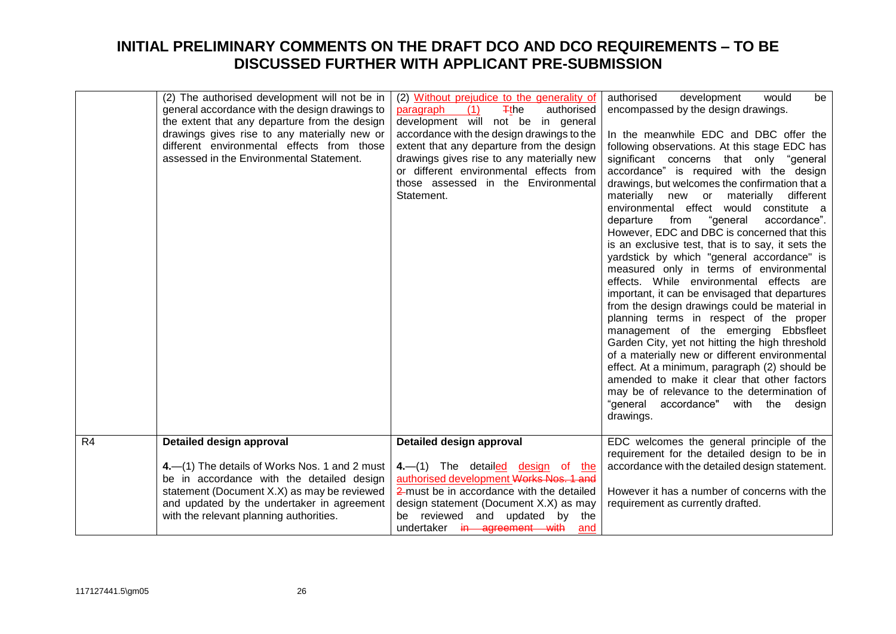# INITIAL PRELIMINARY COMMENTS ON THE DRAFT DCO AND DCO REQUIREMENTS – TO BE DISCUSSED FURTHER WITH APPLICANT PRE-SUBMISSION

| | | | |
|---|---|---|---|
| | (2) The authorised development will not be in general accordance with the design drawings to the extent that any departure from the design drawings gives rise to any materially new or different environmental effects from those assessed in the Environmental Statement. | (2) Without prejudice to the generality of paragraph (1) ~~T~~the authorised development will not be in general accordance with the design drawings to the extent that any departure from the design drawings gives rise to any materially new or different environmental effects from those assessed in the Environmental Statement. | authorised development would be encompassed by the design drawings.<br><br>In the meanwhile EDC and DBC offer the following observations. At this stage EDC has significant concerns that only "general accordance" is required with the design drawings, but welcomes the confirmation that a materially new or materially different environmental effect would constitute a departure from "general accordance". However, EDC and DBC is concerned that this is an exclusive test, that is to say, it sets the yardstick by which "general accordance" is measured only in terms of environmental effects. While environmental effects are important, it can be envisaged that departures from the design drawings could be material in planning terms in respect of the proper management of the emerging Ebbsfleet Garden City, yet not hitting the high threshold of a materially new or different environmental effect. At a minimum, paragraph (2) should be amended to make it clear that other factors may be of relevance to the determination of "general accordance" with the design drawings. |
| R4 | **Detailed design approval**<br><br>**4.**—(1) The details of Works Nos. 1 and 2 must be in accordance with the detailed design statement (Document X.X) as may be reviewed and updated by the undertaker in agreement with the relevant planning authorities. | **Detailed design approval**<br><br>**4.**—(1) The detailed design of the authorised development ~~Works Nos. 1 and 2~~ must be in accordance with the detailed design statement (Document X.X) as may be reviewed and updated by the undertaker ~~in agreement with~~ and | EDC welcomes the general principle of the requirement for the detailed design to be in accordance with the detailed design statement.<br><br>However it has a number of concerns with the requirement as currently drafted. |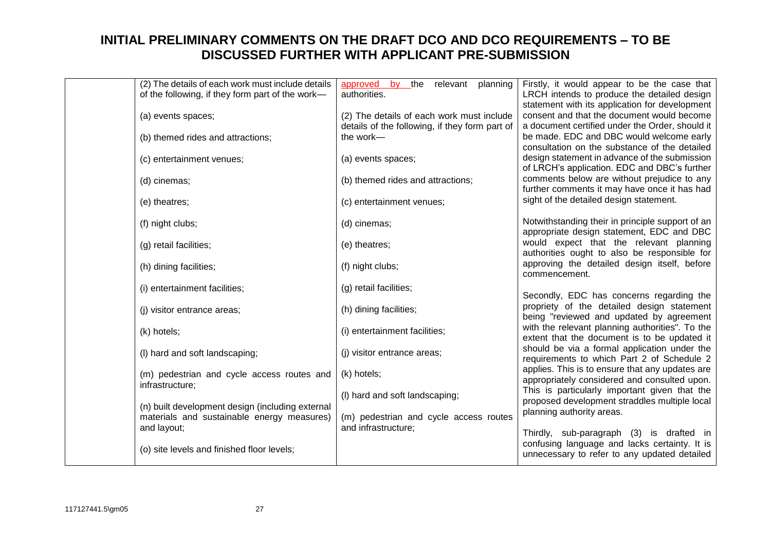# INITIAL PRELIMINARY COMMENTS ON THE DRAFT DCO AND DCO REQUIREMENTS – TO BE DISCUSSED FURTHER WITH APPLICANT PRE-SUBMISSION

| | | | |
|---|---|---|---|
| | (2) The details of each work must include details of the following, if they form part of the work—<br><br>(a) events spaces;<br><br>(b) themed rides and attractions;<br><br>(c) entertainment venues;<br><br>(d) cinemas;<br><br>(e) theatres;<br><br>(f) night clubs;<br><br>(g) retail facilities;<br><br>(h) dining facilities;<br><br>(i) entertainment facilities;<br><br>(j) visitor entrance areas;<br><br>(k) hotels;<br><br>(l) hard and soft landscaping;<br><br>(m) pedestrian and cycle access routes and infrastructure;<br><br>(n) built development design (including external materials and sustainable energy measures) and layout;<br><br>(o) site levels and finished floor levels; | approved by the relevant planning authorities.<br><br>(2) The details of each work must include details of the following, if they form part of the work—<br><br>(a) events spaces;<br><br>(b) themed rides and attractions;<br><br>(c) entertainment venues;<br><br>(d) cinemas;<br><br>(e) theatres;<br><br>(f) night clubs;<br><br>(g) retail facilities;<br><br>(h) dining facilities;<br><br>(i) entertainment facilities;<br><br>(j) visitor entrance areas;<br><br>(k) hotels;<br><br>(l) hard and soft landscaping;<br><br>(m) pedestrian and cycle access routes and infrastructure; | Firstly, it would appear to be the case that LRCH intends to produce the detailed design statement with its application for development consent and that the document would become a document certified under the Order, should it be made. EDC and DBC would welcome early consultation on the substance of the detailed design statement in advance of the submission of LRCH's application. EDC and DBC's further comments below are without prejudice to any further comments it may have once it has had sight of the detailed design statement.<br><br>Notwithstanding their in principle support of an appropriate design statement, EDC and DBC would expect that the relevant planning authorities ought to also be responsible for approving the detailed design itself, before commencement.<br><br>Secondly, EDC has concerns regarding the propriety of the detailed design statement being "reviewed and updated by agreement with the relevant planning authorities". To the extent that the document is to be updated it should be via a formal application under the requirements to which Part 2 of Schedule 2 applies. This is to ensure that any updates are appropriately considered and consulted upon. This is particularly important given that the proposed development straddles multiple local planning authority areas.<br><br>Thirdly, sub-paragraph (3) is drafted in confusing language and lacks certainty. It is unnecessary to refer to any updated detailed |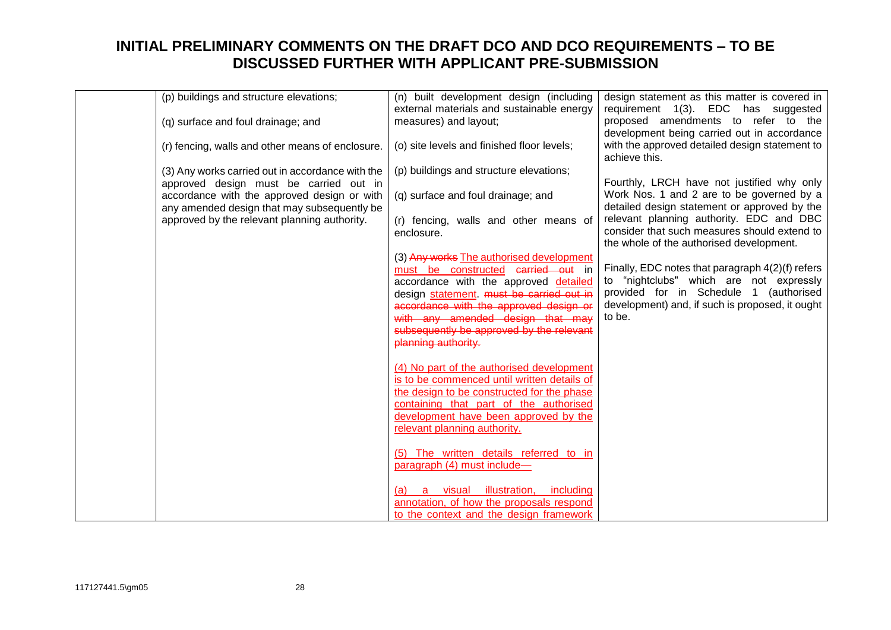# INITIAL PRELIMINARY COMMENTS ON THE DRAFT DCO AND DCO REQUIREMENTS – TO BE DISCUSSED FURTHER WITH APPLICANT PRE-SUBMISSION

| | | | |
|---|---|---|---|
| | (p) buildings and structure elevations;<br><br>(q) surface and foul drainage; and<br><br>(r) fencing, walls and other means of enclosure.<br><br>(3) Any works carried out in accordance with the approved design must be carried out in accordance with the approved design or with any amended design that may subsequently be approved by the relevant planning authority. | (n) built development design (including external materials and sustainable energy measures) and layout;<br><br>(o) site levels and finished floor levels;<br><br>(p) buildings and structure elevations;<br><br>(q) surface and foul drainage; and<br><br>(r) fencing, walls and other means of enclosure.<br><br>(3) ~~Any works~~ <u>The authorised development must be constructed</u> ~~carried out~~ in accordance with the approved <u>detailed</u> design <u>statement</u>. ~~must be carried out in accordance with the approved design or with any amended design that may subsequently be approved by the relevant planning authority.~~<br><br><u>(4) No part of the authorised development is to be commenced until written details of the design to be constructed for the phase containing that part of the authorised development have been approved by the relevant planning authority.</u><br><br><u>(5) The written details referred to in paragraph (4) must include—</u><br><br><u>(a) a visual illustration, including annotation, of how the proposals respond to the context and the design framework</u> | design statement as this matter is covered in requirement 1(3). EDC has suggested proposed amendments to refer to the development being carried out in accordance with the approved detailed design statement to achieve this.<br><br>Fourthly, LRCH have not justified why only Work Nos. 1 and 2 are to be governed by a detailed design statement or approved by the relevant planning authority. EDC and DBC consider that such measures should extend to the whole of the authorised development.<br><br>Finally, EDC notes that paragraph 4(2)(f) refers to "nightclubs" which are not expressly provided for in Schedule 1 (authorised development) and, if such is proposed, it ought to be. |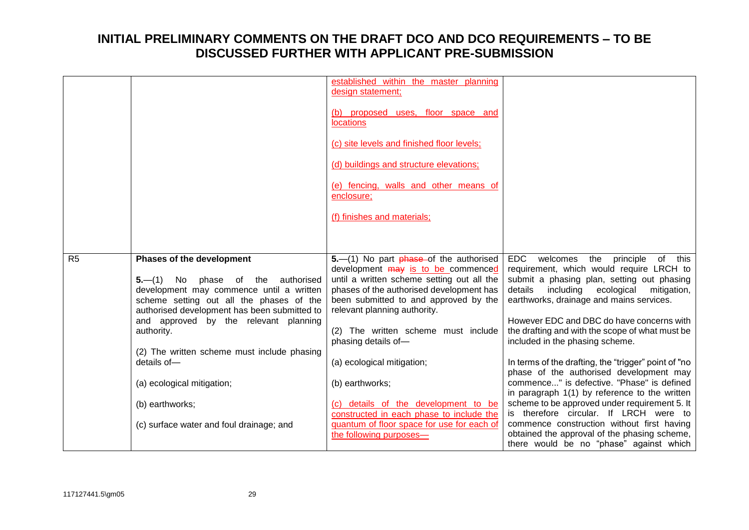# INITIAL PRELIMINARY COMMENTS ON THE DRAFT DCO AND DCO REQUIREMENTS – TO BE DISCUSSED FURTHER WITH APPLICANT PRE-SUBMISSION

| | | | |
|---|---|---|---|
| | | established within the master planning design statement;<br><br>(b) proposed uses, floor space and locations<br><br>(c) site levels and finished floor levels;<br><br>(d) buildings and structure elevations;<br><br>(e) fencing, walls and other means of enclosure;<br><br>(f) finishes and materials; | |
| R5 | **Phases of the development**<br><br>**5.**—(1) No phase of the authorised development may commence until a written scheme setting out all the phases of the authorised development has been submitted to and approved by the relevant planning authority.<br><br>(2) The written scheme must include phasing details of—<br><br>(a) ecological mitigation;<br><br>(b) earthworks;<br><br>(c) surface water and foul drainage; and | **5.**—(1) No part ~~phase~~ of the authorised development ~~may~~ is to be commenced until a written scheme setting out all the phases of the authorised development has been submitted to and approved by the relevant planning authority.<br><br>(2) The written scheme must include phasing details of—<br><br>(a) ecological mitigation;<br><br>(b) earthworks;<br><br>(c) details of the development to be constructed in each phase to include the quantum of floor space for use for each of the following purposes— | EDC welcomes the principle of this requirement, which would require LRCH to submit a phasing plan, setting out phasing details including ecological mitigation, earthworks, drainage and mains services.<br><br>However EDC and DBC do have concerns with the drafting and with the scope of what must be included in the phasing scheme.<br><br>In terms of the drafting, the "trigger" point of "no phase of the authorised development may commence..." is defective. "Phase" is defined in paragraph 1(1) by reference to the written scheme to be approved under requirement 5. It is therefore circular. If LRCH were to commence construction without first having obtained the approval of the phasing scheme, there would be no "phase" against which |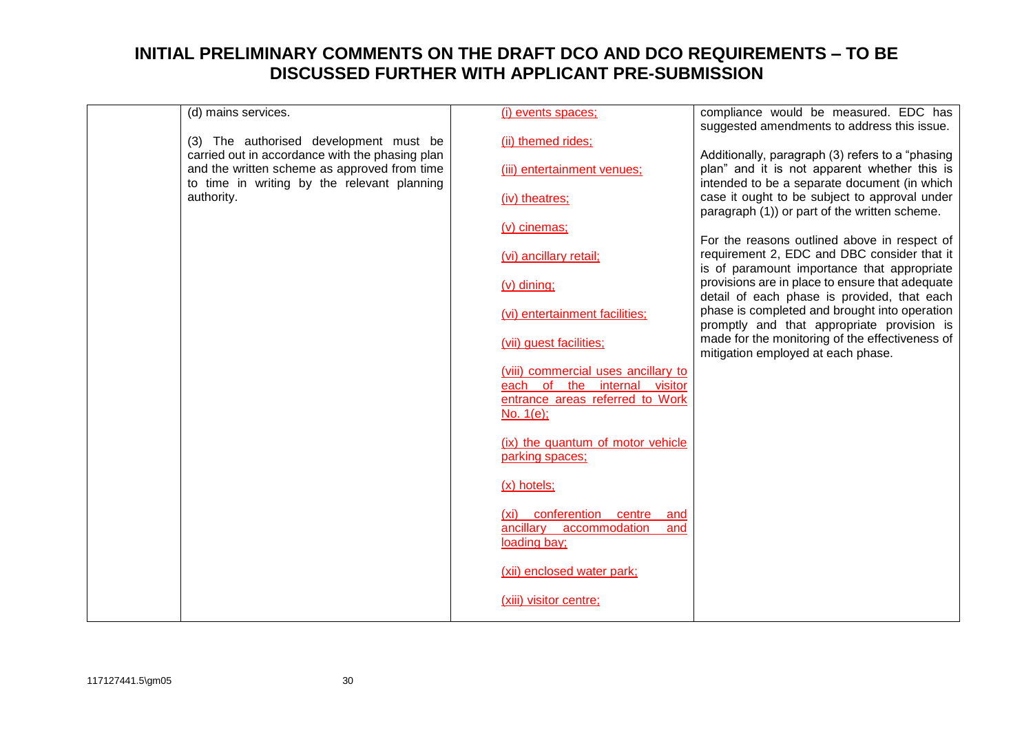# INITIAL PRELIMINARY COMMENTS ON THE DRAFT DCO AND DCO REQUIREMENTS – TO BE DISCUSSED FURTHER WITH APPLICANT PRE-SUBMISSION

| | | | |
|---|---|---|---|
| | (d) mains services.<br><br>(3) The authorised development must be carried out in accordance with the phasing plan and the written scheme as approved from time to time in writing by the relevant planning authority. | <u>(i) events spaces;</u><br><br><u>(ii) themed rides;</u><br><br><u>(iii) entertainment venues;</u><br><br><u>(iv) theatres;</u><br><br><u>(v) cinemas;</u><br><br><u>(vi) ancillary retail;</u><br><br><u>(v) dining;</u><br><br><u>(vi) entertainment facilities;</u><br><br><u>(vii) guest facilities;</u><br><br><u>(viii) commercial uses ancillary to each of the internal visitor entrance areas referred to Work No. 1(e);</u><br><br><u>(ix) the quantum of motor vehicle parking spaces;</u><br><br><u>(x) hotels;</u><br><br><u>(xi) conferention centre and ancillary accommodation and loading bay;</u><br><br><u>(xii) enclosed water park;</u><br><br><u>(xiii) visitor centre;</u> | compliance would be measured. EDC has suggested amendments to address this issue.<br><br>Additionally, paragraph (3) refers to a "phasing plan" and it is not apparent whether this is intended to be a separate document (in which case it ought to be subject to approval under paragraph (1)) or part of the written scheme.<br><br>For the reasons outlined above in respect of requirement 2, EDC and DBC consider that it is of paramount importance that appropriate provisions are in place to ensure that adequate detail of each phase is provided, that each phase is completed and brought into operation promptly and that appropriate provision is made for the monitoring of the effectiveness of mitigation employed at each phase. |

117127441.5\gm05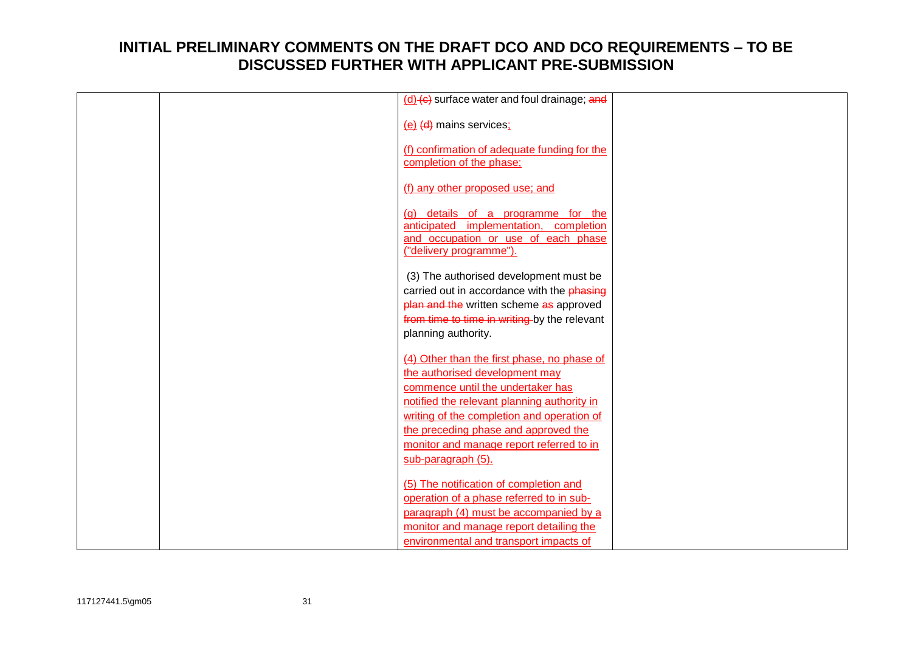# INITIAL PRELIMINARY COMMENTS ON THE DRAFT DCO AND DCO REQUIREMENTS – TO BE DISCUSSED FURTHER WITH APPLICANT PRE-SUBMISSION

| | | | |
|---|---|---|---|
| | | (d) ~~(c)~~ surface water and foul drainage; ~~and~~<br><br>(e) ~~(d)~~ mains services;<br><br>(f) confirmation of adequate funding for the completion of the phase;<br><br>(f) any other proposed use; and<br><br>(g) details of a programme for the anticipated implementation, completion and occupation or use of each phase ("delivery programme").<br><br>(3) The authorised development must be carried out in accordance with the ~~phasing plan and the~~ written scheme ~~as~~ approved ~~from time to time in writing~~ by the relevant planning authority.<br><br>(4) Other than the first phase, no phase of the authorised development may commence until the undertaker has notified the relevant planning authority in writing of the completion and operation of the preceding phase and approved the monitor and manage report referred to in sub-paragraph (5).<br><br>(5) The notification of completion and operation of a phase referred to in sub-paragraph (4) must be accompanied by a monitor and manage report detailing the environmental and transport impacts of | |

117127441.5\gm05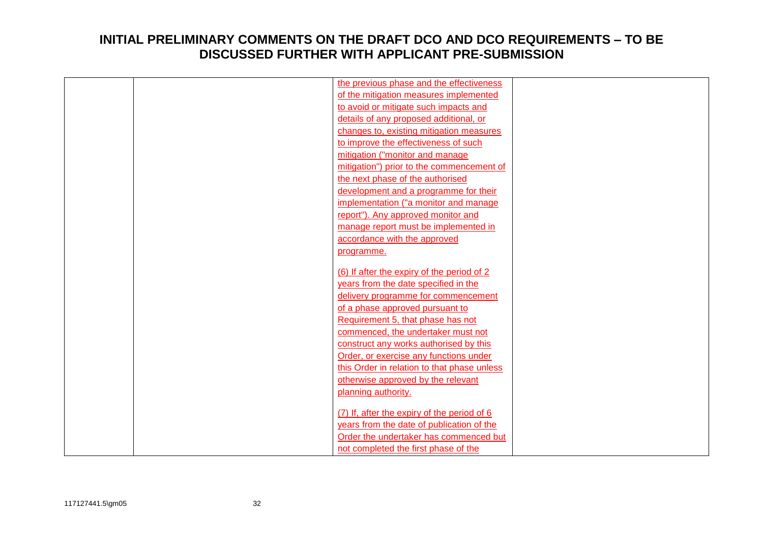# INITIAL PRELIMINARY COMMENTS ON THE DRAFT DCO AND DCO REQUIREMENTS – TO BE DISCUSSED FURTHER WITH APPLICANT PRE-SUBMISSION

| | | | |
|---|---|---|---|
| | | the previous phase and the effectiveness of the mitigation measures implemented to avoid or mitigate such impacts and details of any proposed additional, or changes to, existing mitigation measures to improve the effectiveness of such mitigation ("monitor and manage mitigation") prior to the commencement of the next phase of the authorised development and a programme for their implementation ("a monitor and manage report"). Any approved monitor and manage report must be implemented in accordance with the approved programme.<br><br>(6) If after the expiry of the period of 2 years from the date specified in the delivery programme for commencement of a phase approved pursuant to Requirement 5, that phase has not commenced, the undertaker must not construct any works authorised by this Order, or exercise any functions under this Order in relation to that phase unless otherwise approved by the relevant planning authority.<br><br>(7) If, after the expiry of the period of 6 years from the date of publication of the Order the undertaker has commenced but not completed the first phase of the | |

117127441.5\gm05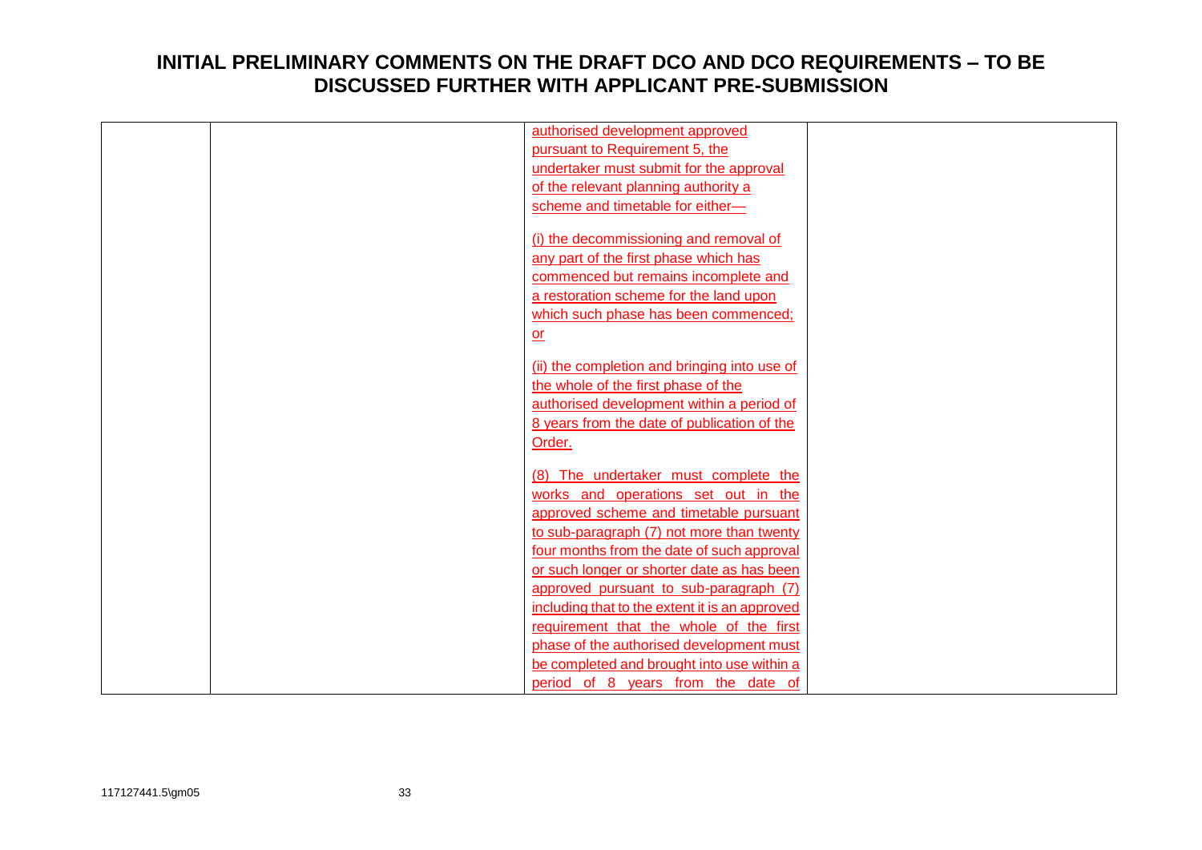# INITIAL PRELIMINARY COMMENTS ON THE DRAFT DCO AND DCO REQUIREMENTS – TO BE DISCUSSED FURTHER WITH APPLICANT PRE-SUBMISSION

| | | | |
|---|---|---|---|
| | | authorised development approved pursuant to Requirement 5, the undertaker must submit for the approval of the relevant planning authority a scheme and timetable for either—<br><br>(i) the decommissioning and removal of any part of the first phase which has commenced but remains incomplete and a restoration scheme for the land upon which such phase has been commenced; or<br><br>(ii) the completion and bringing into use of the whole of the first phase of the authorised development within a period of 8 years from the date of publication of the Order.<br><br>(8) The undertaker must complete the works and operations set out in the approved scheme and timetable pursuant to sub-paragraph (7) not more than twenty four months from the date of such approval or such longer or shorter date as has been approved pursuant to sub-paragraph (7) including that to the extent it is an approved requirement that the whole of the first phase of the authorised development must be completed and brought into use within a period of 8 years from the date of | |

117127441.5\gm05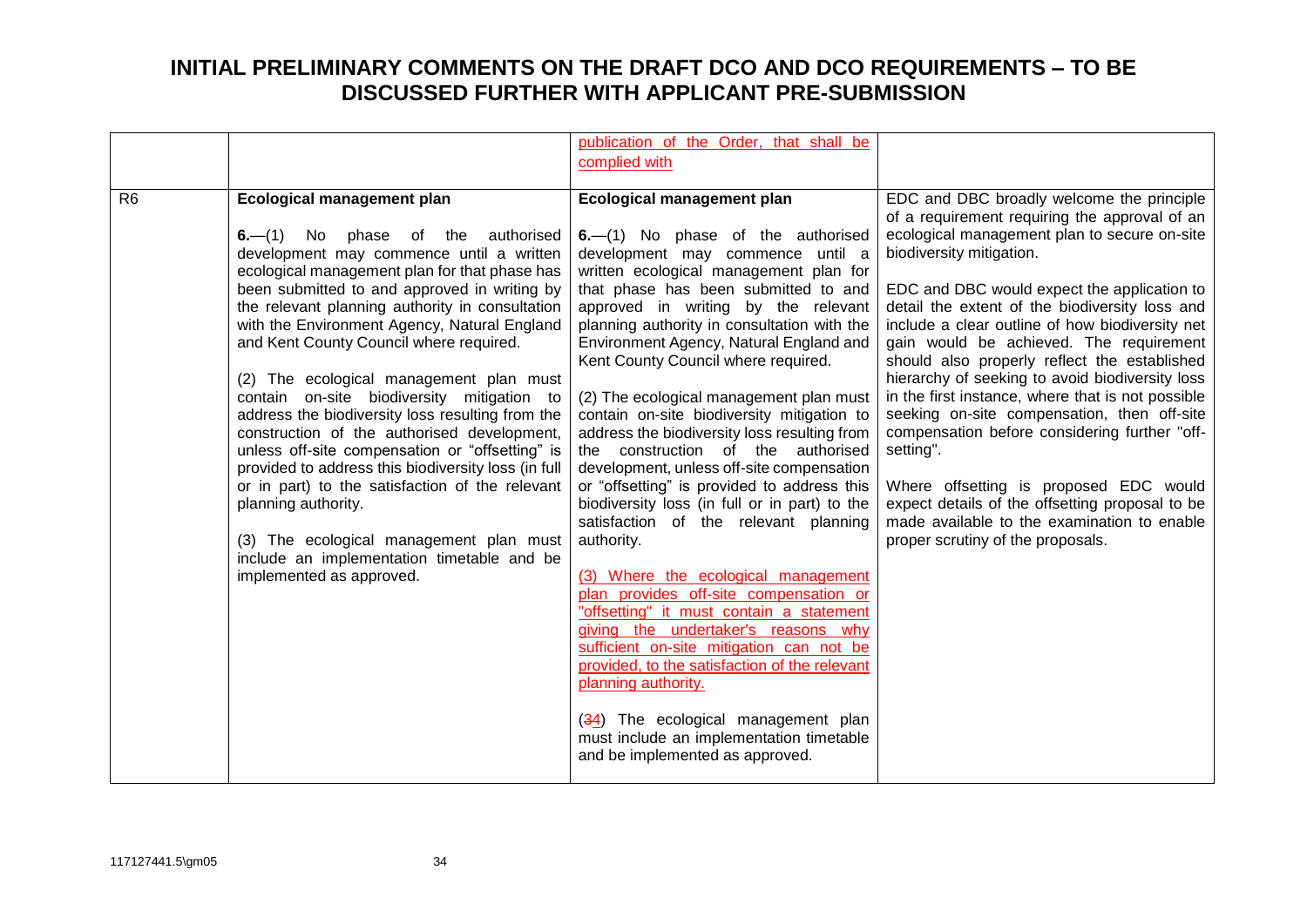# INITIAL PRELIMINARY COMMENTS ON THE DRAFT DCO AND DCO REQUIREMENTS – TO BE DISCUSSED FURTHER WITH APPLICANT PRE-SUBMISSION

| | | | |
|---|---|---|---|
| | | publication of the Order, that shall be complied with | |
| R6 | **Ecological management plan**<br><br>**6.**—(1) No phase of the authorised development may commence until a written ecological management plan for that phase has been submitted to and approved in writing by the relevant planning authority in consultation with the Environment Agency, Natural England and Kent County Council where required.<br><br>(2) The ecological management plan must contain on-site biodiversity mitigation to address the biodiversity loss resulting from the construction of the authorised development, unless off-site compensation or "offsetting" is provided to address this biodiversity loss (in full or in part) to the satisfaction of the relevant planning authority.<br><br>(3) The ecological management plan must include an implementation timetable and be implemented as approved. | **Ecological management plan**<br><br>**6.**—(1) No phase of the authorised development may commence until a written ecological management plan for that phase has been submitted to and approved in writing by the relevant planning authority in consultation with the Environment Agency, Natural England and Kent County Council where required.<br><br>(2) The ecological management plan must contain on-site biodiversity mitigation to address the biodiversity loss resulting from the construction of the authorised development, unless off-site compensation or "offsetting" is provided to address this biodiversity loss (in full or in part) to the satisfaction of the relevant planning authority.<br><br>(3) Where the ecological management plan provides off-site compensation or "offsetting" it must contain a statement giving the undertaker's reasons why sufficient on-site mitigation can not be provided, to the satisfaction of the relevant planning authority.<br><br>(~~3~~4) The ecological management plan must include an implementation timetable and be implemented as approved. | EDC and DBC broadly welcome the principle of a requirement requiring the approval of an ecological management plan to secure on-site biodiversity mitigation.<br><br>EDC and DBC would expect the application to detail the extent of the biodiversity loss and include a clear outline of how biodiversity net gain would be achieved. The requirement should also properly reflect the established hierarchy of seeking to avoid biodiversity loss in the first instance, where that is not possible seeking on-site compensation, then off-site compensation before considering further "off-setting".<br><br>Where offsetting is proposed EDC would expect details of the offsetting proposal to be made available to the examination to enable proper scrutiny of the proposals. |

117127441.5\gm05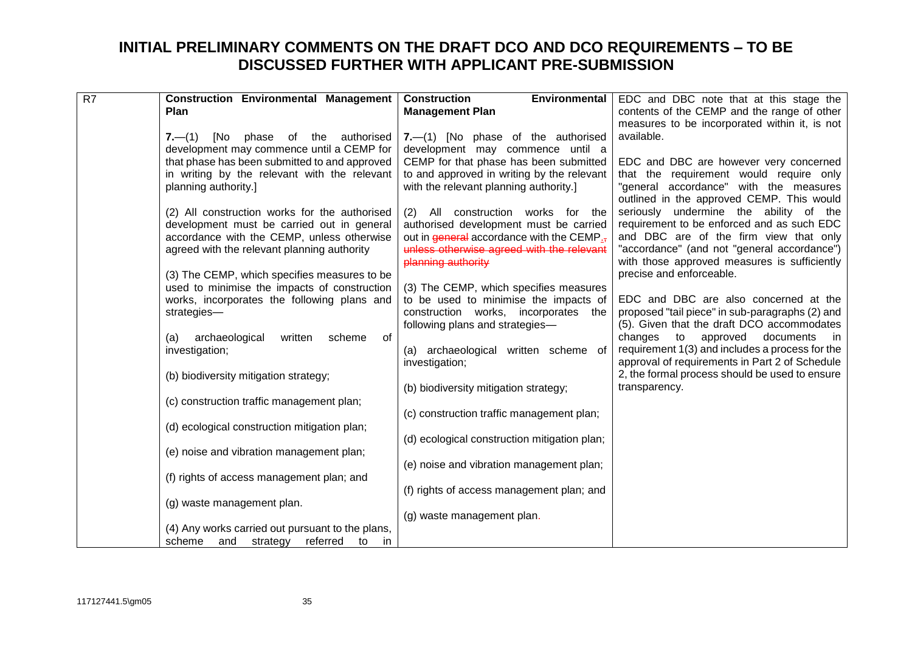# INITIAL PRELIMINARY COMMENTS ON THE DRAFT DCO AND DCO REQUIREMENTS – TO BE DISCUSSED FURTHER WITH APPLICANT PRE-SUBMISSION

| | | | |
|---|---|---|---|
| R7 | **Construction Environmental Management Plan**<br><br>**7.**—(1) [No phase of the authorised development may commence until a CEMP for that phase has been submitted to and approved in writing by the relevant with the relevant planning authority.]<br><br>(2) All construction works for the authorised development must be carried out in general accordance with the CEMP, unless otherwise agreed with the relevant planning authority<br><br>(3) The CEMP, which specifies measures to be used to minimise the impacts of construction works, incorporates the following plans and strategies—<br><br>(a) archaeological written scheme of investigation;<br><br>(b) biodiversity mitigation strategy;<br><br>(c) construction traffic management plan;<br><br>(d) ecological construction mitigation plan;<br><br>(e) noise and vibration management plan;<br><br>(f) rights of access management plan; and<br><br>(g) waste management plan.<br><br>(4) Any works carried out pursuant to the plans, scheme and strategy referred to in | **Construction Environmental Management Plan**<br><br>**7.**—(1) [No phase of the authorised development may commence until a CEMP for that phase has been submitted to and approved in writing by the relevant with the relevant planning authority.]<br><br>(2) All construction works for the authorised development must be carried out in ~~general~~ accordance with the CEMP.~~, unless otherwise agreed with the relevant planning authority~~<br><br>(3) The CEMP, which specifies measures to be used to minimise the impacts of construction works, incorporates the following plans and strategies—<br><br>(a) archaeological written scheme of investigation;<br><br>(b) biodiversity mitigation strategy;<br><br>(c) construction traffic management plan;<br><br>(d) ecological construction mitigation plan;<br><br>(e) noise and vibration management plan;<br><br>(f) rights of access management plan; and<br><br>(g) waste management plan. | EDC and DBC note that at this stage the contents of the CEMP and the range of other measures to be incorporated within it, is not available.<br><br>EDC and DBC are however very concerned that the requirement would require only "general accordance" with the measures outlined in the approved CEMP. This would seriously undermine the ability of the requirement to be enforced and as such EDC and DBC are of the firm view that only "accordance" (and not "general accordance") with those approved measures is sufficiently precise and enforceable.<br><br>EDC and DBC are also concerned at the proposed "tail piece" in sub-paragraphs (2) and (5). Given that the draft DCO accommodates changes to approved documents in requirement 1(3) and includes a process for the approval of requirements in Part 2 of Schedule 2, the formal process should be used to ensure transparency. |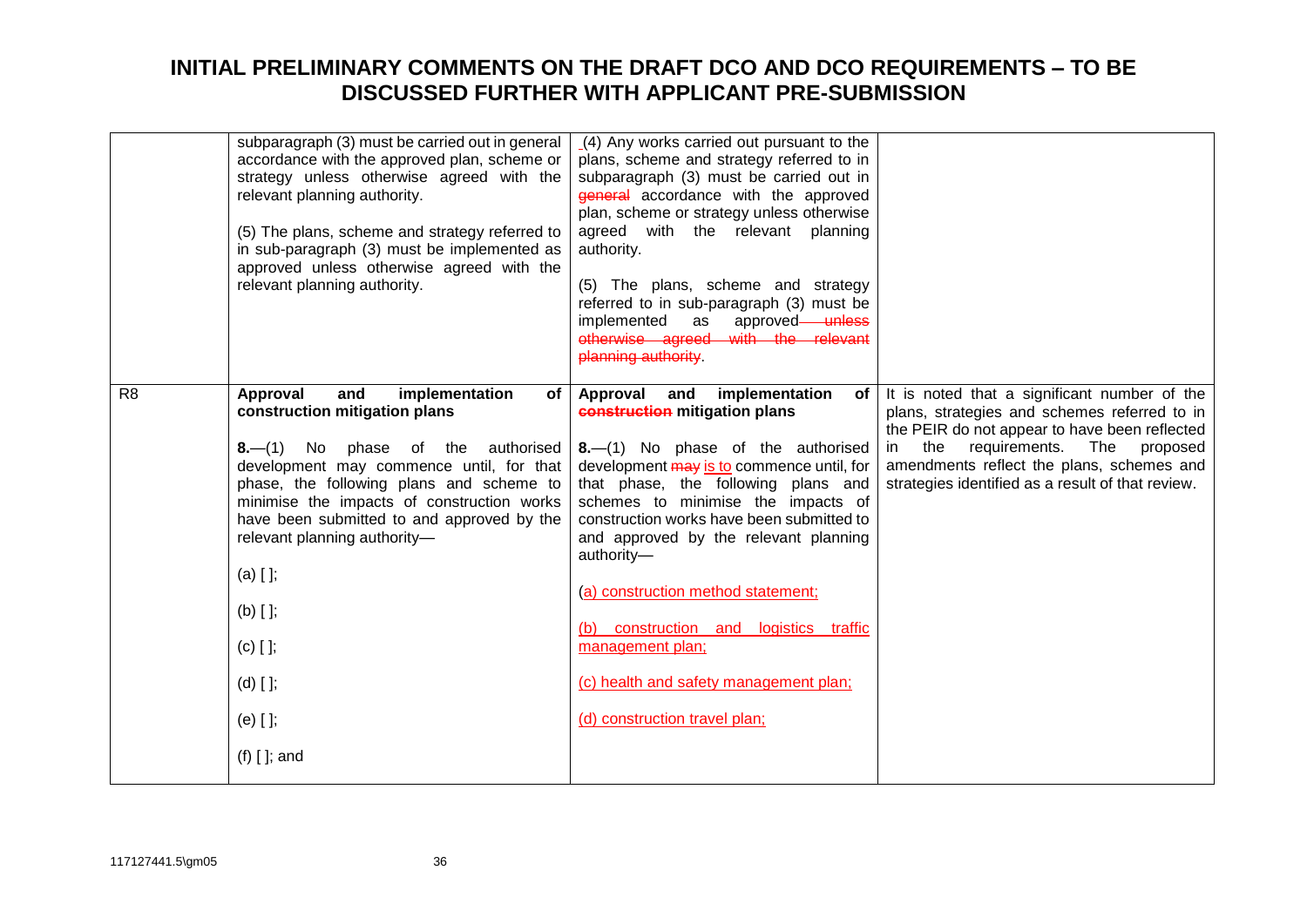# INITIAL PRELIMINARY COMMENTS ON THE DRAFT DCO AND DCO REQUIREMENTS – TO BE DISCUSSED FURTHER WITH APPLICANT PRE-SUBMISSION

| | | | |
|---|---|---|---|
| | subparagraph (3) must be carried out in general accordance with the approved plan, scheme or strategy unless otherwise agreed with the relevant planning authority.<br><br>(5) The plans, scheme and strategy referred to in sub-paragraph (3) must be implemented as approved unless otherwise agreed with the relevant planning authority. | (4) Any works carried out pursuant to the plans, scheme and strategy referred to in subparagraph (3) must be carried out in ~~general~~ accordance with the approved plan, scheme or strategy unless otherwise agreed with the relevant planning authority.<br><br>(5) The plans, scheme and strategy referred to in sub-paragraph (3) must be implemented as approved ~~unless otherwise agreed with the relevant planning authority~~. | |
| R8 | **Approval and implementation of construction mitigation plans**<br><br>**8.**—(1) No phase of the authorised development may commence until, for that phase, the following plans and scheme to minimise the impacts of construction works have been submitted to and approved by the relevant planning authority—<br><br>(a) [ ];<br><br>(b) [ ];<br><br>(c) [ ];<br><br>(d) [ ];<br><br>(e) [ ];<br><br>(f) [ ]; and | **Approval and implementation of ~~construction~~ mitigation plans**<br><br>**8.**—(1) No phase of the authorised development ~~may~~ is to commence until, for that phase, the following plans and schemes to minimise the impacts of construction works have been submitted to and approved by the relevant planning authority—<br><br>(a) construction method statement;<br><br>(b) construction and logistics traffic management plan;<br><br>(c) health and safety management plan;<br><br>(d) construction travel plan; | It is noted that a significant number of the plans, strategies and schemes referred to in the PEIR do not appear to have been reflected in the requirements. The proposed amendments reflect the plans, schemes and strategies identified as a result of that review. |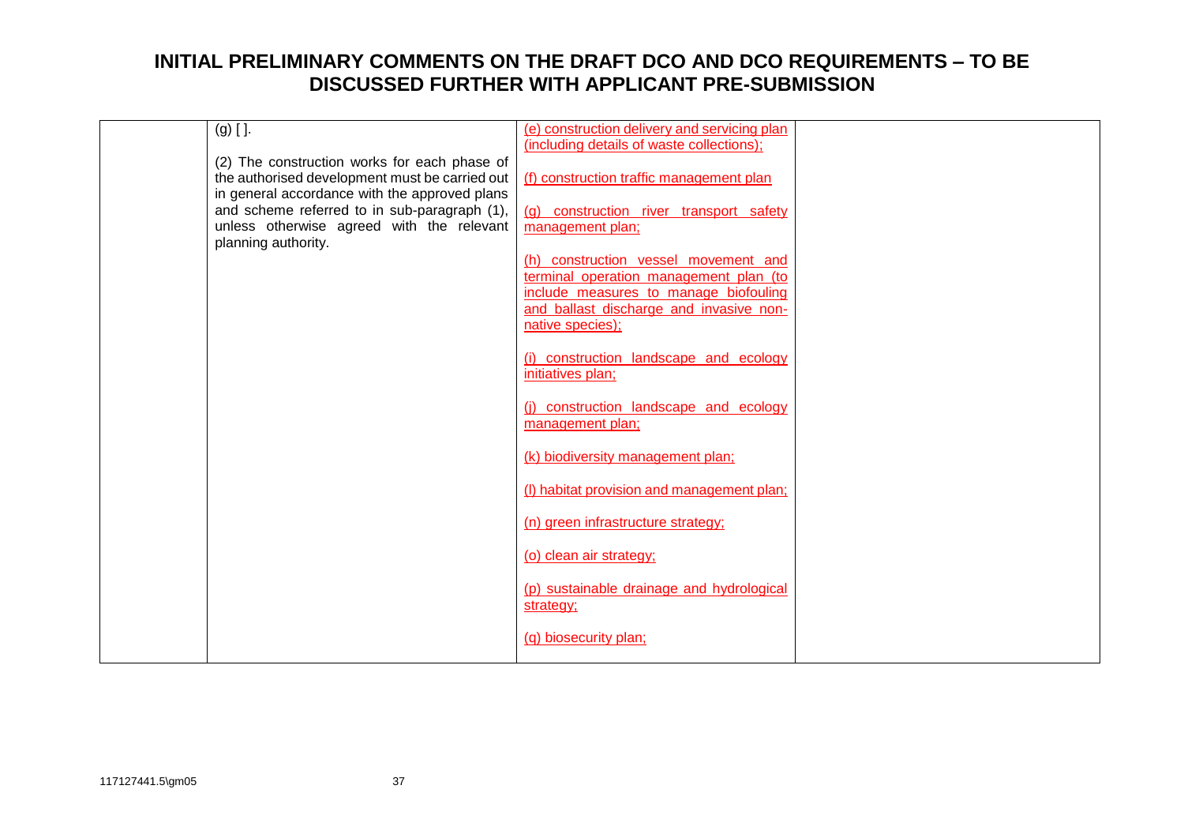# INITIAL PRELIMINARY COMMENTS ON THE DRAFT DCO AND DCO REQUIREMENTS – TO BE DISCUSSED FURTHER WITH APPLICANT PRE-SUBMISSION

| | | | |
|---|---|---|---|
| | (g) [ ].<br><br>(2) The construction works for each phase of the authorised development must be carried out in general accordance with the approved plans and scheme referred to in sub-paragraph (1), unless otherwise agreed with the relevant planning authority. | (e) construction delivery and servicing plan (including details of waste collections);<br><br>(f) construction traffic management plan<br><br>(g) construction river transport safety management plan;<br><br>(h) construction vessel movement and terminal operation management plan (to include measures to manage biofouling and ballast discharge and invasive non-native species);<br><br>(i) construction landscape and ecology initiatives plan;<br><br>(j) construction landscape and ecology management plan;<br><br>(k) biodiversity management plan;<br><br>(l) habitat provision and management plan;<br><br>(n) green infrastructure strategy;<br><br>(o) clean air strategy;<br><br>(p) sustainable drainage and hydrological strategy;<br><br>(q) biosecurity plan; | |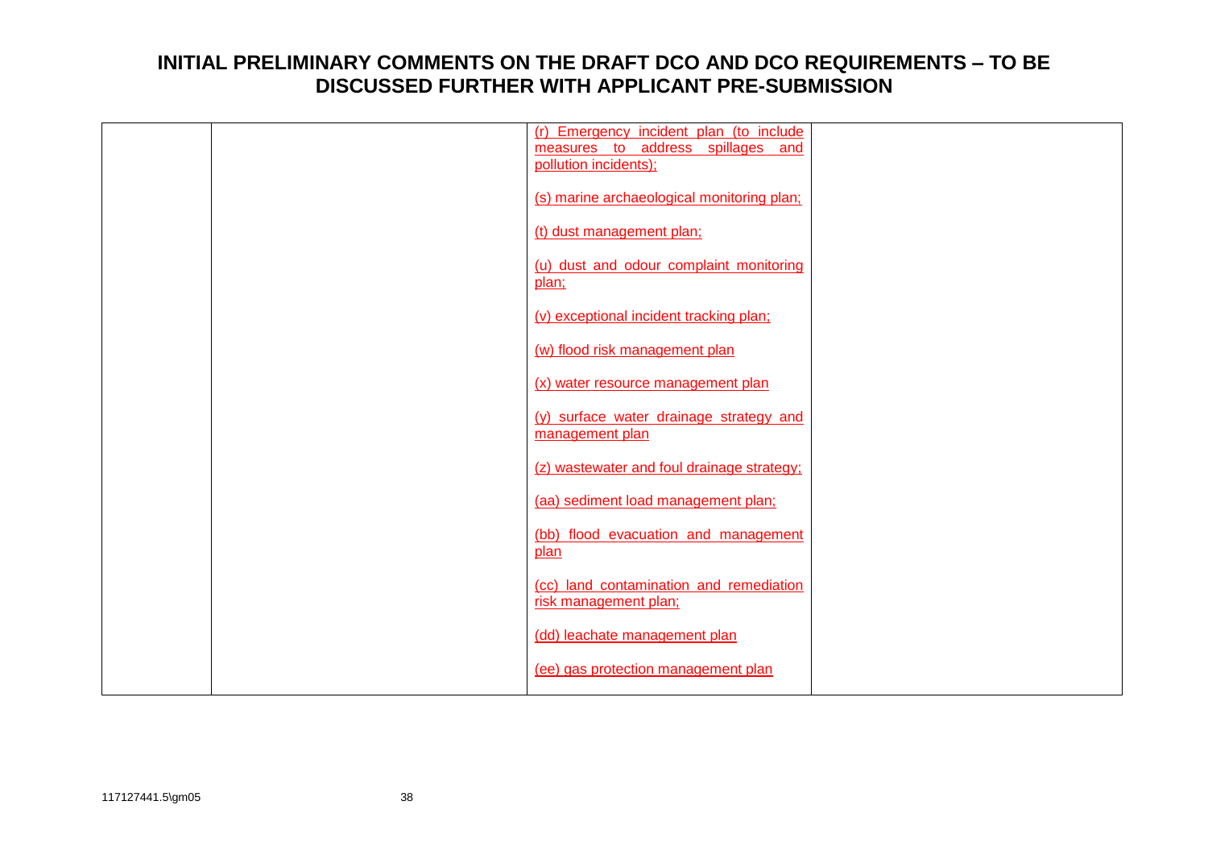# INITIAL PRELIMINARY COMMENTS ON THE DRAFT DCO AND DCO REQUIREMENTS – TO BE DISCUSSED FURTHER WITH APPLICANT PRE-SUBMISSION

| | | | |
|---|---|---|---|
| | | (r) Emergency incident plan (to include measures to address spillages and pollution incidents);<br><br>(s) marine archaeological monitoring plan;<br><br>(t) dust management plan;<br><br>(u) dust and odour complaint monitoring plan;<br><br>(v) exceptional incident tracking plan;<br><br>(w) flood risk management plan<br><br>(x) water resource management plan<br><br>(y) surface water drainage strategy and management plan<br><br>(z) wastewater and foul drainage strategy;<br><br>(aa) sediment load management plan;<br><br>(bb) flood evacuation and management plan<br><br>(cc) land contamination and remediation risk management plan;<br><br>(dd) leachate management plan<br><br>(ee) gas protection management plan | |

117127441.5\gm05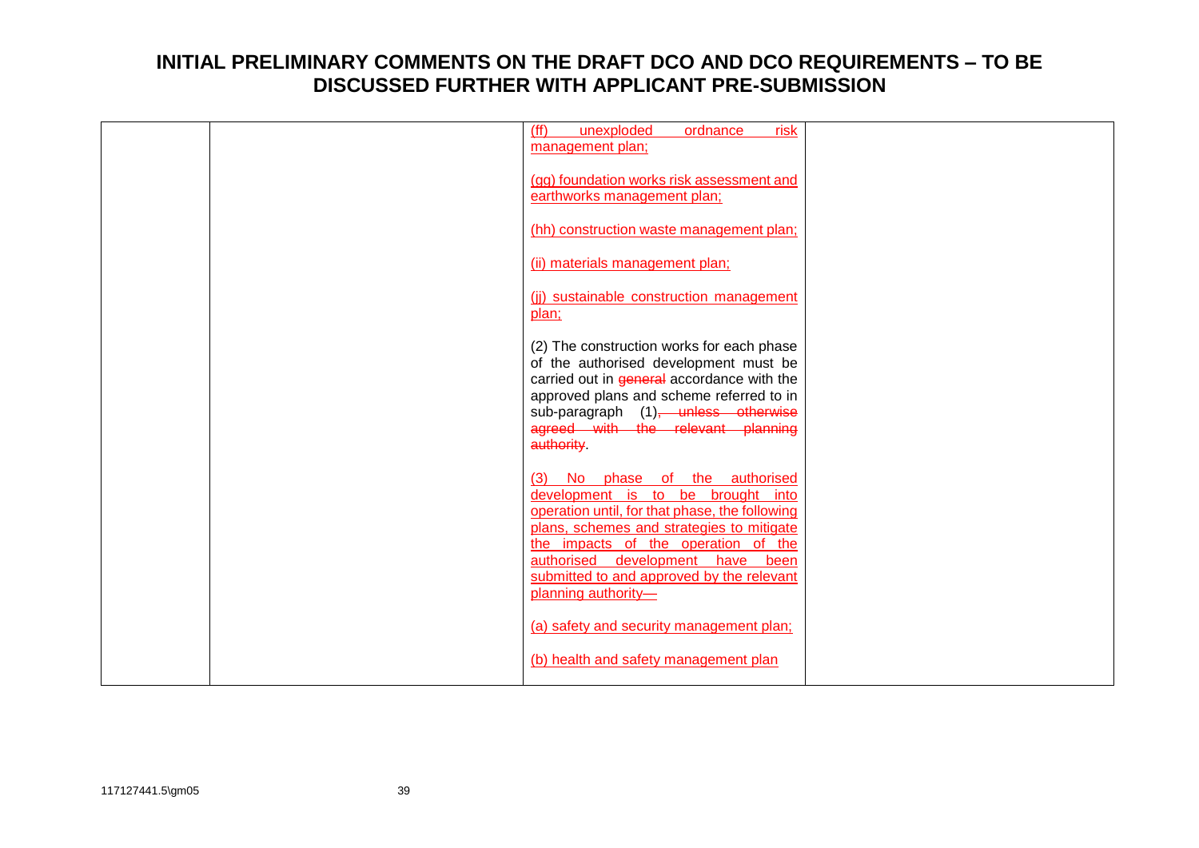# INITIAL PRELIMINARY COMMENTS ON THE DRAFT DCO AND DCO REQUIREMENTS – TO BE DISCUSSED FURTHER WITH APPLICANT PRE-SUBMISSION

| | | | |
|---|---|---|---|
| | | (ff) unexploded ordnance risk management plan;<br><br>(gg) foundation works risk assessment and earthworks management plan;<br><br>(hh) construction waste management plan;<br><br>(ii) materials management plan;<br><br>(jj) sustainable construction management plan;<br><br>(2) The construction works for each phase of the authorised development must be carried out in ~~general~~ accordance with the approved plans and scheme referred to in sub-paragraph (1)~~, unless otherwise agreed with the relevant planning authority~~.<br><br>(3) No phase of the authorised development is to be brought into operation until, for that phase, the following plans, schemes and strategies to mitigate the impacts of the operation of the authorised development have been submitted to and approved by the relevant planning authority—<br><br>(a) safety and security management plan;<br><br>(b) health and safety management plan | |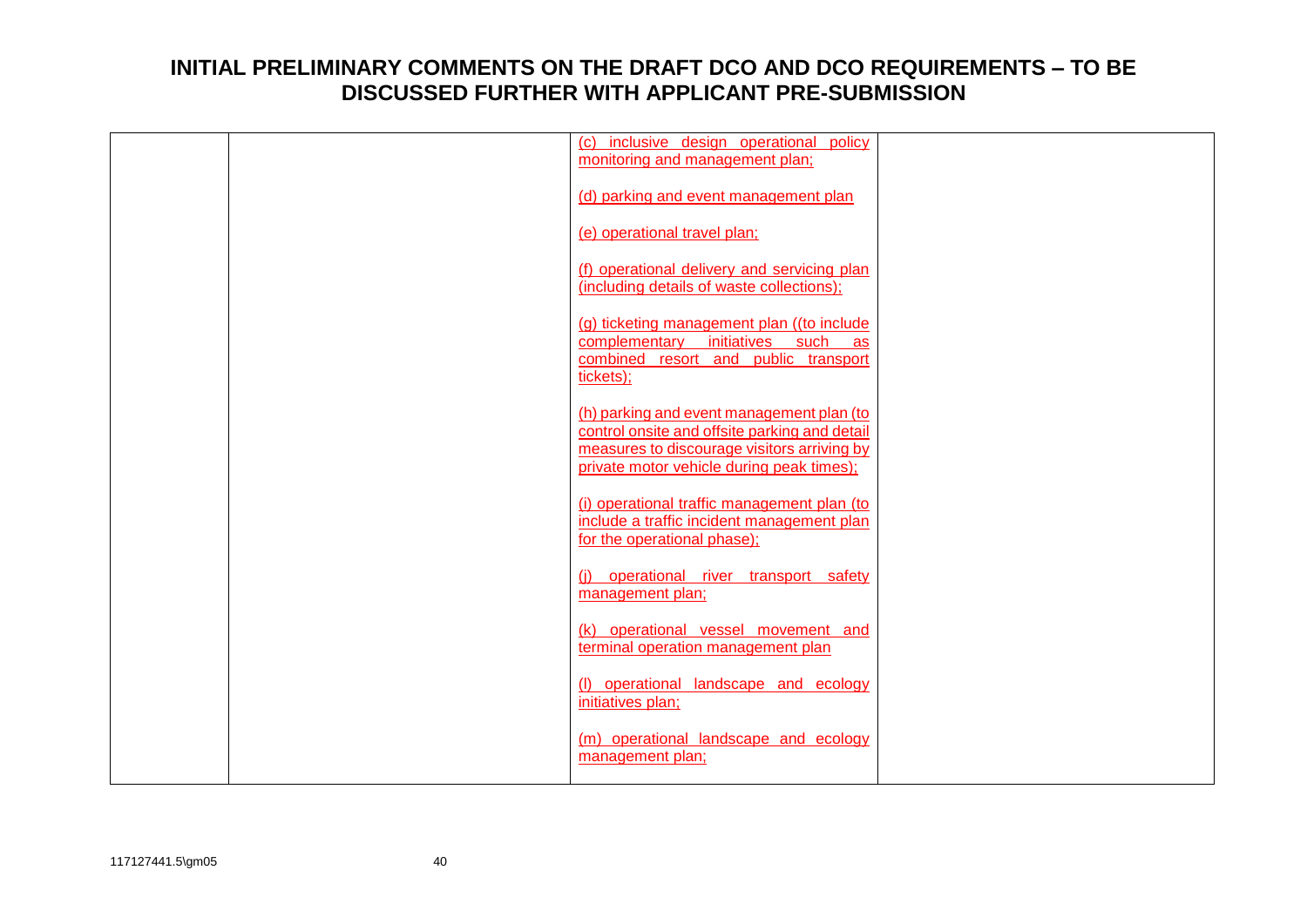# INITIAL PRELIMINARY COMMENTS ON THE DRAFT DCO AND DCO REQUIREMENTS – TO BE DISCUSSED FURTHER WITH APPLICANT PRE-SUBMISSION

| | | | |
|---|---|---|---|
| | | (c) inclusive design operational policy monitoring and management plan;<br><br>(d) parking and event management plan<br><br>(e) operational travel plan;<br><br>(f) operational delivery and servicing plan (including details of waste collections);<br><br>(g) ticketing management plan ((to include complementary initiatives such as combined resort and public transport tickets);<br><br>(h) parking and event management plan (to control onsite and offsite parking and detail measures to discourage visitors arriving by private motor vehicle during peak times);<br><br>(i) operational traffic management plan (to include a traffic incident management plan for the operational phase);<br><br>(j) operational river transport safety management plan;<br><br>(k) operational vessel movement and terminal operation management plan<br><br>(l) operational landscape and ecology initiatives plan;<br><br>(m) operational landscape and ecology management plan; | |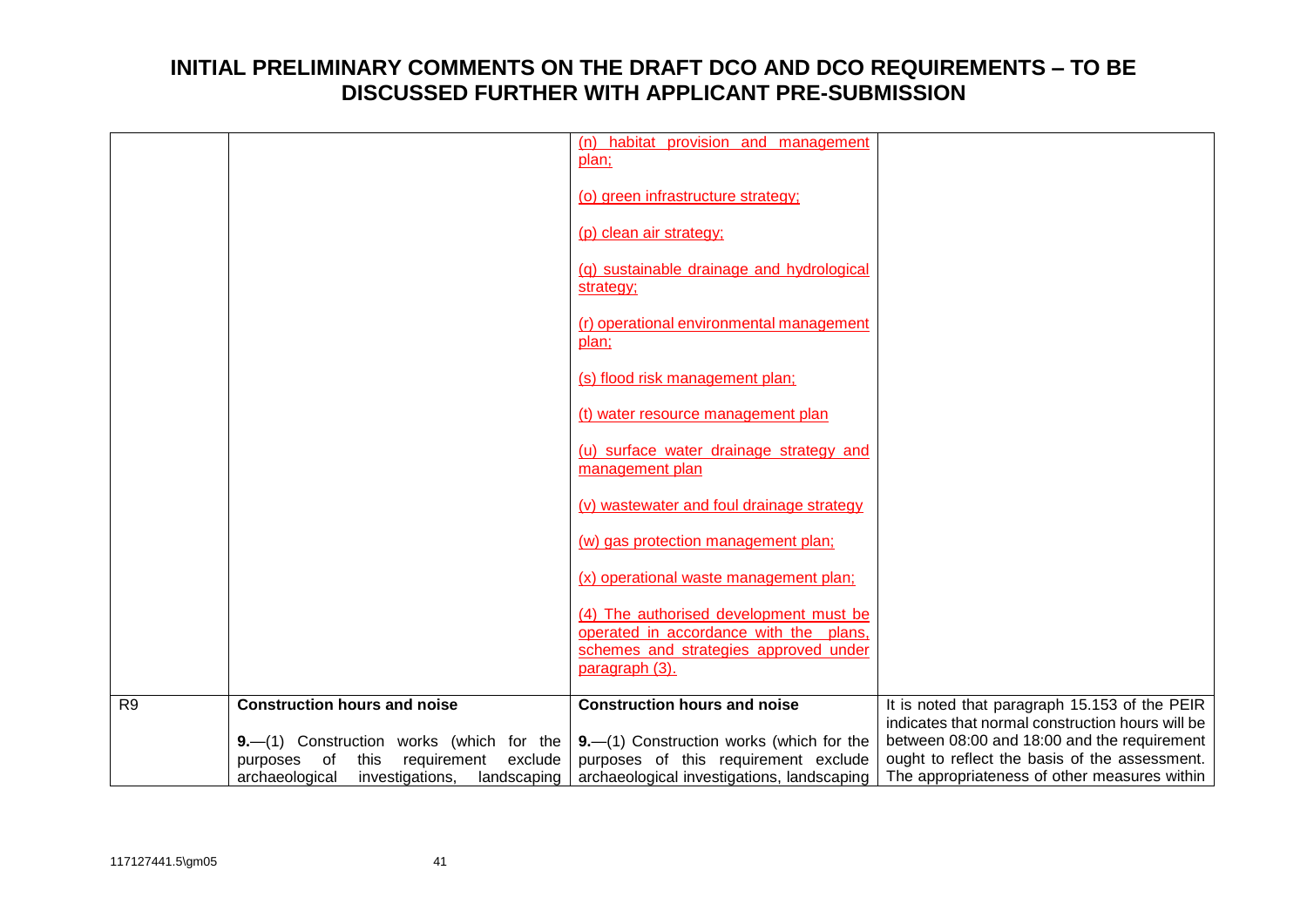# INITIAL PRELIMINARY COMMENTS ON THE DRAFT DCO AND DCO REQUIREMENTS – TO BE DISCUSSED FURTHER WITH APPLICANT PRE-SUBMISSION

| | | | |
|---|---|---|---|
| | | (n) habitat provision and management plan;<br><br>(o) green infrastructure strategy;<br><br>(p) clean air strategy;<br><br>(q) sustainable drainage and hydrological strategy;<br><br>(r) operational environmental management plan;<br><br>(s) flood risk management plan;<br><br>(t) water resource management plan<br><br>(u) surface water drainage strategy and management plan<br><br>(v) wastewater and foul drainage strategy<br><br>(w) gas protection management plan;<br><br>(x) operational waste management plan;<br><br>(4) The authorised development must be operated in accordance with the plans, schemes and strategies approved under paragraph (3). | |
| R9 | **Construction hours and noise**<br><br>**9.**—(1) Construction works (which for the purposes of this requirement exclude archaeological investigations, landscaping | **Construction hours and noise**<br><br>**9.**—(1) Construction works (which for the purposes of this requirement exclude archaeological investigations, landscaping | It is noted that paragraph 15.153 of the PEIR indicates that normal construction hours will be between 08:00 and 18:00 and the requirement ought to reflect the basis of the assessment. The appropriateness of other measures within |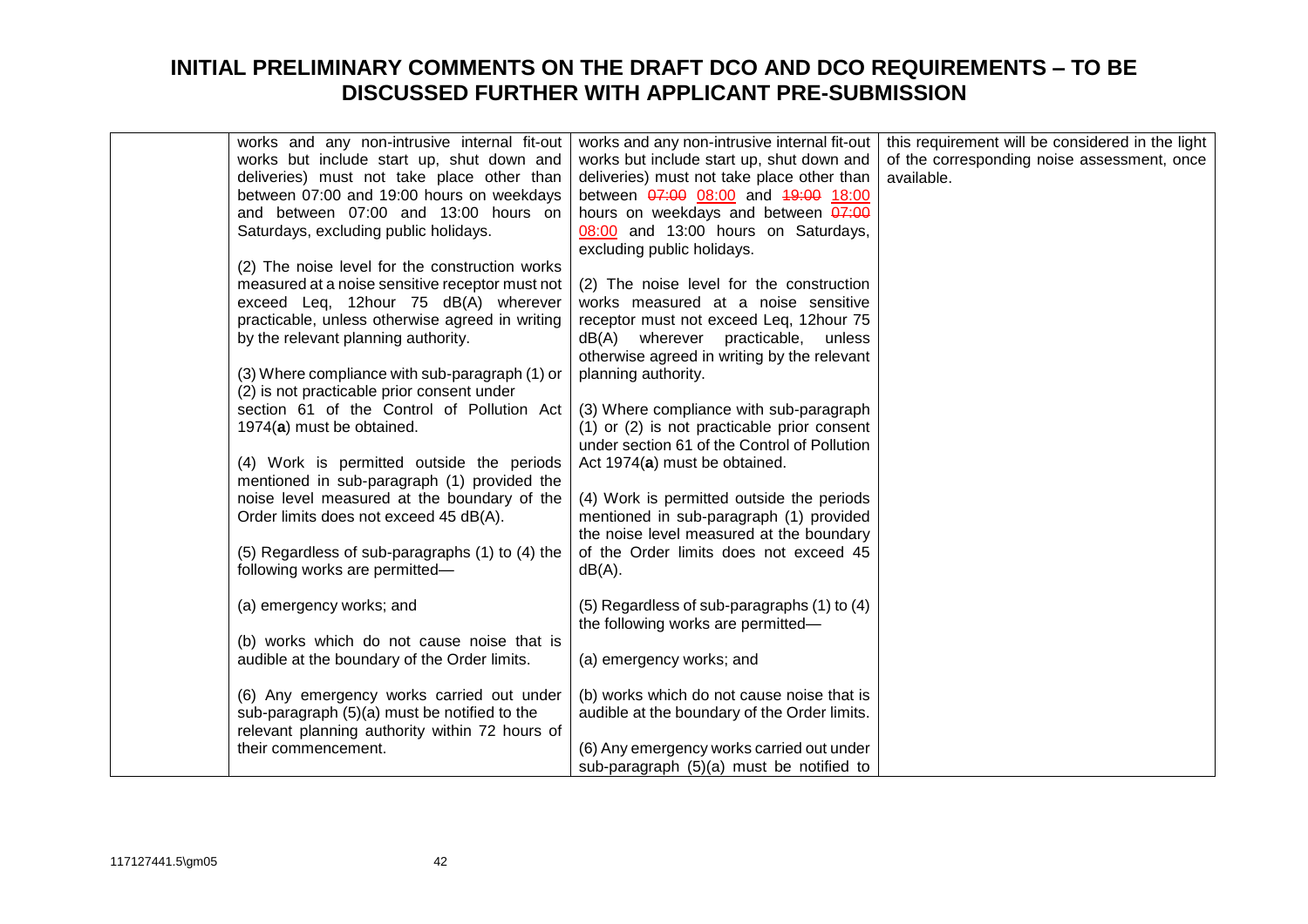# INITIAL PRELIMINARY COMMENTS ON THE DRAFT DCO AND DCO REQUIREMENTS – TO BE DISCUSSED FURTHER WITH APPLICANT PRE-SUBMISSION

| | | | |
|---|---|---|---|
| | works and any non-intrusive internal fit-out works but include start up, shut down and deliveries) must not take place other than between 07:00 and 19:00 hours on weekdays and between 07:00 and 13:00 hours on Saturdays, excluding public holidays.<br><br>(2) The noise level for the construction works measured at a noise sensitive receptor must not exceed Leq, 12hour 75 dB(A) wherever practicable, unless otherwise agreed in writing by the relevant planning authority.<br><br>(3) Where compliance with sub-paragraph (1) or (2) is not practicable prior consent under section 61 of the Control of Pollution Act 1974(**a**) must be obtained.<br><br>(4) Work is permitted outside the periods mentioned in sub-paragraph (1) provided the noise level measured at the boundary of the Order limits does not exceed 45 dB(A).<br><br>(5) Regardless of sub-paragraphs (1) to (4) the following works are permitted—<br><br>(a) emergency works; and<br><br>(b) works which do not cause noise that is audible at the boundary of the Order limits.<br><br>(6) Any emergency works carried out under sub-paragraph (5)(a) must be notified to the relevant planning authority within 72 hours of their commencement. | works and any non-intrusive internal fit-out works but include start up, shut down and deliveries) must not take place other than between ~~07:00~~ 08:00 and ~~19:00~~ 18:00 hours on weekdays and between ~~07:00~~ 08:00 and 13:00 hours on Saturdays, excluding public holidays.<br><br>(2) The noise level for the construction works measured at a noise sensitive receptor must not exceed Leq, 12hour 75 dB(A) wherever practicable, unless otherwise agreed in writing by the relevant planning authority.<br><br>(3) Where compliance with sub-paragraph (1) or (2) is not practicable prior consent under section 61 of the Control of Pollution Act 1974(**a**) must be obtained.<br><br>(4) Work is permitted outside the periods mentioned in sub-paragraph (1) provided the noise level measured at the boundary of the Order limits does not exceed 45 dB(A).<br><br>(5) Regardless of sub-paragraphs (1) to (4) the following works are permitted—<br><br>(a) emergency works; and<br><br>(b) works which do not cause noise that is audible at the boundary of the Order limits.<br><br>(6) Any emergency works carried out under sub-paragraph (5)(a) must be notified to | this requirement will be considered in the light of the corresponding noise assessment, once available. |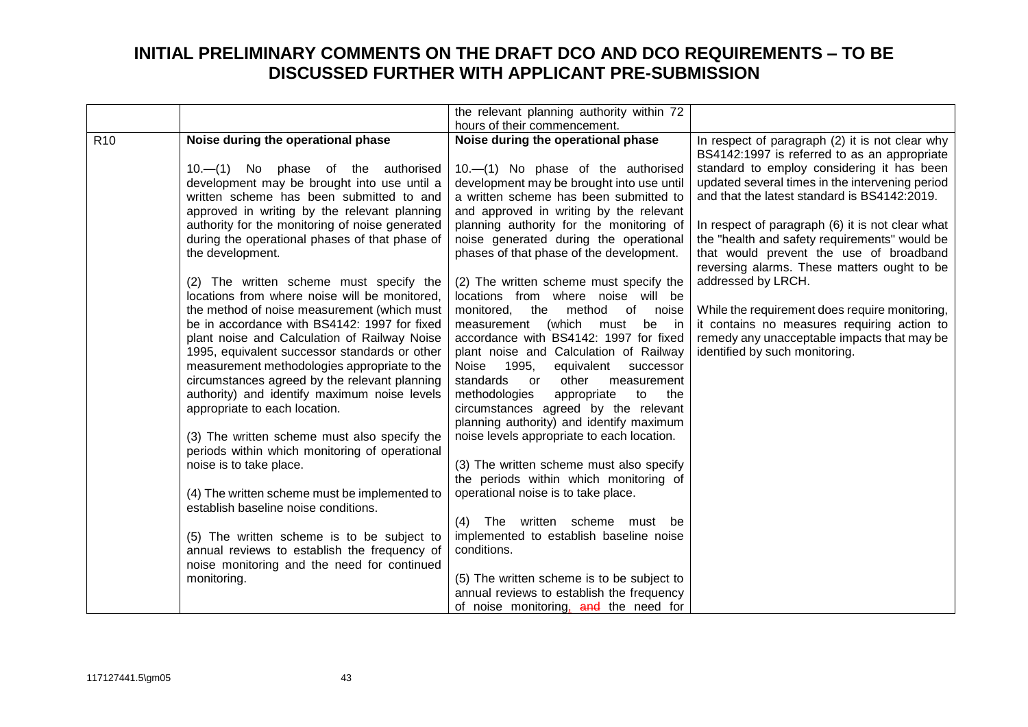# INITIAL PRELIMINARY COMMENTS ON THE DRAFT DCO AND DCO REQUIREMENTS – TO BE DISCUSSED FURTHER WITH APPLICANT PRE-SUBMISSION

| | | | |
|---|---|---|---|
| | | the relevant planning authority within 72 hours of their commencement. | |
| R10 | **Noise during the operational phase**<br><br>10.—(1) No phase of the authorised development may be brought into use until a written scheme has been submitted to and approved in writing by the relevant planning authority for the monitoring of noise generated during the operational phases of that phase of the development.<br><br>(2) The written scheme must specify the locations from where noise will be monitored, the method of noise measurement (which must be in accordance with BS4142: 1997 for fixed plant noise and Calculation of Railway Noise 1995, equivalent successor standards or other measurement methodologies appropriate to the circumstances agreed by the relevant planning authority) and identify maximum noise levels appropriate to each location.<br><br>(3) The written scheme must also specify the periods within which monitoring of operational noise is to take place.<br><br>(4) The written scheme must be implemented to establish baseline noise conditions.<br><br>(5) The written scheme is to be subject to annual reviews to establish the frequency of noise monitoring and the need for continued monitoring. | **Noise during the operational phase**<br><br>10.—(1) No phase of the authorised development may be brought into use until a written scheme has been submitted to and approved in writing by the relevant planning authority for the monitoring of noise generated during the operational phases of that phase of the development.<br><br>(2) The written scheme must specify the locations from where noise will be monitored, the method of noise measurement (which must be in accordance with BS4142: 1997 for fixed plant noise and Calculation of Railway Noise 1995, equivalent successor standards or other measurement methodologies appropriate to the circumstances agreed by the relevant planning authority) and identify maximum noise levels appropriate to each location.<br><br>(3) The written scheme must also specify the periods within which monitoring of operational noise is to take place.<br><br>(4) The written scheme must be implemented to establish baseline noise conditions.<br><br>(5) The written scheme is to be subject to annual reviews to establish the frequency of noise monitoring, ~~and~~ the need for | In respect of paragraph (2) it is not clear why BS4142:1997 is referred to as an appropriate standard to employ considering it has been updated several times in the intervening period and that the latest standard is BS4142:2019.<br><br>In respect of paragraph (6) it is not clear what the "health and safety requirements" would be that would prevent the use of broadband reversing alarms. These matters ought to be addressed by LRCH.<br><br>While the requirement does require monitoring, it contains no measures requiring action to remedy any unacceptable impacts that may be identified by such monitoring. |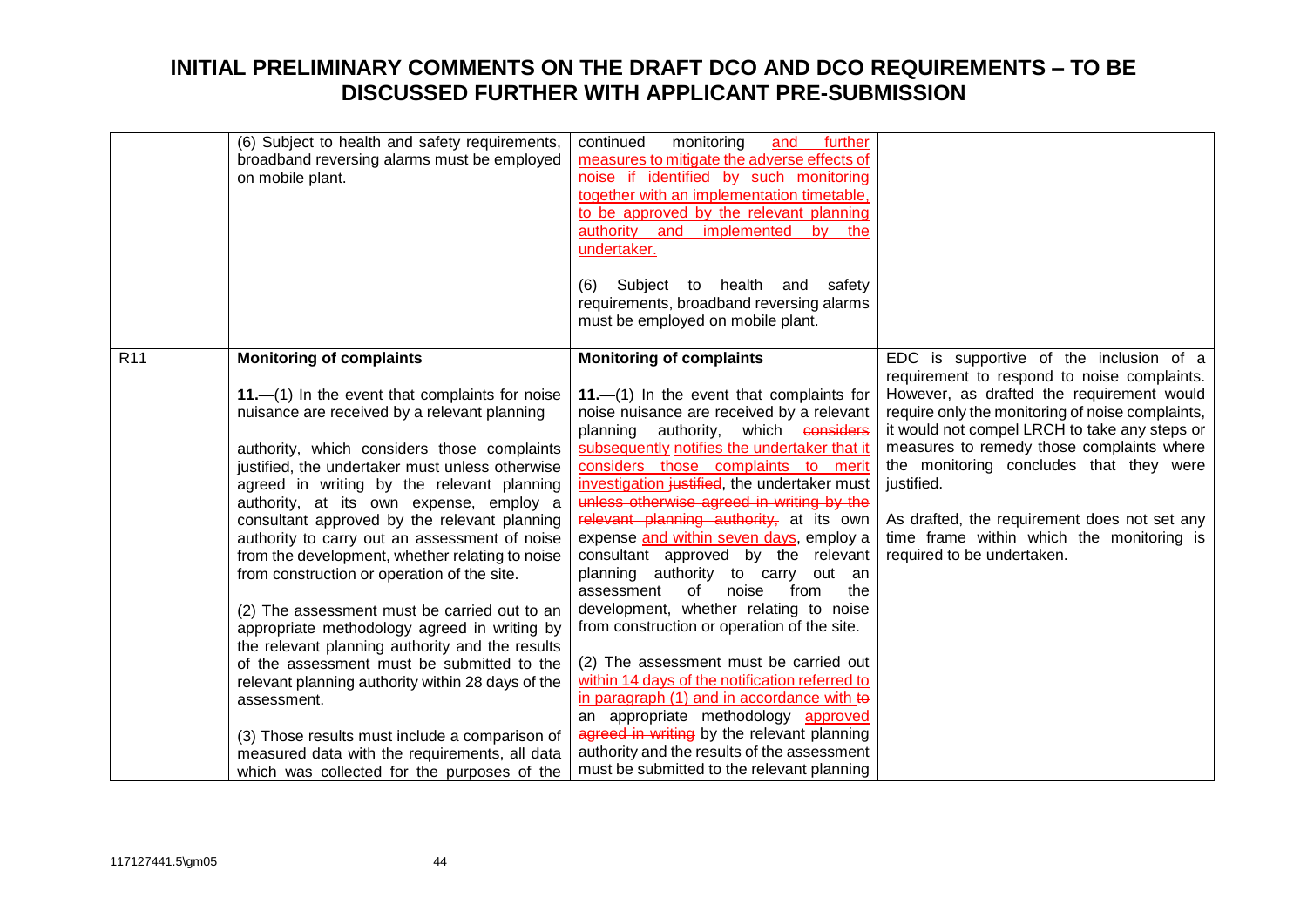# INITIAL PRELIMINARY COMMENTS ON THE DRAFT DCO AND DCO REQUIREMENTS – TO BE DISCUSSED FURTHER WITH APPLICANT PRE-SUBMISSION

| | | | |
|---|---|---|---|
| | (6) Subject to health and safety requirements, broadband reversing alarms must be employed on mobile plant. | continued monitoring <u>and further measures to mitigate the adverse effects of noise if identified by such monitoring together with an implementation timetable, to be approved by the relevant planning authority and implemented by the undertaker.</u><br><br>(6) Subject to health and safety requirements, broadband reversing alarms must be employed on mobile plant. | |
| R11 | **Monitoring of complaints**<br><br>**11.**—(1) In the event that complaints for noise nuisance are received by a relevant planning authority, which considers those complaints justified, the undertaker must unless otherwise agreed in writing by the relevant planning authority, at its own expense, employ a consultant approved by the relevant planning authority to carry out an assessment of noise from the development, whether relating to noise from construction or operation of the site.<br><br>(2) The assessment must be carried out to an appropriate methodology agreed in writing by the relevant planning authority and the results of the assessment must be submitted to the relevant planning authority within 28 days of the assessment.<br><br>(3) Those results must include a comparison of measured data with the requirements, all data which was collected for the purposes of the | **Monitoring of complaints**<br><br>**11.**—(1) In the event that complaints for noise nuisance are received by a relevant planning authority, which ~~considers~~ <u>subsequently notifies the undertaker that it considers those complaints to merit investigation</u> ~~justified~~, the undertaker must ~~unless otherwise agreed in writing by the relevant planning authority,~~ at its own expense <u>and within seven days</u>, employ a consultant approved by the relevant planning authority to carry out an assessment of noise from the development, whether relating to noise from construction or operation of the site.<br><br>(2) The assessment must be carried out <u>within 14 days of the notification referred to in paragraph (1) and in accordance with</u> ~~to~~ an appropriate methodology <u>approved</u> ~~agreed in writing~~ by the relevant planning authority and the results of the assessment must be submitted to the relevant planning | EDC is supportive of the inclusion of a requirement to respond to noise complaints. However, as drafted the requirement would require only the monitoring of noise complaints, it would not compel LRCH to take any steps or measures to remedy those complaints where the monitoring concludes that they were justified.<br><br>As drafted, the requirement does not set any time frame within which the monitoring is required to be undertaken. |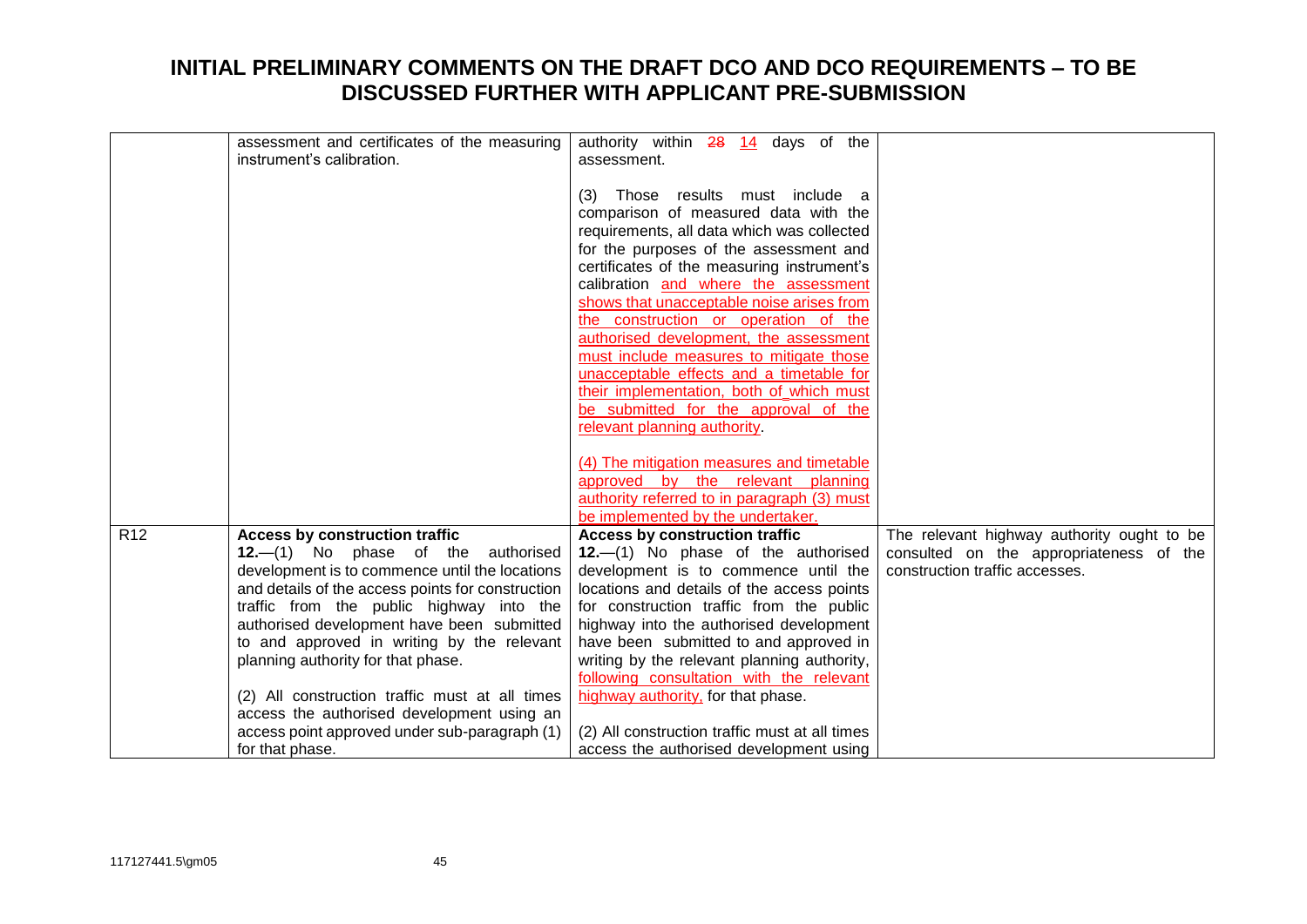# INITIAL PRELIMINARY COMMENTS ON THE DRAFT DCO AND DCO REQUIREMENTS – TO BE DISCUSSED FURTHER WITH APPLICANT PRE-SUBMISSION

| | | | |
|---|---|---|---|
| | assessment and certificates of the measuring instrument's calibration. | authority within ~~28~~ 14 days of the assessment.<br><br>(3) Those results must include a comparison of measured data with the requirements, all data which was collected for the purposes of the assessment and certificates of the measuring instrument's calibration and where the assessment shows that unacceptable noise arises from the construction or operation of the authorised development, the assessment must include measures to mitigate those unacceptable effects and a timetable for their implementation, both of which must be submitted for the approval of the relevant planning authority.<br><br>(4) The mitigation measures and timetable approved by the relevant planning authority referred to in paragraph (3) must be implemented by the undertaker. | |
| R12 | **Access by construction traffic**<br>**12.**—(1) No phase of the authorised development is to commence until the locations and details of the access points for construction traffic from the public highway into the authorised development have been submitted to and approved in writing by the relevant planning authority for that phase.<br><br>(2) All construction traffic must at all times access the authorised development using an access point approved under sub-paragraph (1) for that phase. | **Access by construction traffic**<br>**12.**—(1) No phase of the authorised development is to commence until the locations and details of the access points for construction traffic from the public highway into the authorised development have been submitted to and approved in writing by the relevant planning authority, following consultation with the relevant highway authority, for that phase.<br><br>(2) All construction traffic must at all times access the authorised development using | The relevant highway authority ought to be consulted on the appropriateness of the construction traffic accesses. |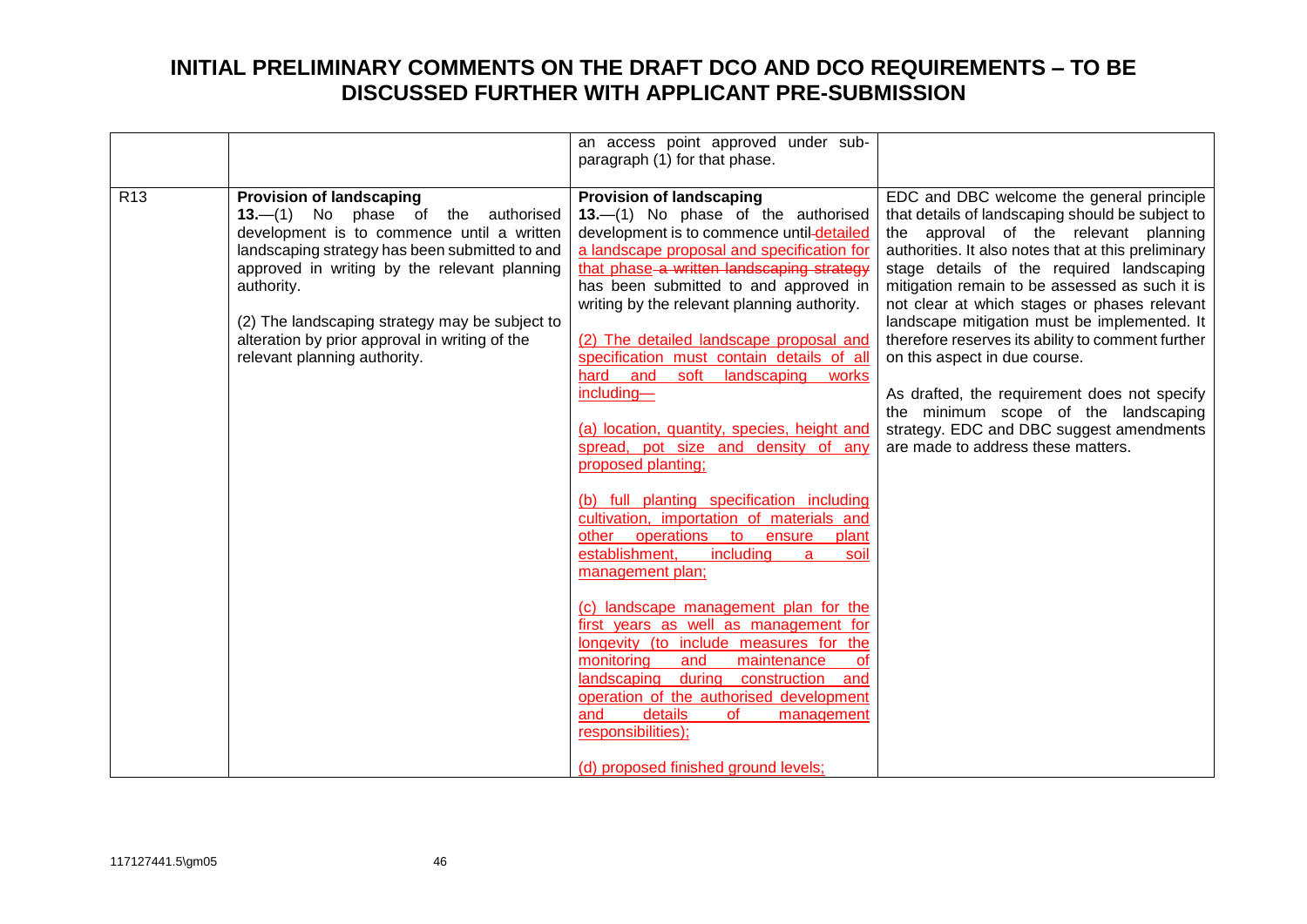# INITIAL PRELIMINARY COMMENTS ON THE DRAFT DCO AND DCO REQUIREMENTS – TO BE DISCUSSED FURTHER WITH APPLICANT PRE-SUBMISSION

| | | | |
|---|---|---|---|
| | | an access point approved under sub-paragraph (1) for that phase. | |
| R13 | **Provision of landscaping**<br><br>**13.**—(1) No phase of the authorised development is to commence until a written landscaping strategy has been submitted to and approved in writing by the relevant planning authority.<br><br>(2) The landscaping strategy may be subject to alteration by prior approval in writing of the relevant planning authority. | **Provision of landscaping**<br><br>**13.**—(1) No phase of the authorised development is to commence until ~~detailed~~ detailed a landscape proposal and specification for that phase ~~a written landscaping strategy~~ has been submitted to and approved in writing by the relevant planning authority.<br><br>(2) The detailed landscape proposal and specification must contain details of all hard and soft landscaping works including—<br><br>(a) location, quantity, species, height and spread, pot size and density of any proposed planting;<br><br>(b) full planting specification including cultivation, importation of materials and other operations to ensure plant establishment, including a soil management plan;<br><br>(c) landscape management plan for the first years as well as management for longevity (to include measures for the monitoring and maintenance of landscaping during construction and operation of the authorised development and details of management responsibilities);<br><br>(d) proposed finished ground levels; | EDC and DBC welcome the general principle that details of landscaping should be subject to the approval of the relevant planning authorities. It also notes that at this preliminary stage details of the required landscaping mitigation remain to be assessed as such it is not clear at which stages or phases relevant landscape mitigation must be implemented. It therefore reserves its ability to comment further on this aspect in due course.<br><br>As drafted, the requirement does not specify the minimum scope of the landscaping strategy. EDC and DBC suggest amendments are made to address these matters. |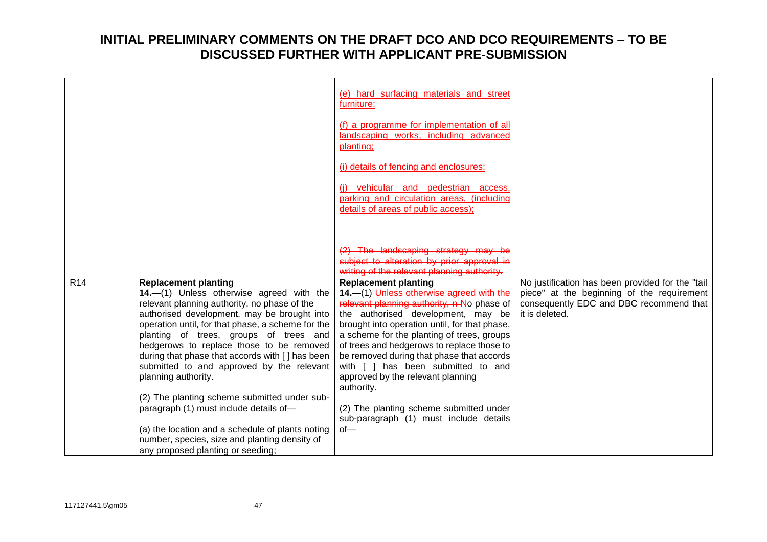# INITIAL PRELIMINARY COMMENTS ON THE DRAFT DCO AND DCO REQUIREMENTS – TO BE DISCUSSED FURTHER WITH APPLICANT PRE-SUBMISSION

| | | | |
|---|---|---|---|
| | | (e) hard surfacing materials and street furniture;<br><br>(f) a programme for implementation of all landscaping works, including advanced planting;<br><br>(i) details of fencing and enclosures;<br><br>(j) vehicular and pedestrian access, parking and circulation areas, (including details of areas of public access);<br><br>~~(2) The landscaping strategy may be subject to alteration by prior approval in writing of the relevant planning authority.~~ | |
| R14 | **Replacement planting**<br>**14.**—(1) Unless otherwise agreed with the relevant planning authority, no phase of the authorised development, may be brought into operation until, for that phase, a scheme for the planting of trees, groups of trees and hedgerows to replace those to be removed during that phase that accords with [ ] has been submitted to and approved by the relevant planning authority.<br><br>(2) The planting scheme submitted under sub-paragraph (1) must include details of—<br><br>(a) the location and a schedule of plants noting number, species, size and planting density of any proposed planting or seeding; | **Replacement planting**<br>**14.**—(1) ~~Unless otherwise agreed with the relevant planning authority, n~~ No phase of the authorised development, may be brought into operation until, for that phase, a scheme for the planting of trees, groups of trees and hedgerows to replace those to be removed during that phase that accords with [ ] has been submitted to and approved by the relevant planning authority.<br><br>(2) The planting scheme submitted under sub-paragraph (1) must include details of— | No justification has been provided for the "tail piece" at the beginning of the requirement consequently EDC and DBC recommend that it is deleted. |

117127441.5\gm05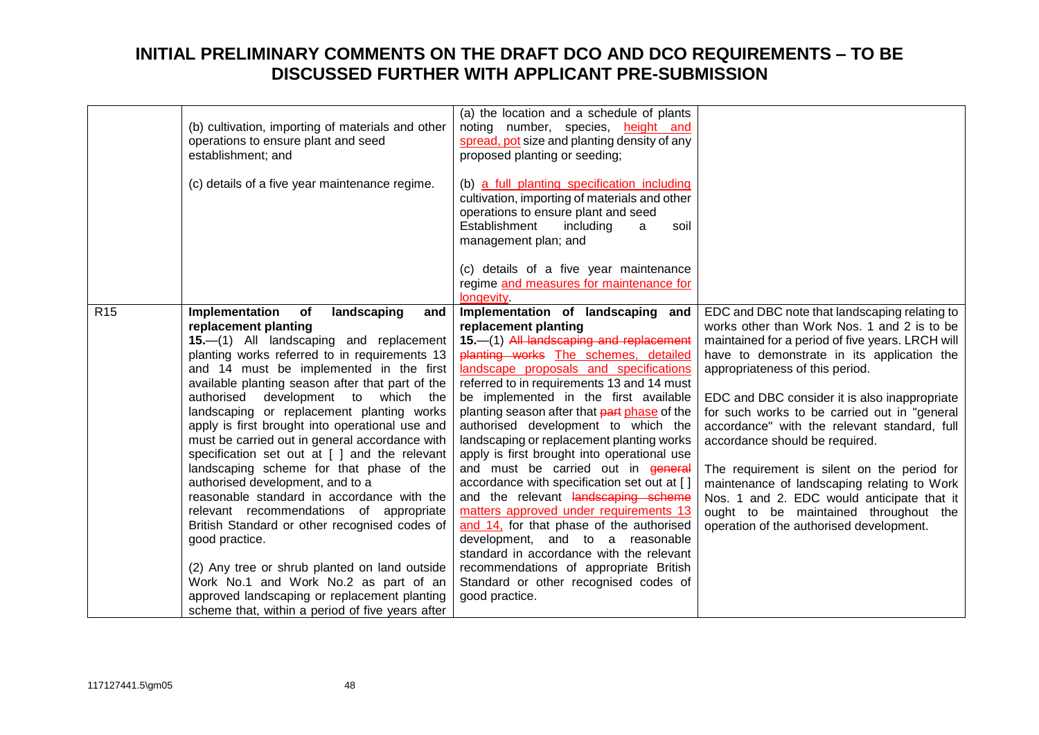# INITIAL PRELIMINARY COMMENTS ON THE DRAFT DCO AND DCO REQUIREMENTS – TO BE DISCUSSED FURTHER WITH APPLICANT PRE-SUBMISSION

| | | | |
|---|---|---|---|
| | (b) cultivation, importing of materials and other operations to ensure plant and seed establishment; and<br><br>(c) details of a five year maintenance regime. | (a) the location and a schedule of plants noting number, species, height and spread, pot size and planting density of any proposed planting or seeding;<br><br>(b) a full planting specification including cultivation, importing of materials and other operations to ensure plant and seed Establishment including a soil management plan; and<br><br>(c) details of a five year maintenance regime and measures for maintenance for longevity. | |
| R15 | **Implementation of landscaping and replacement planting**<br>**15.**—(1) All landscaping and replacement planting works referred to in requirements 13 and 14 must be implemented in the first available planting season after that part of the authorised development to which the landscaping or replacement planting works apply is first brought into operational use and must be carried out in general accordance with specification set out at [ ] and the relevant landscaping scheme for that phase of the authorised development, and to a reasonable standard in accordance with the relevant recommendations of appropriate British Standard or other recognised codes of good practice.<br><br>(2) Any tree or shrub planted on land outside Work No.1 and Work No.2 as part of an approved landscaping or replacement planting scheme that, within a period of five years after | **Implementation of landscaping and replacement planting**<br>**15.**—(1) ~~All landscaping and replacement planting works~~ The schemes, detailed landscape proposals and specifications referred to in requirements 13 and 14 must be implemented in the first available planting season after that ~~part~~ phase of the authorised development to which the landscaping or replacement planting works apply is first brought into operational use and must be carried out in ~~general~~ accordance with specification set out at [ ] and the relevant ~~landscaping scheme~~ matters approved under requirements 13 and 14, for that phase of the authorised development, and to a reasonable standard in accordance with the relevant recommendations of appropriate British Standard or other recognised codes of good practice. | EDC and DBC note that landscaping relating to works other than Work Nos. 1 and 2 is to be maintained for a period of five years. LRCH will have to demonstrate in its application the appropriateness of this period.<br><br>EDC and DBC consider it is also inappropriate for such works to be carried out in "general accordance" with the relevant standard, full accordance should be required.<br><br>The requirement is silent on the period for maintenance of landscaping relating to Work Nos. 1 and 2. EDC would anticipate that it ought to be maintained throughout the operation of the authorised development. |

117127441.5\gm05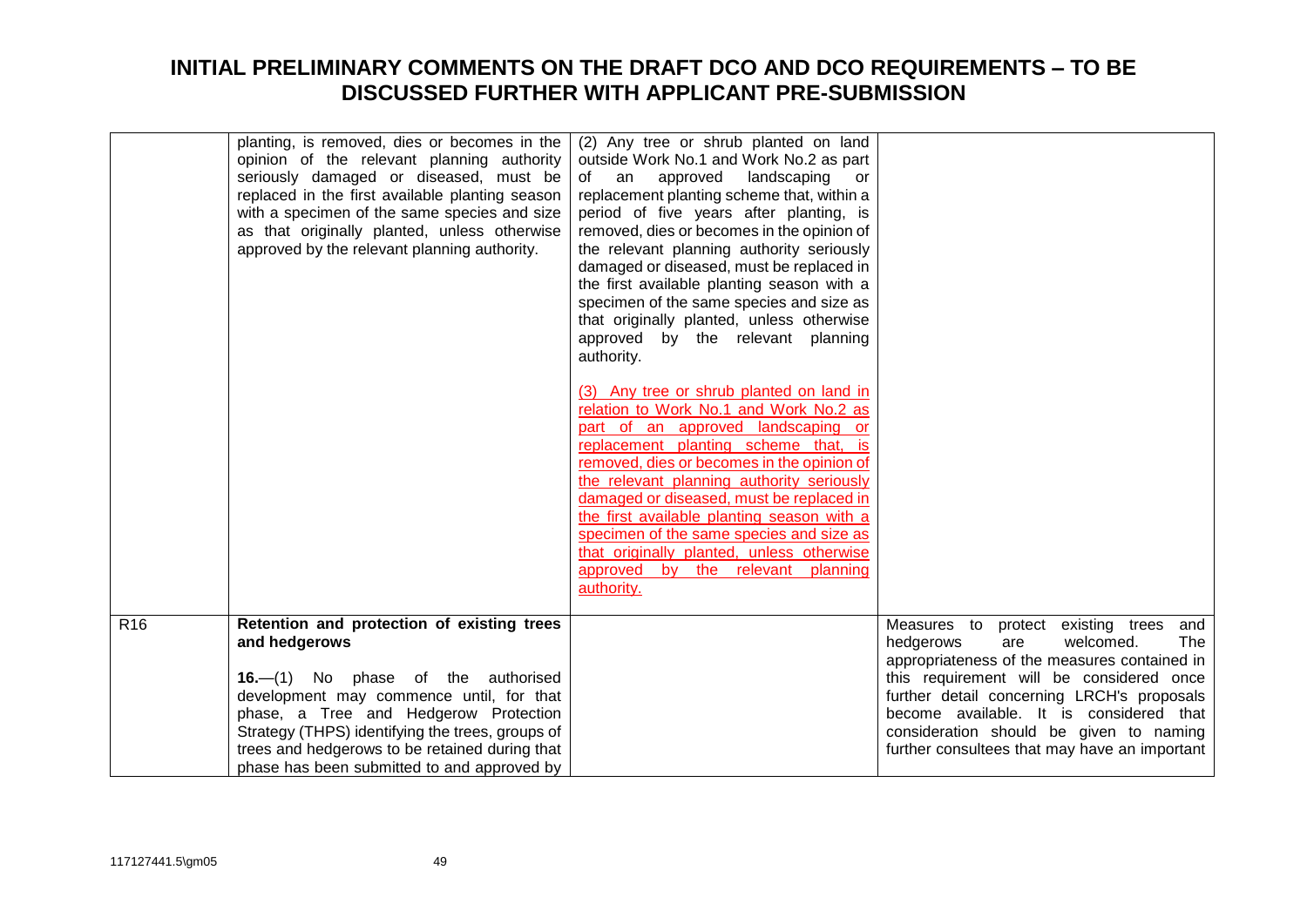# INITIAL PRELIMINARY COMMENTS ON THE DRAFT DCO AND DCO REQUIREMENTS – TO BE DISCUSSED FURTHER WITH APPLICANT PRE-SUBMISSION

| | | | |
|---|---|---|---|
| | planting, is removed, dies or becomes in the opinion of the relevant planning authority seriously damaged or diseased, must be replaced in the first available planting season with a specimen of the same species and size as that originally planted, unless otherwise approved by the relevant planning authority. | (2) Any tree or shrub planted on land outside Work No.1 and Work No.2 as part of an approved landscaping or replacement planting scheme that, within a period of five years after planting, is removed, dies or becomes in the opinion of the relevant planning authority seriously damaged or diseased, must be replaced in the first available planting season with a specimen of the same species and size as that originally planted, unless otherwise approved by the relevant planning authority.<br><br>(3) Any tree or shrub planted on land in relation to Work No.1 and Work No.2 as part of an approved landscaping or replacement planting scheme that, is removed, dies or becomes in the opinion of the relevant planning authority seriously damaged or diseased, must be replaced in the first available planting season with a specimen of the same species and size as that originally planted, unless otherwise approved by the relevant planning authority. | |
| R16 | **Retention and protection of existing trees and hedgerows**<br><br>**16.**—(1) No phase of the authorised development may commence until, for that phase, a Tree and Hedgerow Protection Strategy (THPS) identifying the trees, groups of trees and hedgerows to be retained during that phase has been submitted to and approved by | | Measures to protect existing trees and hedgerows are welcomed. The appropriateness of the measures contained in this requirement will be considered once further detail concerning LRCH's proposals become available. It is considered that consideration should be given to naming further consultees that may have an important |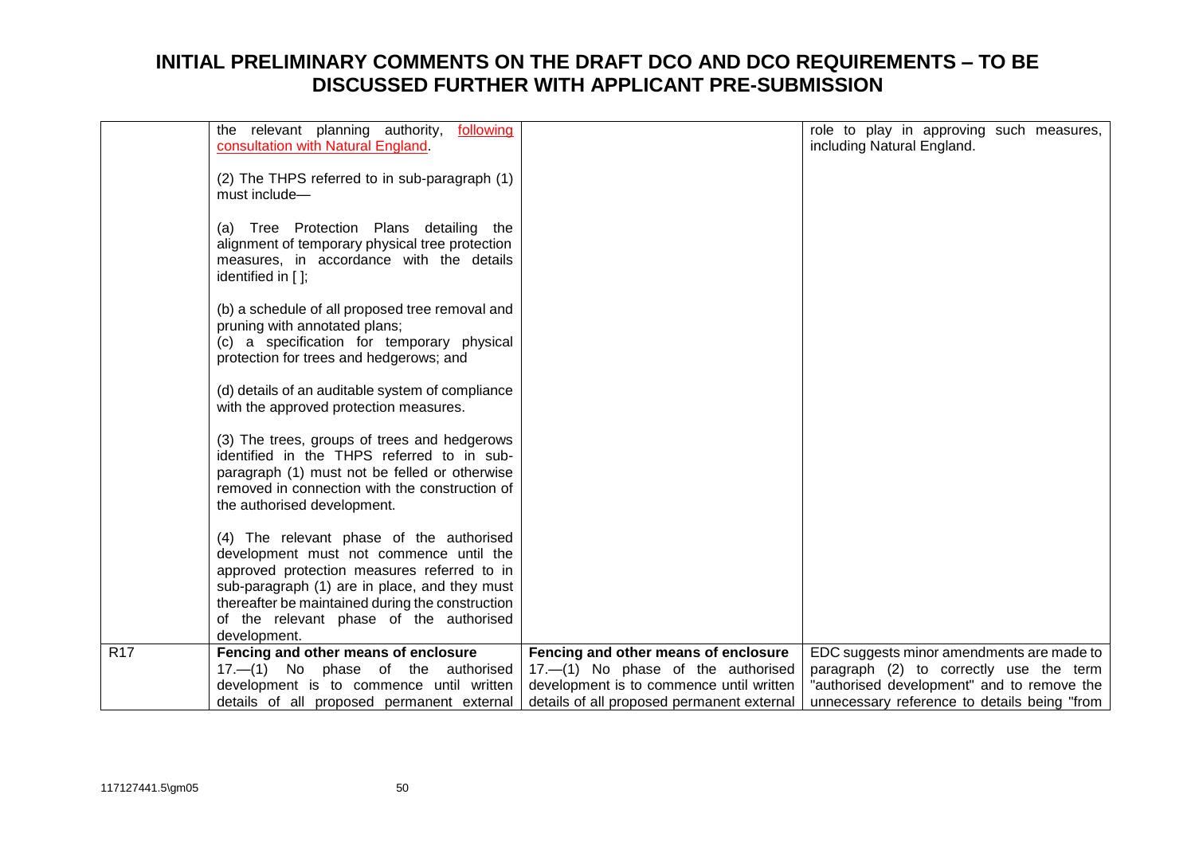# INITIAL PRELIMINARY COMMENTS ON THE DRAFT DCO AND DCO REQUIREMENTS – TO BE DISCUSSED FURTHER WITH APPLICANT PRE-SUBMISSION

| | | | |
|---|---|---|---|
| | the relevant planning authority, following consultation with Natural England.<br><br>(2) The THPS referred to in sub-paragraph (1) must include—<br><br>(a) Tree Protection Plans detailing the alignment of temporary physical tree protection measures, in accordance with the details identified in [ ];<br><br>(b) a schedule of all proposed tree removal and pruning with annotated plans;<br>(c) a specification for temporary physical protection for trees and hedgerows; and<br><br>(d) details of an auditable system of compliance with the approved protection measures.<br><br>(3) The trees, groups of trees and hedgerows identified in the THPS referred to in sub-paragraph (1) must not be felled or otherwise removed in connection with the construction of the authorised development.<br><br>(4) The relevant phase of the authorised development must not commence until the approved protection measures referred to in sub-paragraph (1) are in place, and they must thereafter be maintained during the construction of the relevant phase of the authorised development. | | role to play in approving such measures, including Natural England. |
| R17 | **Fencing and other means of enclosure**<br>17.—(1) No phase of the authorised development is to commence until written details of all proposed permanent external | **Fencing and other means of enclosure**<br>17.—(1) No phase of the authorised development is to commence until written details of all proposed permanent external | EDC suggests minor amendments are made to paragraph (2) to correctly use the term "authorised development" and to remove the unnecessary reference to details being "from |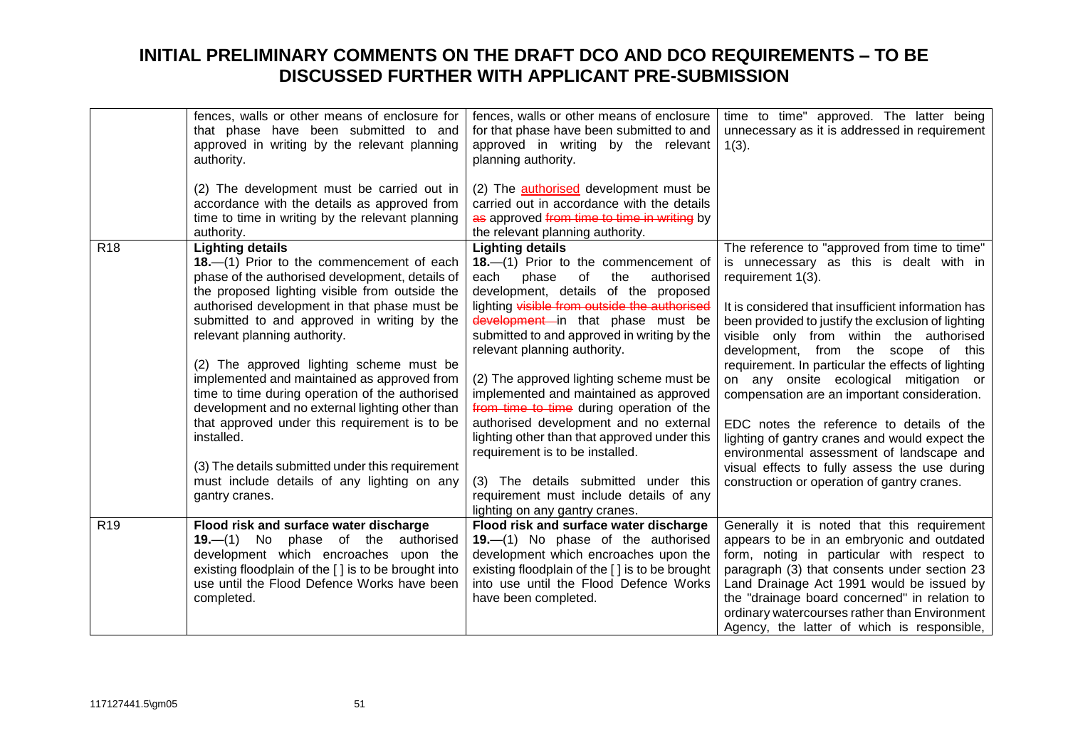# INITIAL PRELIMINARY COMMENTS ON THE DRAFT DCO AND DCO REQUIREMENTS – TO BE DISCUSSED FURTHER WITH APPLICANT PRE-SUBMISSION

| | | | |
|---|---|---|---|
| | fences, walls or other means of enclosure for that phase have been submitted to and approved in writing by the relevant planning authority.<br><br>(2) The development must be carried out in accordance with the details as approved from time to time in writing by the relevant planning authority. | fences, walls or other means of enclosure for that phase have been submitted to and approved in writing by the relevant planning authority.<br><br>(2) The ~~authorised~~ development must be carried out in accordance with the details ~~as~~ approved ~~from time to time in writing~~ by the relevant planning authority. | time to time" approved. The latter being unnecessary as it is addressed in requirement 1(3). |
| R18 | **Lighting details**<br>**18.**—(1) Prior to the commencement of each phase of the authorised development, details of the proposed lighting visible from outside the authorised development in that phase must be submitted to and approved in writing by the relevant planning authority.<br><br>(2) The approved lighting scheme must be implemented and maintained as approved from time to time during operation of the authorised development and no external lighting other than that approved under this requirement is to be installed.<br><br>(3) The details submitted under this requirement must include details of any lighting on any gantry cranes. | **Lighting details**<br>**18.**—(1) Prior to the commencement of each phase of the authorised development, details of the proposed lighting ~~visible from outside the authorised development~~ in that phase must be submitted to and approved in writing by the relevant planning authority.<br><br>(2) The approved lighting scheme must be implemented and maintained as approved ~~from time to time~~ during operation of the authorised development and no external lighting other than that approved under this requirement is to be installed.<br><br>(3) The details submitted under this requirement must include details of any lighting on any gantry cranes. | The reference to "approved from time to time" is unnecessary as this is dealt with in requirement 1(3).<br><br>It is considered that insufficient information has been provided to justify the exclusion of lighting visible only from within the authorised development, from the scope of this requirement. In particular the effects of lighting on any onsite ecological mitigation or compensation are an important consideration.<br><br>EDC notes the reference to details of the lighting of gantry cranes and would expect the environmental assessment of landscape and visual effects to fully assess the use during construction or operation of gantry cranes. |
| R19 | **Flood risk and surface water discharge**<br>**19.**—(1) No phase of the authorised development which encroaches upon the existing floodplain of the [ ] is to be brought into use until the Flood Defence Works have been completed. | **Flood risk and surface water discharge**<br>**19.**—(1) No phase of the authorised development which encroaches upon the existing floodplain of the [ ] is to be brought into use until the Flood Defence Works have been completed. | Generally it is noted that this requirement appears to be in an embryonic and outdated form, noting in particular with respect to paragraph (3) that consents under section 23 Land Drainage Act 1991 would be issued by the "drainage board concerned" in relation to ordinary watercourses rather than Environment Agency, the latter of which is responsible, |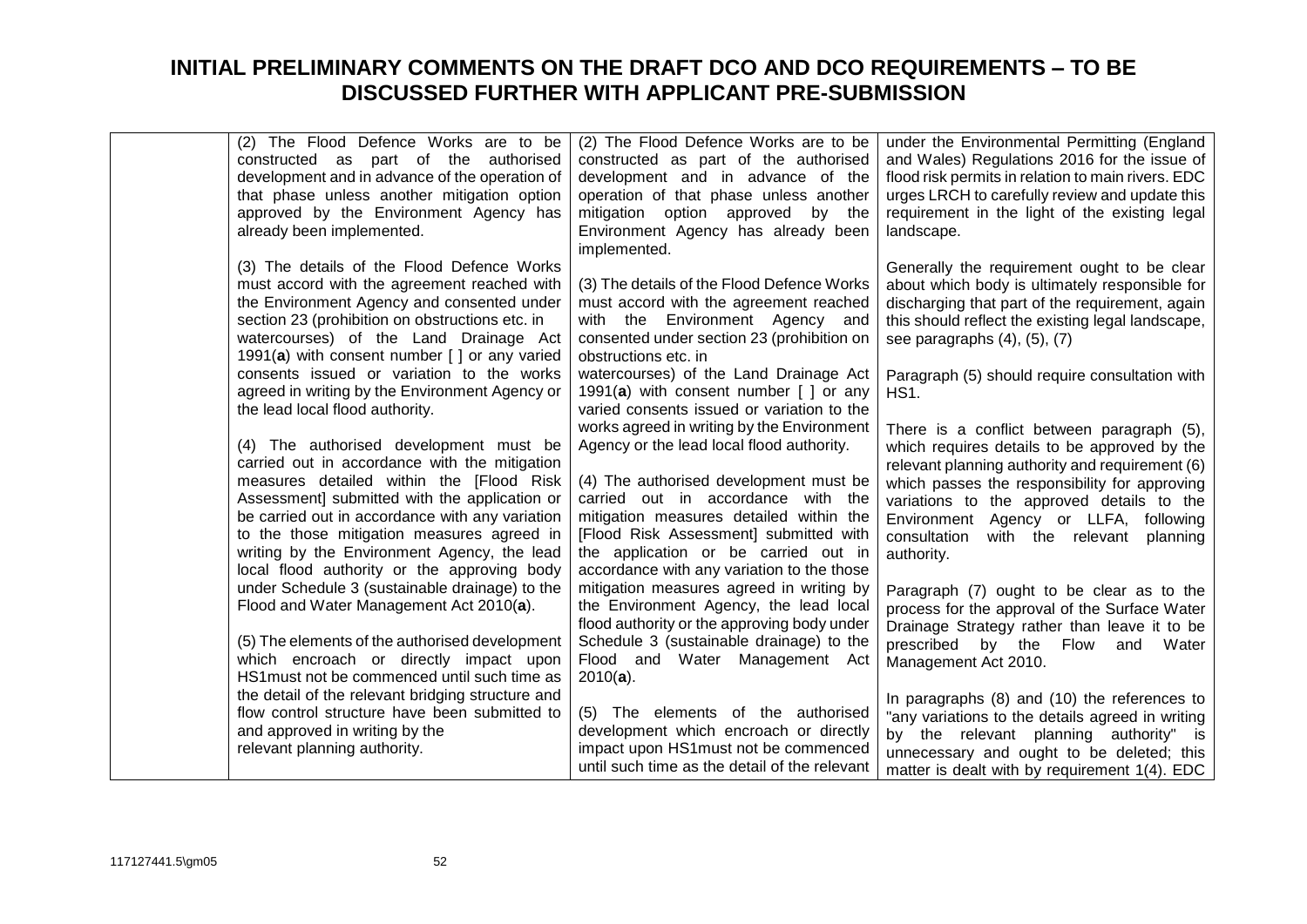# INITIAL PRELIMINARY COMMENTS ON THE DRAFT DCO AND DCO REQUIREMENTS – TO BE DISCUSSED FURTHER WITH APPLICANT PRE-SUBMISSION

| | | | |
|---|---|---|---|
| | (2) The Flood Defence Works are to be constructed as part of the authorised development and in advance of the operation of that phase unless another mitigation option approved by the Environment Agency has already been implemented.<br><br>(3) The details of the Flood Defence Works must accord with the agreement reached with the Environment Agency and consented under section 23 (prohibition on obstructions etc. in watercourses) of the Land Drainage Act 1991(**a**) with consent number [ ] or any varied consents issued or variation to the works agreed in writing by the Environment Agency or the lead local flood authority.<br><br>(4) The authorised development must be carried out in accordance with the mitigation measures detailed within the [Flood Risk Assessment] submitted with the application or be carried out in accordance with any variation to the those mitigation measures agreed in writing by the Environment Agency, the lead local flood authority or the approving body under Schedule 3 (sustainable drainage) to the Flood and Water Management Act 2010(**a**).<br><br>(5) The elements of the authorised development which encroach or directly impact upon HS1must not be commenced until such time as the detail of the relevant bridging structure and flow control structure have been submitted to and approved in writing by the relevant planning authority. | (2) The Flood Defence Works are to be constructed as part of the authorised development and in advance of the operation of that phase unless another mitigation option approved by the Environment Agency has already been implemented.<br><br>(3) The details of the Flood Defence Works must accord with the agreement reached with the Environment Agency and consented under section 23 (prohibition on obstructions etc. in watercourses) of the Land Drainage Act 1991(**a**) with consent number [ ] or any varied consents issued or variation to the works agreed in writing by the Environment Agency or the lead local flood authority.<br><br>(4) The authorised development must be carried out in accordance with the mitigation measures detailed within the [Flood Risk Assessment] submitted with the application or be carried out in accordance with any variation to the those mitigation measures agreed in writing by the Environment Agency, the lead local flood authority or the approving body under Schedule 3 (sustainable drainage) to the Flood and Water Management Act 2010(**a**).<br><br>(5) The elements of the authorised development which encroach or directly impact upon HS1must not be commenced until such time as the detail of the relevant | under the Environmental Permitting (England and Wales) Regulations 2016 for the issue of flood risk permits in relation to main rivers. EDC urges LRCH to carefully review and update this requirement in the light of the existing legal landscape.<br><br>Generally the requirement ought to be clear about which body is ultimately responsible for discharging that part of the requirement, again this should reflect the existing legal landscape, see paragraphs (4), (5), (7)<br><br>Paragraph (5) should require consultation with HS1.<br><br>There is a conflict between paragraph (5), which requires details to be approved by the relevant planning authority and requirement (6) which passes the responsibility for approving variations to the approved details to the Environment Agency or LLFA, following consultation with the relevant planning authority.<br><br>Paragraph (7) ought to be clear as to the process for the approval of the Surface Water Drainage Strategy rather than leave it to be prescribed by the Flow and Water Management Act 2010.<br><br>In paragraphs (8) and (10) the references to "any variations to the details agreed in writing by the relevant planning authority" is unnecessary and ought to be deleted; this matter is dealt with by requirement 1(4). EDC |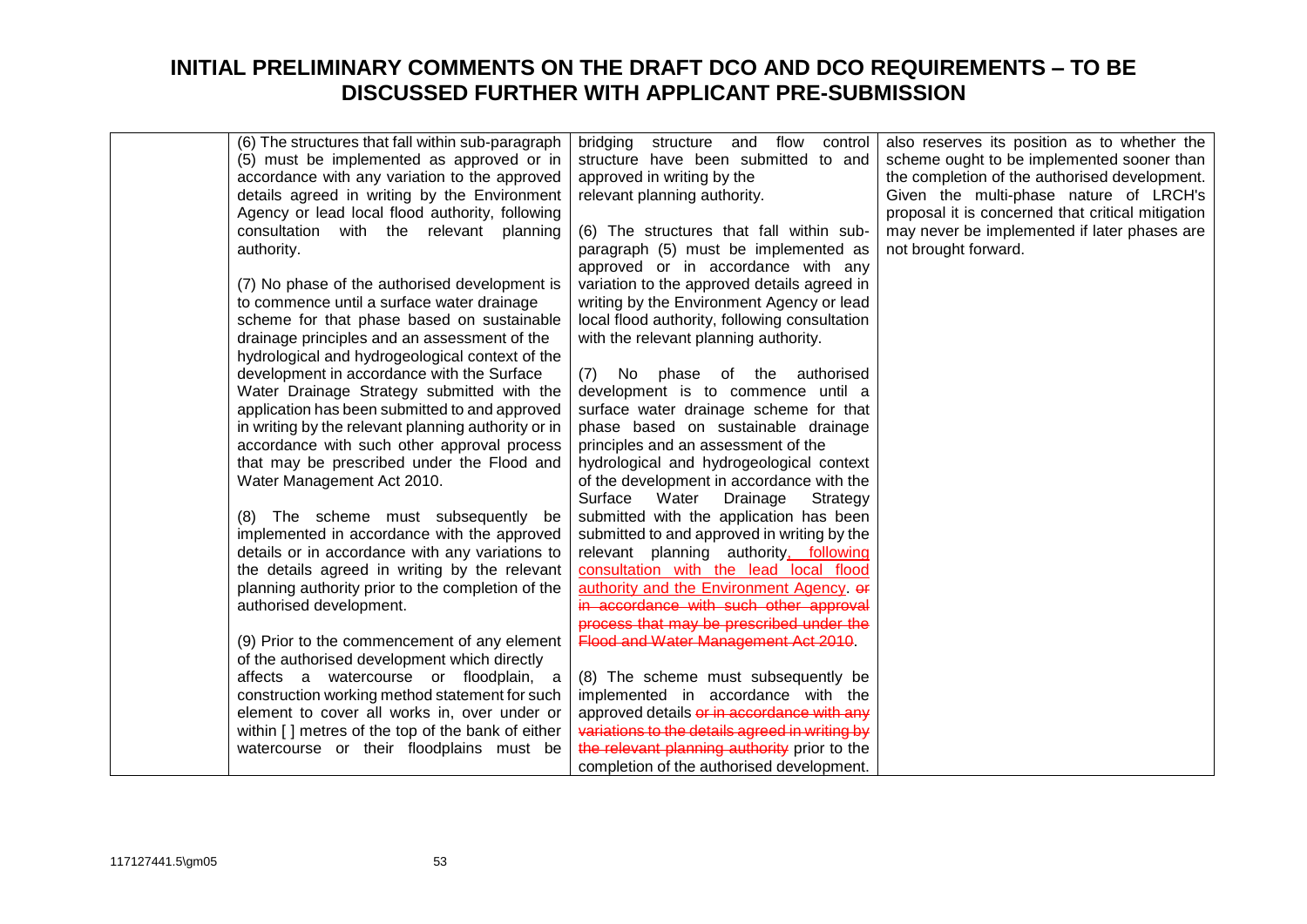# INITIAL PRELIMINARY COMMENTS ON THE DRAFT DCO AND DCO REQUIREMENTS – TO BE DISCUSSED FURTHER WITH APPLICANT PRE-SUBMISSION

| | | | |
|---|---|---|---|
| | (6) The structures that fall within sub-paragraph (5) must be implemented as approved or in accordance with any variation to the approved details agreed in writing by the Environment Agency or lead local flood authority, following consultation with the relevant planning authority.<br><br>(7) No phase of the authorised development is to commence until a surface water drainage scheme for that phase based on sustainable drainage principles and an assessment of the hydrological and hydrogeological context of the development in accordance with the Surface Water Drainage Strategy submitted with the application has been submitted to and approved in writing by the relevant planning authority or in accordance with such other approval process that may be prescribed under the Flood and Water Management Act 2010.<br><br>(8) The scheme must subsequently be implemented in accordance with the approved details or in accordance with any variations to the details agreed in writing by the relevant planning authority prior to the completion of the authorised development.<br><br>(9) Prior to the commencement of any element of the authorised development which directly affects a watercourse or floodplain, a construction working method statement for such element to cover all works in, over under or within [ ] metres of the top of the bank of either watercourse or their floodplains must be | bridging structure and flow control structure have been submitted to and approved in writing by the relevant planning authority.<br><br>(6) The structures that fall within sub-paragraph (5) must be implemented as approved or in accordance with any variation to the approved details agreed in writing by the Environment Agency or lead local flood authority, following consultation with the relevant planning authority.<br><br>(7) No phase of the authorised development is to commence until a surface water drainage scheme for that phase based on sustainable drainage principles and an assessment of the hydrological and hydrogeological context of the development in accordance with the Surface Water Drainage Strategy submitted with the application has been submitted to and approved in writing by the relevant planning authority<ins>, following consultation with the lead local flood authority and the Environment Agency</ins>. ~~or in accordance with such other approval process that may be prescribed under the Flood and Water Management Act 2010~~.<br><br>(8) The scheme must subsequently be implemented in accordance with the approved details ~~or in accordance with any variations to the details agreed in writing by the relevant planning authority~~ prior to the completion of the authorised development. | also reserves its position as to whether the scheme ought to be implemented sooner than the completion of the authorised development. Given the multi-phase nature of LRCH's proposal it is concerned that critical mitigation may never be implemented if later phases are not brought forward. |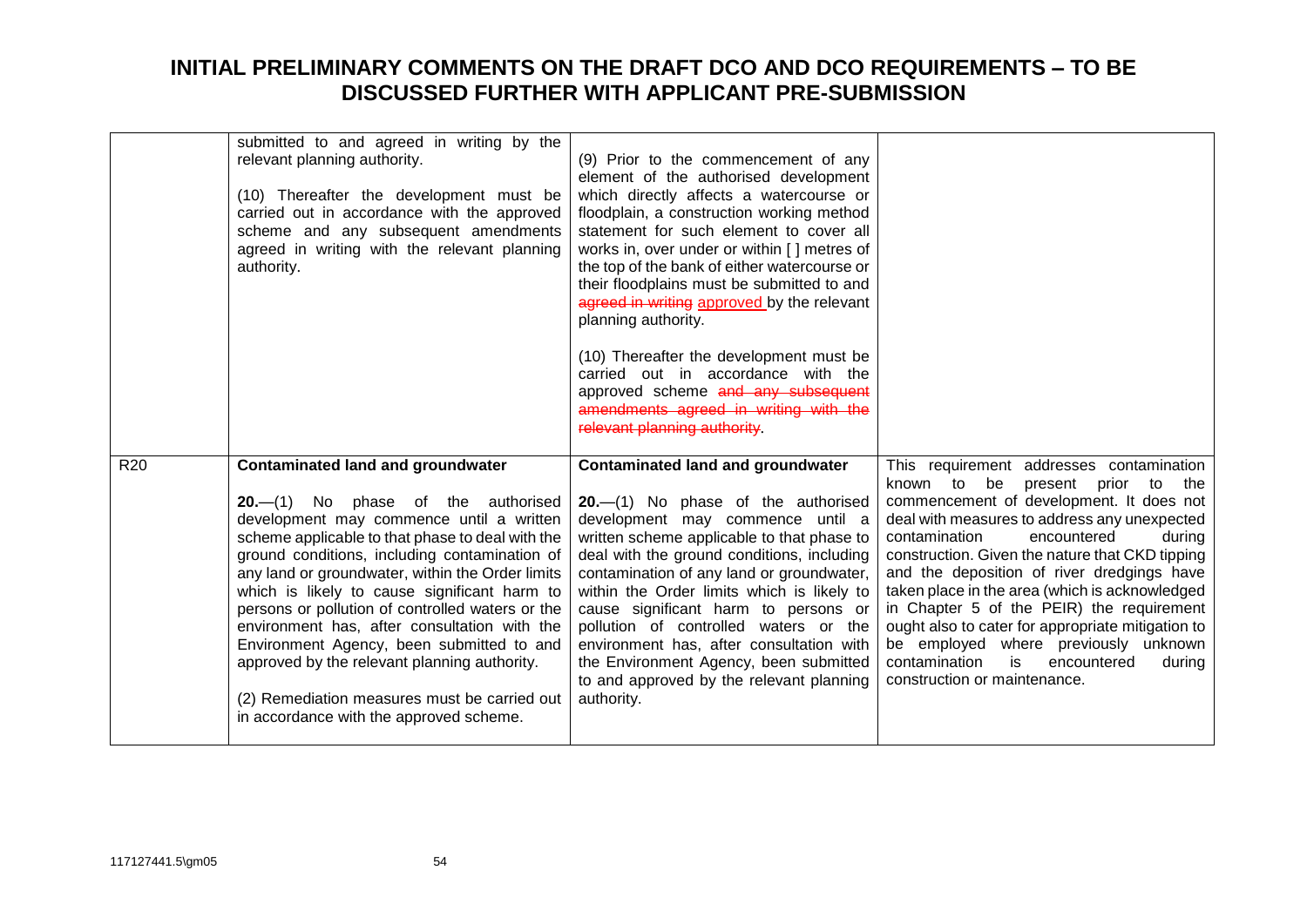# INITIAL PRELIMINARY COMMENTS ON THE DRAFT DCO AND DCO REQUIREMENTS – TO BE DISCUSSED FURTHER WITH APPLICANT PRE-SUBMISSION

| | | | |
|---|---|---|---|
| | submitted to and agreed in writing by the relevant planning authority.<br><br>(10) Thereafter the development must be carried out in accordance with the approved scheme and any subsequent amendments agreed in writing with the relevant planning authority. | (9) Prior to the commencement of any element of the authorised development which directly affects a watercourse or floodplain, a construction working method statement for such element to cover all works in, over under or within [ ] metres of the top of the bank of either watercourse or their floodplains must be submitted to and ~~agreed in writing~~ approved by the relevant planning authority.<br><br>(10) Thereafter the development must be carried out in accordance with the approved scheme ~~and any subsequent amendments agreed in writing with the relevant planning authority~~. | |
| R20 | **Contaminated land and groundwater**<br><br>**20.**—(1) No phase of the authorised development may commence until a written scheme applicable to that phase to deal with the ground conditions, including contamination of any land or groundwater, within the Order limits which is likely to cause significant harm to persons or pollution of controlled waters or the environment has, after consultation with the Environment Agency, been submitted to and approved by the relevant planning authority.<br><br>(2) Remediation measures must be carried out in accordance with the approved scheme. | **Contaminated land and groundwater**<br><br>**20.**—(1) No phase of the authorised development may commence until a written scheme applicable to that phase to deal with the ground conditions, including contamination of any land or groundwater, within the Order limits which is likely to cause significant harm to persons or pollution of controlled waters or the environment has, after consultation with the Environment Agency, been submitted to and approved by the relevant planning authority. | This requirement addresses contamination known to be present prior to the commencement of development. It does not deal with measures to address any unexpected contamination encountered during construction. Given the nature that CKD tipping and the deposition of river dredgings have taken place in the area (which is acknowledged in Chapter 5 of the PEIR) the requirement ought also to cater for appropriate mitigation to be employed where previously unknown contamination is encountered during construction or maintenance. |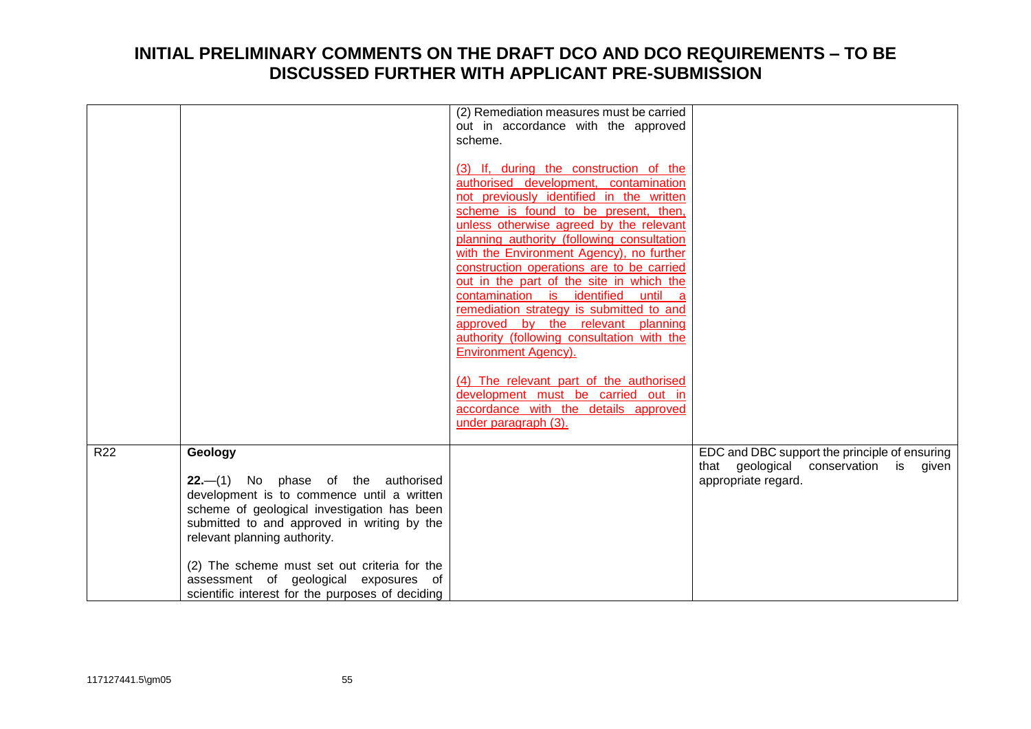# INITIAL PRELIMINARY COMMENTS ON THE DRAFT DCO AND DCO REQUIREMENTS – TO BE DISCUSSED FURTHER WITH APPLICANT PRE-SUBMISSION

| | | | |
|---|---|---|---|
| | | (2) Remediation measures must be carried out in accordance with the approved scheme.<br><br><u>(3) If, during the construction of the authorised development, contamination not previously identified in the written scheme is found to be present, then, unless otherwise agreed by the relevant planning authority (following consultation with the Environment Agency), no further construction operations are to be carried out in the part of the site in which the contamination is identified until a remediation strategy is submitted to and approved by the relevant planning authority (following consultation with the Environment Agency).</u><br><br><u>(4) The relevant part of the authorised development must be carried out in accordance with the details approved under paragraph (3).</u> | |
| R22 | **Geology**<br><br>**22.**—(1) No phase of the authorised development is to commence until a written scheme of geological investigation has been submitted to and approved in writing by the relevant planning authority.<br><br>(2) The scheme must set out criteria for the assessment of geological exposures of scientific interest for the purposes of deciding | | EDC and DBC support the principle of ensuring that geological conservation is given appropriate regard. |

117127441.5\gm05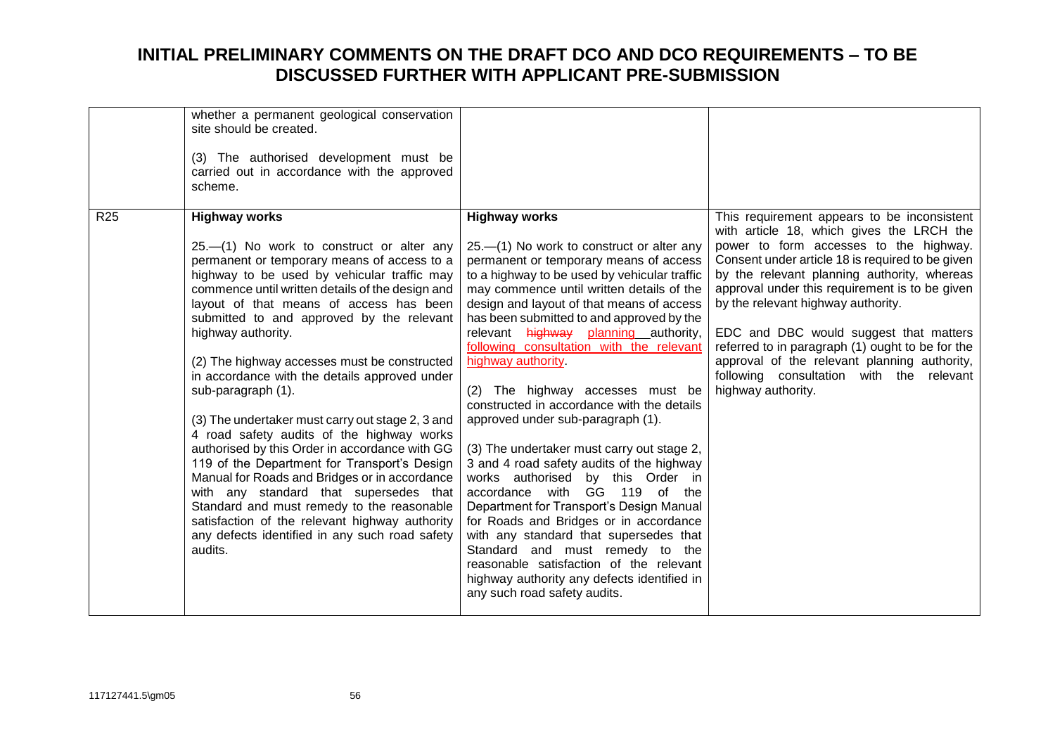# INITIAL PRELIMINARY COMMENTS ON THE DRAFT DCO AND DCO REQUIREMENTS – TO BE DISCUSSED FURTHER WITH APPLICANT PRE-SUBMISSION

| | | | |
|---|---|---|---|
| | whether a permanent geological conservation site should be created.<br><br>(3) The authorised development must be carried out in accordance with the approved scheme. | | |
| R25 | **Highway works**<br><br>25.—(1) No work to construct or alter any permanent or temporary means of access to a highway to be used by vehicular traffic may commence until written details of the design and layout of that means of access has been submitted to and approved by the relevant highway authority.<br><br>(2) The highway accesses must be constructed in accordance with the details approved under sub-paragraph (1).<br><br>(3) The undertaker must carry out stage 2, 3 and 4 road safety audits of the highway works authorised by this Order in accordance with GG 119 of the Department for Transport's Design Manual for Roads and Bridges or in accordance with any standard that supersedes that Standard and must remedy to the reasonable satisfaction of the relevant highway authority any defects identified in any such road safety audits. | **Highway works**<br><br>25.—(1) No work to construct or alter any permanent or temporary means of access to a highway to be used by vehicular traffic may commence until written details of the design and layout of that means of access has been submitted to and approved by the relevant ~~highway~~ planning authority, following consultation with the relevant highway authority.<br><br>(2) The highway accesses must be constructed in accordance with the details approved under sub-paragraph (1).<br><br>(3) The undertaker must carry out stage 2, 3 and 4 road safety audits of the highway works authorised by this Order in accordance with GG 119 of the Department for Transport's Design Manual for Roads and Bridges or in accordance with any standard that supersedes that Standard and must remedy to the reasonable satisfaction of the relevant highway authority any defects identified in any such road safety audits. | This requirement appears to be inconsistent with article 18, which gives the LRCH the power to form accesses to the highway. Consent under article 18 is required to be given by the relevant planning authority, whereas approval under this requirement is to be given by the relevant highway authority.<br><br>EDC and DBC would suggest that matters referred to in paragraph (1) ought to be for the approval of the relevant planning authority, following consultation with the relevant highway authority. |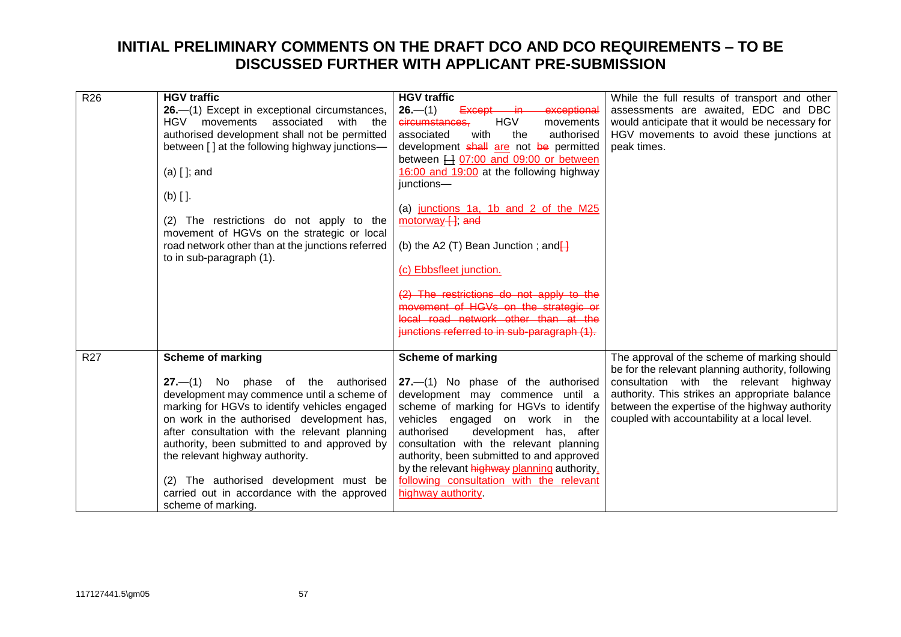# INITIAL PRELIMINARY COMMENTS ON THE DRAFT DCO AND DCO REQUIREMENTS – TO BE DISCUSSED FURTHER WITH APPLICANT PRE-SUBMISSION

| | | | |
|---|---|---|---|
| R26 | **HGV traffic**<br>**26.**—(1) Except in exceptional circumstances, HGV movements associated with the authorised development shall not be permitted between [ ] at the following highway junctions—<br><br>(a) [ ]; and<br><br>(b) [ ].<br><br>(2) The restrictions do not apply to the movement of HGVs on the strategic or local road network other than at the junctions referred to in sub-paragraph (1). | **HGV traffic**<br>**26.**—(1) ~~Except in exceptional circumstances,~~ HGV movements associated with the authorised development ~~shall~~ <u>are</u> not ~~be~~ permitted between ~~[ ]~~ <u>07:00 and 09:00 or between 16:00 and 19:00</u> at the following highway junctions—<br><br>(a) <u>junctions 1a, 1b and 2 of the M25 motorway</u> ~~[ ]~~; ~~and~~<br><br>(b) the A2 (T) Bean Junction ; and~~[ ]~~<br><br><u>(c) Ebbsfleet junction.</u><br><br>~~(2) The restrictions do not apply to the movement of HGVs on the strategic or local road network other than at the junctions referred to in sub-paragraph (1).~~ | While the full results of transport and other assessments are awaited, EDC and DBC would anticipate that it would be necessary for HGV movements to avoid these junctions at peak times. |
| R27 | **Scheme of marking**<br><br>**27.**—(1) No phase of the authorised development may commence until a scheme of marking for HGVs to identify vehicles engaged on work in the authorised development has, after consultation with the relevant planning authority, been submitted to and approved by the relevant highway authority.<br><br>(2) The authorised development must be carried out in accordance with the approved scheme of marking. | **Scheme of marking**<br><br>**27.**—(1) No phase of the authorised development may commence until a scheme of marking for HGVs to identify vehicles engaged on work in the authorised development has, after consultation with the relevant planning authority, been submitted to and approved by the relevant ~~highway~~ <u>planning</u> authority<u>, following consultation with the relevant highway authority</u>. | The approval of the scheme of marking should be for the relevant planning authority, following consultation with the relevant highway authority. This strikes an appropriate balance between the expertise of the highway authority coupled with accountability at a local level. |

117127441.5\gm05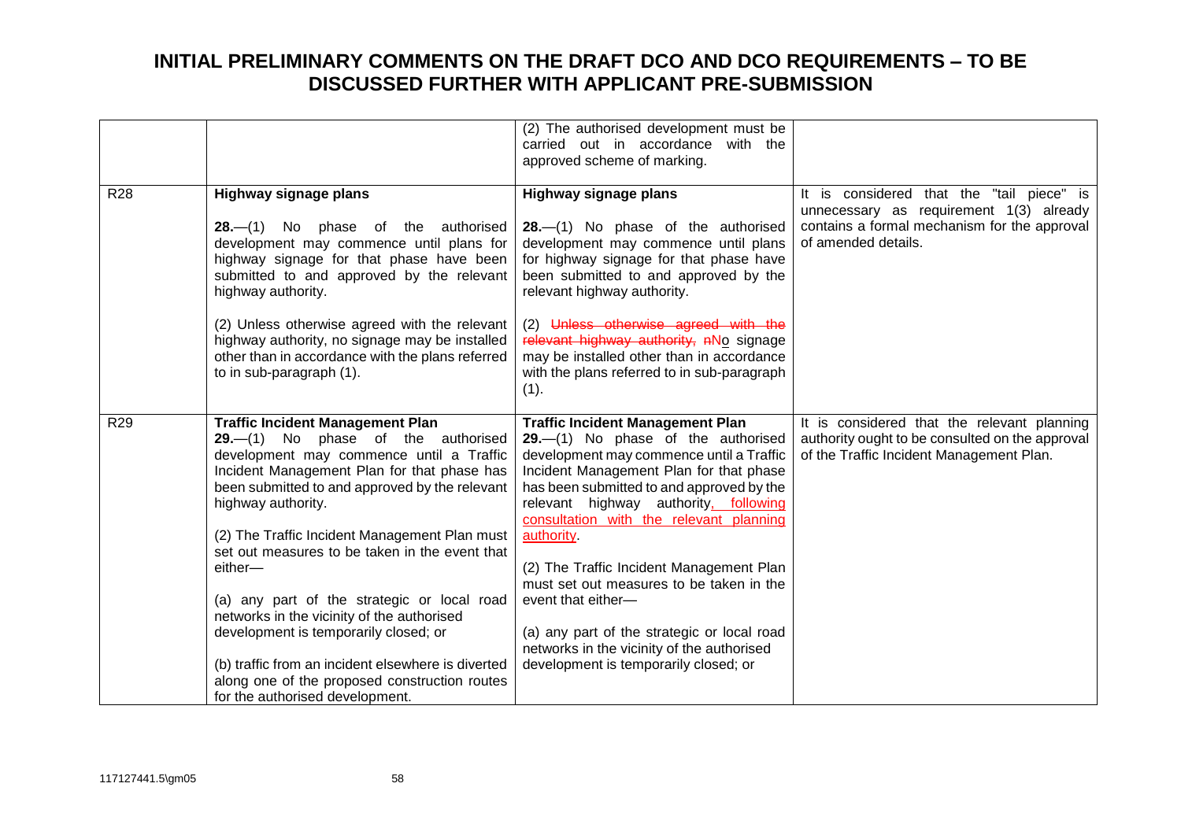# INITIAL PRELIMINARY COMMENTS ON THE DRAFT DCO AND DCO REQUIREMENTS – TO BE DISCUSSED FURTHER WITH APPLICANT PRE-SUBMISSION

| | | | |
|---|---|---|---|
| | | (2) The authorised development must be carried out in accordance with the approved scheme of marking. | |
| R28 | **Highway signage plans**<br><br>**28.**—(1) No phase of the authorised development may commence until plans for highway signage for that phase have been submitted to and approved by the relevant highway authority.<br><br>(2) Unless otherwise agreed with the relevant highway authority, no signage may be installed other than in accordance with the plans referred to in sub-paragraph (1). | **Highway signage plans**<br><br>**28.**—(1) No phase of the authorised development may commence until plans for highway signage for that phase have been submitted to and approved by the relevant highway authority.<br><br>(2) ~~Unless otherwise agreed with the relevant highway authority, n~~No signage may be installed other than in accordance with the plans referred to in sub-paragraph (1). | It is considered that the "tail piece" is unnecessary as requirement 1(3) already contains a formal mechanism for the approval of amended details. |
| R29 | **Traffic Incident Management Plan**<br>**29.**—(1) No phase of the authorised development may commence until a Traffic Incident Management Plan for that phase has been submitted to and approved by the relevant highway authority.<br><br>(2) The Traffic Incident Management Plan must set out measures to be taken in the event that either—<br><br>(a) any part of the strategic or local road networks in the vicinity of the authorised development is temporarily closed; or<br><br>(b) traffic from an incident elsewhere is diverted along one of the proposed construction routes for the authorised development. | **Traffic Incident Management Plan**<br>**29.**—(1) No phase of the authorised development may commence until a Traffic Incident Management Plan for that phase has been submitted to and approved by the relevant highway authority, following consultation with the relevant planning authority.<br><br>(2) The Traffic Incident Management Plan must set out measures to be taken in the event that either—<br><br>(a) any part of the strategic or local road networks in the vicinity of the authorised development is temporarily closed; or | It is considered that the relevant planning authority ought to be consulted on the approval of the Traffic Incident Management Plan. |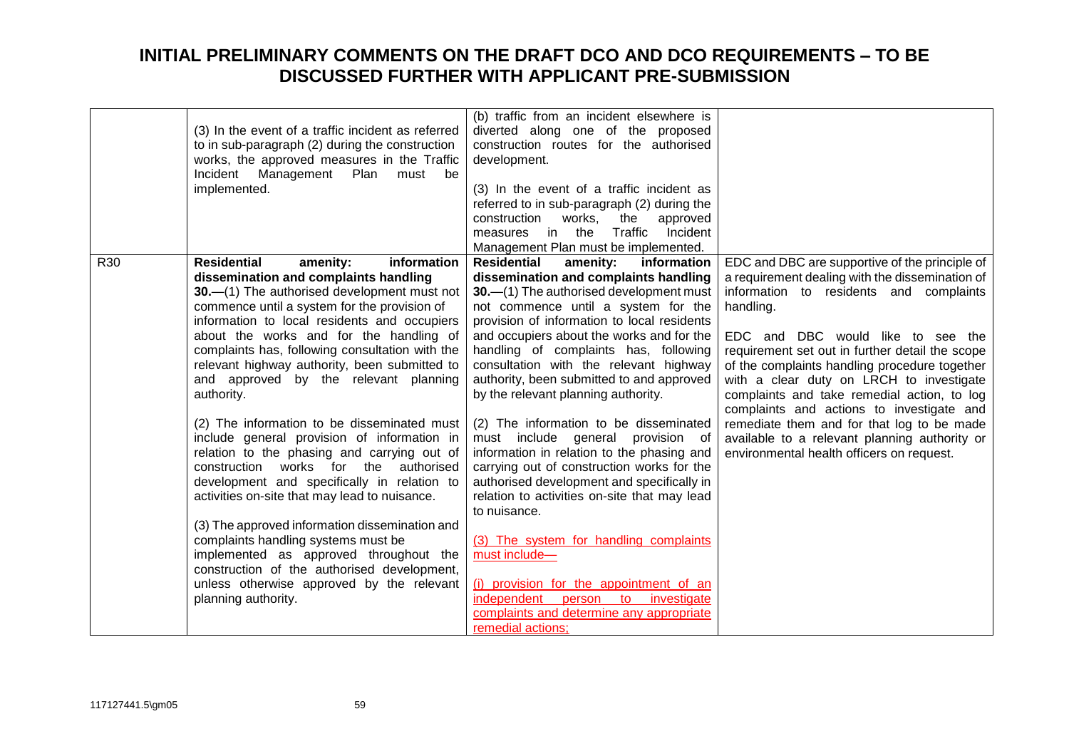# INITIAL PRELIMINARY COMMENTS ON THE DRAFT DCO AND DCO REQUIREMENTS – TO BE DISCUSSED FURTHER WITH APPLICANT PRE-SUBMISSION

| | | | |
|---|---|---|---|
| | (3) In the event of a traffic incident as referred to in sub-paragraph (2) during the construction works, the approved measures in the Traffic Incident Management Plan must be implemented. | (b) traffic from an incident elsewhere is diverted along one of the proposed construction routes for the authorised development.<br><br>(3) In the event of a traffic incident as referred to in sub-paragraph (2) during the construction works, the approved measures in the Traffic Incident Management Plan must be implemented. | |
| R30 | **Residential amenity: information dissemination and complaints handling**<br>**30.**—(1) The authorised development must not commence until a system for the provision of information to local residents and occupiers about the works and for the handling of complaints has, following consultation with the relevant highway authority, been submitted to and approved by the relevant planning authority.<br><br>(2) The information to be disseminated must include general provision of information in relation to the phasing and carrying out of construction works for the authorised development and specifically in relation to activities on-site that may lead to nuisance.<br><br>(3) The approved information dissemination and complaints handling systems must be implemented as approved throughout the construction of the authorised development, unless otherwise approved by the relevant planning authority. | **Residential amenity: information dissemination and complaints handling**<br>**30.**—(1) The authorised development must not commence until a system for the provision of information to local residents and occupiers about the works and for the handling of complaints has, following consultation with the relevant highway authority, been submitted to and approved by the relevant planning authority.<br><br>(2) The information to be disseminated must include general provision of information in relation to the phasing and carrying out of construction works for the authorised development and specifically in relation to activities on-site that may lead to nuisance.<br><br><u>(3) The system for handling complaints must include—</u><br><br><u>(i) provision for the appointment of an independent person to investigate complaints and determine any appropriate remedial actions;</u> | EDC and DBC are supportive of the principle of a requirement dealing with the dissemination of information to residents and complaints handling.<br><br>EDC and DBC would like to see the requirement set out in further detail the scope of the complaints handling procedure together with a clear duty on LRCH to investigate complaints and take remedial action, to log complaints and actions to investigate and remediate them and for that log to be made available to a relevant planning authority or environmental health officers on request. |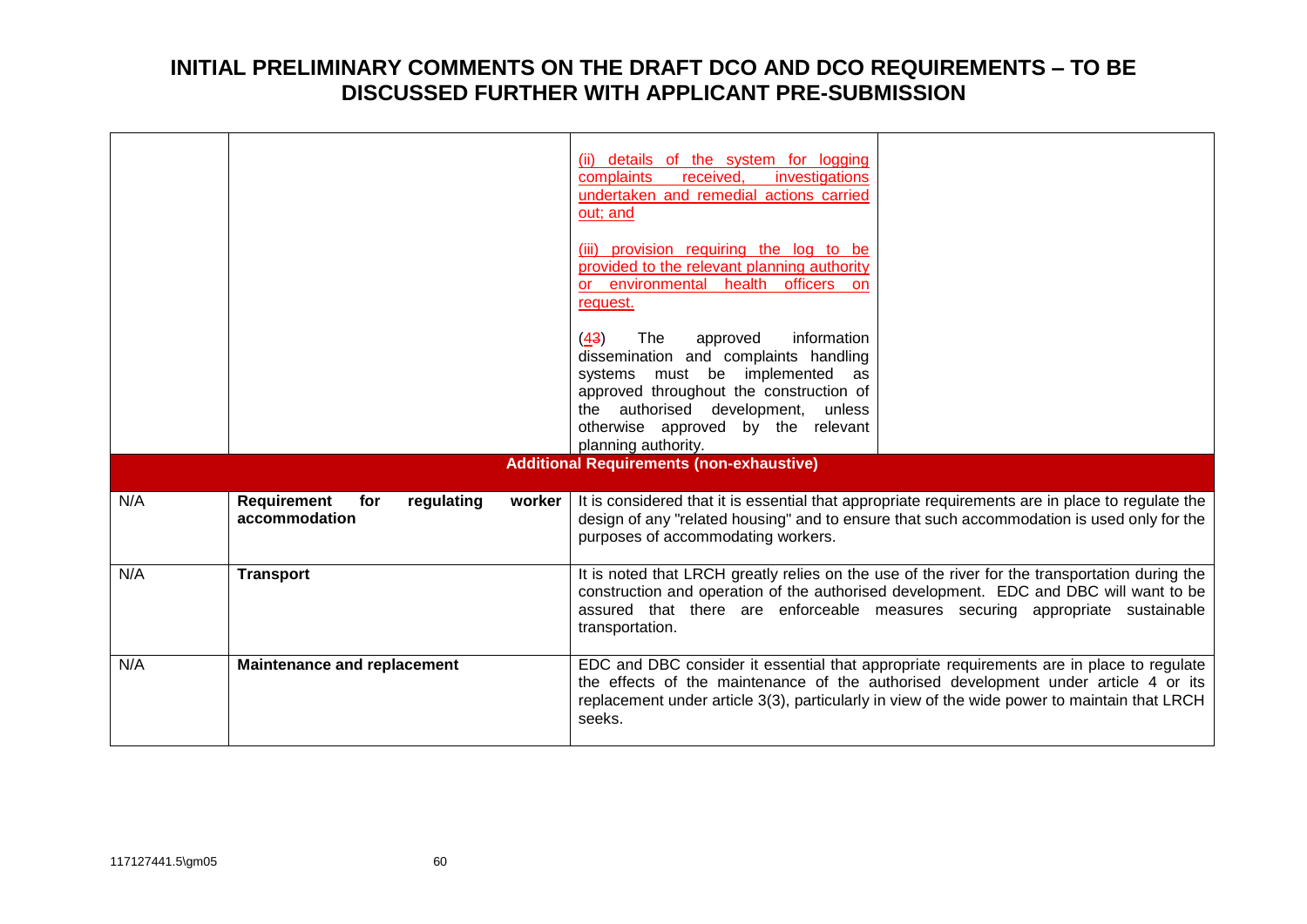# INITIAL PRELIMINARY COMMENTS ON THE DRAFT DCO AND DCO REQUIREMENTS – TO BE DISCUSSED FURTHER WITH APPLICANT PRE-SUBMISSION

| | | | |
|---|---|---|---|
| | | (ii) details of the system for logging complaints received, investigations undertaken and remedial actions carried out; and<br><br>(iii) provision requiring the log to be provided to the relevant planning authority or environmental health officers on request.<br><br>(~~3~~4) The approved information dissemination and complaints handling systems must be implemented as approved throughout the construction of the authorised development, unless otherwise approved by the relevant planning authority. | |
| **Additional Requirements (non-exhaustive)** | | | |
| N/A | **Requirement for regulating worker accommodation** | It is considered that it is essential that appropriate requirements are in place to regulate the design of any "related housing" and to ensure that such accommodation is used only for the purposes of accommodating workers. | |
| N/A | **Transport** | It is noted that LRCH greatly relies on the use of the river for the transportation during the construction and operation of the authorised development. EDC and DBC will want to be assured that there are enforceable measures securing appropriate sustainable transportation. | |
| N/A | **Maintenance and replacement** | EDC and DBC consider it essential that appropriate requirements are in place to regulate the effects of the maintenance of the authorised development under article 4 or its replacement under article 3(3), particularly in view of the wide power to maintain that LRCH seeks. | |

117127441.5\gm05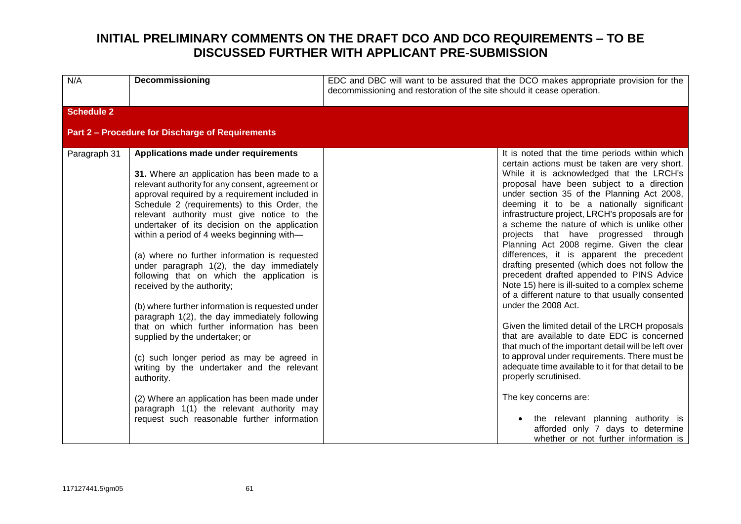# INITIAL PRELIMINARY COMMENTS ON THE DRAFT DCO AND DCO REQUIREMENTS – TO BE DISCUSSED FURTHER WITH APPLICANT PRE-SUBMISSION

| | | | |
|---|---|---|---|
| N/A | **Decommissioning** | EDC and DBC will want to be assured that the DCO makes appropriate provision for the decommissioning and restoration of the site should it cease operation. | |
| **Schedule 2**<br><br>**Part 2 – Procedure for Discharge of Requirements** | | | |
| Paragraph 31 | **Applications made under requirements**<br><br>**31.** Where an application has been made to a relevant authority for any consent, agreement or approval required by a requirement included in Schedule 2 (requirements) to this Order, the relevant authority must give notice to the undertaker of its decision on the application within a period of 4 weeks beginning with—<br><br>(a) where no further information is requested under paragraph 1(2), the day immediately following that on which the application is received by the authority;<br><br>(b) where further information is requested under paragraph 1(2), the day immediately following that on which further information has been supplied by the undertaker; or<br><br>(c) such longer period as may be agreed in writing by the undertaker and the relevant authority.<br><br>(2) Where an application has been made under paragraph 1(1) the relevant authority may request such reasonable further information | | It is noted that the time periods within which certain actions must be taken are very short. While it is acknowledged that the LRCH's proposal have been subject to a direction under section 35 of the Planning Act 2008, deeming it to be a nationally significant infrastructure project, LRCH's proposals are for a scheme the nature of which is unlike other projects that have progressed through Planning Act 2008 regime. Given the clear differences, it is apparent the precedent drafting presented (which does not follow the precedent drafted appended to PINS Advice Note 15) here is ill-suited to a complex scheme of a different nature to that usually consented under the 2008 Act.<br><br>Given the limited detail of the LRCH proposals that are available to date EDC is concerned that much of the important detail will be left over to approval under requirements. There must be adequate time available to it for that detail to be properly scrutinised.<br><br>The key concerns are:<br><br>• the relevant planning authority is afforded only 7 days to determine whether or not further information is |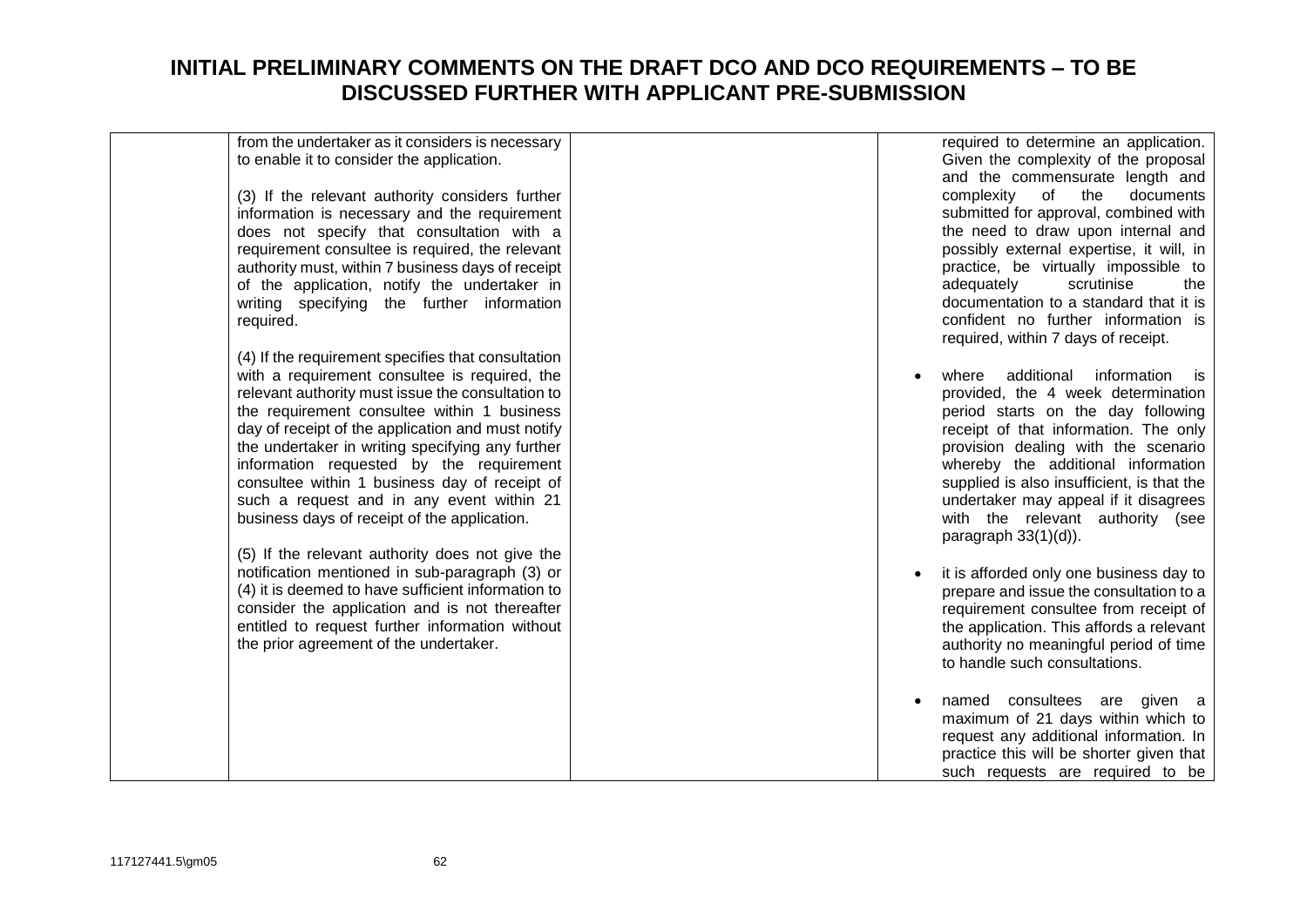# INITIAL PRELIMINARY COMMENTS ON THE DRAFT DCO AND DCO REQUIREMENTS – TO BE DISCUSSED FURTHER WITH APPLICANT PRE-SUBMISSION

| | | | |
|---|---|---|---|
| | from the undertaker as it considers is necessary to enable it to consider the application.<br><br>(3) If the relevant authority considers further information is necessary and the requirement does not specify that consultation with a requirement consultee is required, the relevant authority must, within 7 business days of receipt of the application, notify the undertaker in writing specifying the further information required.<br><br>(4) If the requirement specifies that consultation with a requirement consultee is required, the relevant authority must issue the consultation to the requirement consultee within 1 business day of receipt of the application and must notify the undertaker in writing specifying any further information requested by the requirement consultee within 1 business day of receipt of such a request and in any event within 21 business days of receipt of the application.<br><br>(5) If the relevant authority does not give the notification mentioned in sub-paragraph (3) or (4) it is deemed to have sufficient information to consider the application and is not thereafter entitled to request further information without the prior agreement of the undertaker. | | required to determine an application. Given the complexity of the proposal and the commensurate length and complexity of the documents submitted for approval, combined with the need to draw upon internal and possibly external expertise, it will, in practice, be virtually impossible to adequately scrutinise the documentation to a standard that it is confident no further information is required, within 7 days of receipt.<br><br>• where additional information is provided, the 4 week determination period starts on the day following receipt of that information. The only provision dealing with the scenario whereby the additional information supplied is also insufficient, is that the undertaker may appeal if it disagrees with the relevant authority (see paragraph 33(1)(d)).<br><br>• it is afforded only one business day to prepare and issue the consultation to a requirement consultee from receipt of the application. This affords a relevant authority no meaningful period of time to handle such consultations.<br><br>• named consultees are given a maximum of 21 days within which to request any additional information. In practice this will be shorter given that such requests are required to be |

117127441.5\gm05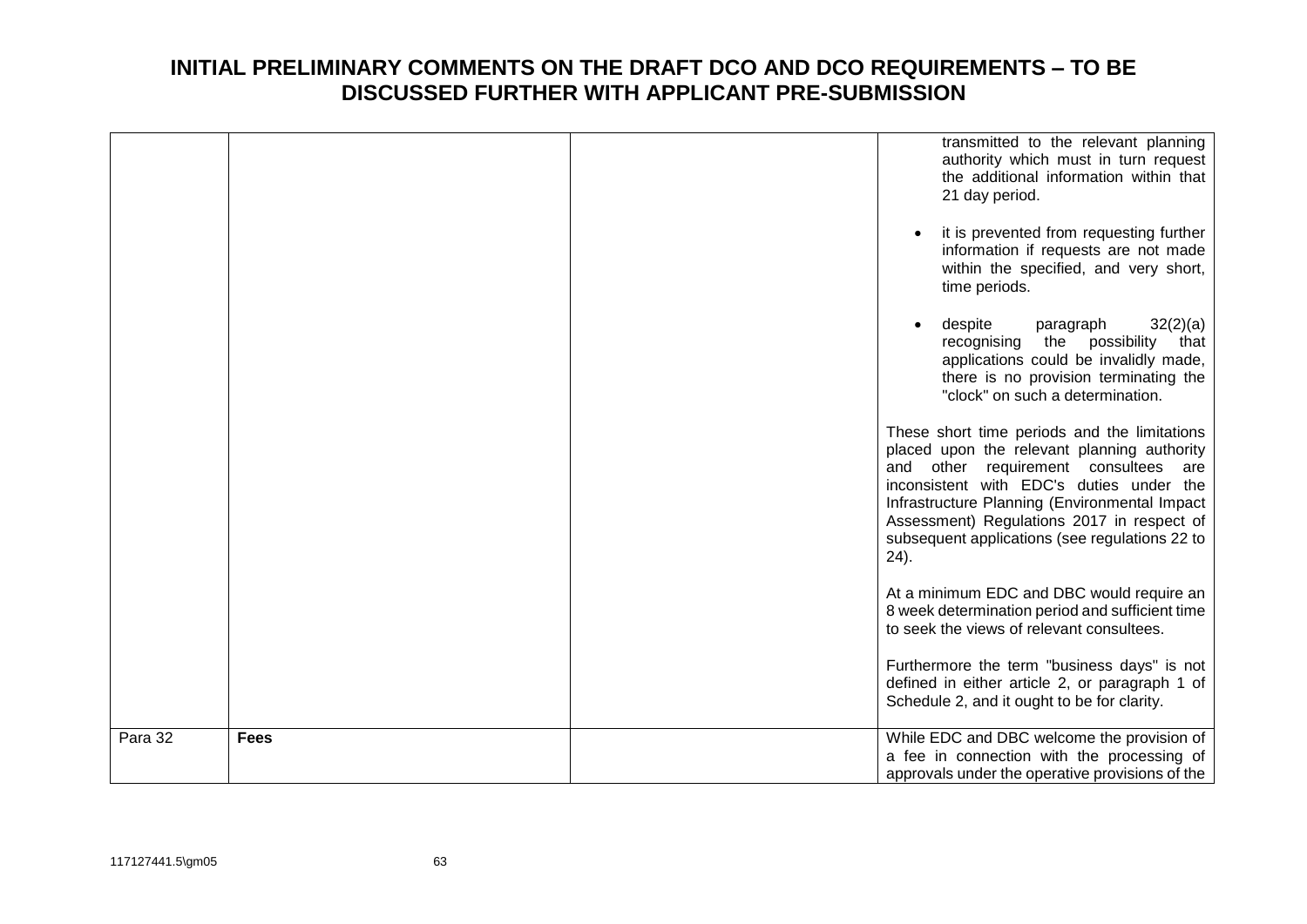# INITIAL PRELIMINARY COMMENTS ON THE DRAFT DCO AND DCO REQUIREMENTS – TO BE DISCUSSED FURTHER WITH APPLICANT PRE-SUBMISSION

| | | | |
|---|---|---|---|
| | | | transmitted to the relevant planning authority which must in turn request the additional information within that 21 day period.<br><br>• it is prevented from requesting further information if requests are not made within the specified, and very short, time periods.<br><br>• despite paragraph 32(2)(a) recognising the possibility that applications could be invalidly made, there is no provision terminating the "clock" on such a determination.<br><br>These short time periods and the limitations placed upon the relevant planning authority and other requirement consultees are inconsistent with EDC's duties under the Infrastructure Planning (Environmental Impact Assessment) Regulations 2017 in respect of subsequent applications (see regulations 22 to 24).<br><br>At a minimum EDC and DBC would require an 8 week determination period and sufficient time to seek the views of relevant consultees.<br><br>Furthermore the term "business days" is not defined in either article 2, or paragraph 1 of Schedule 2, and it ought to be for clarity. |
| Para 32 | **Fees** | | While EDC and DBC welcome the provision of a fee in connection with the processing of approvals under the operative provisions of the |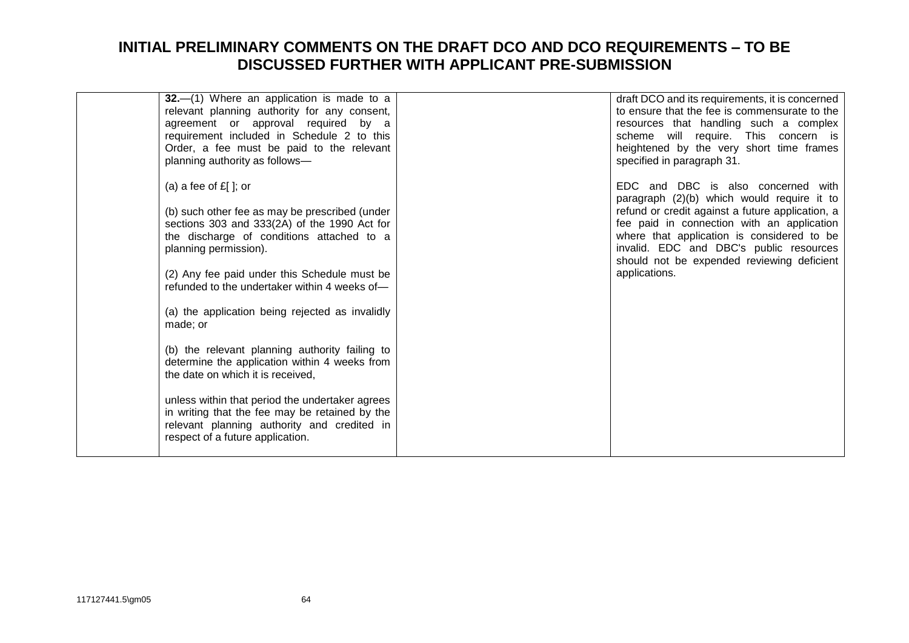# INITIAL PRELIMINARY COMMENTS ON THE DRAFT DCO AND DCO REQUIREMENTS – TO BE DISCUSSED FURTHER WITH APPLICANT PRE-SUBMISSION

| | | | |
|---|---|---|---|
| | **32.**—(1) Where an application is made to a relevant planning authority for any consent, agreement or approval required by a requirement included in Schedule 2 to this Order, a fee must be paid to the relevant planning authority as follows—<br><br>(a) a fee of £[ ]; or<br><br>(b) such other fee as may be prescribed (under sections 303 and 333(2A) of the 1990 Act for the discharge of conditions attached to a planning permission).<br><br>(2) Any fee paid under this Schedule must be refunded to the undertaker within 4 weeks of—<br><br>(a) the application being rejected as invalidly made; or<br><br>(b) the relevant planning authority failing to determine the application within 4 weeks from the date on which it is received,<br><br>unless within that period the undertaker agrees in writing that the fee may be retained by the relevant planning authority and credited in respect of a future application. | | draft DCO and its requirements, it is concerned to ensure that the fee is commensurate to the resources that handling such a complex scheme will require. This concern is heightened by the very short time frames specified in paragraph 31.<br><br>EDC and DBC is also concerned with paragraph (2)(b) which would require it to refund or credit against a future application, a fee paid in connection with an application where that application is considered to be invalid. EDC and DBC's public resources should not be expended reviewing deficient applications. |

117127441.5\gm05